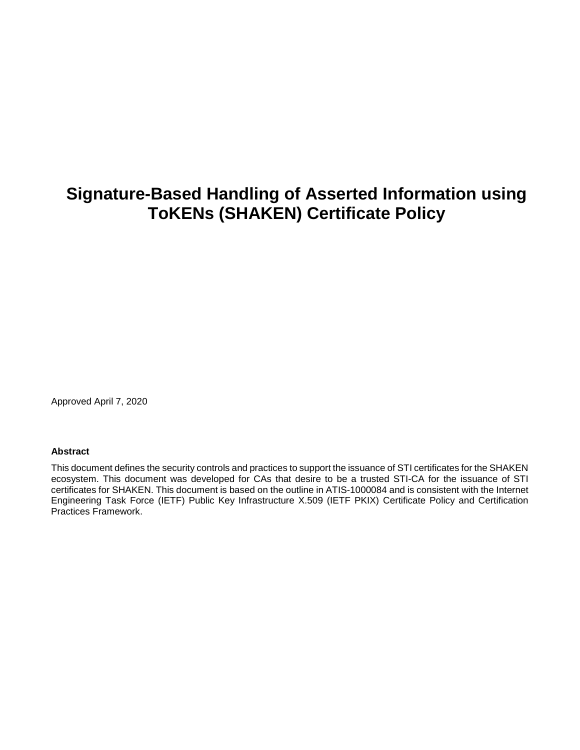# Signature-Based Handling of Asserted Information using ToKENs (SHAKEN) Certificate Policy

Approved April 7, 2020

**Abstract**

This document defines the security controls and practices to support the issuance of STI certificates for the SHAKEN ecosystem. This document was developed for CAs that desire to be a trusted STI-CA for the issuance of STI certificates for SHAKEN. This document is based on the outline in ATIS-1000084 and is consistent with the Internet Engineering Task Force (IETF) Public Key Infrastructure X.509 (IETF PKIX) Certificate Policy and Certification Practices Framework.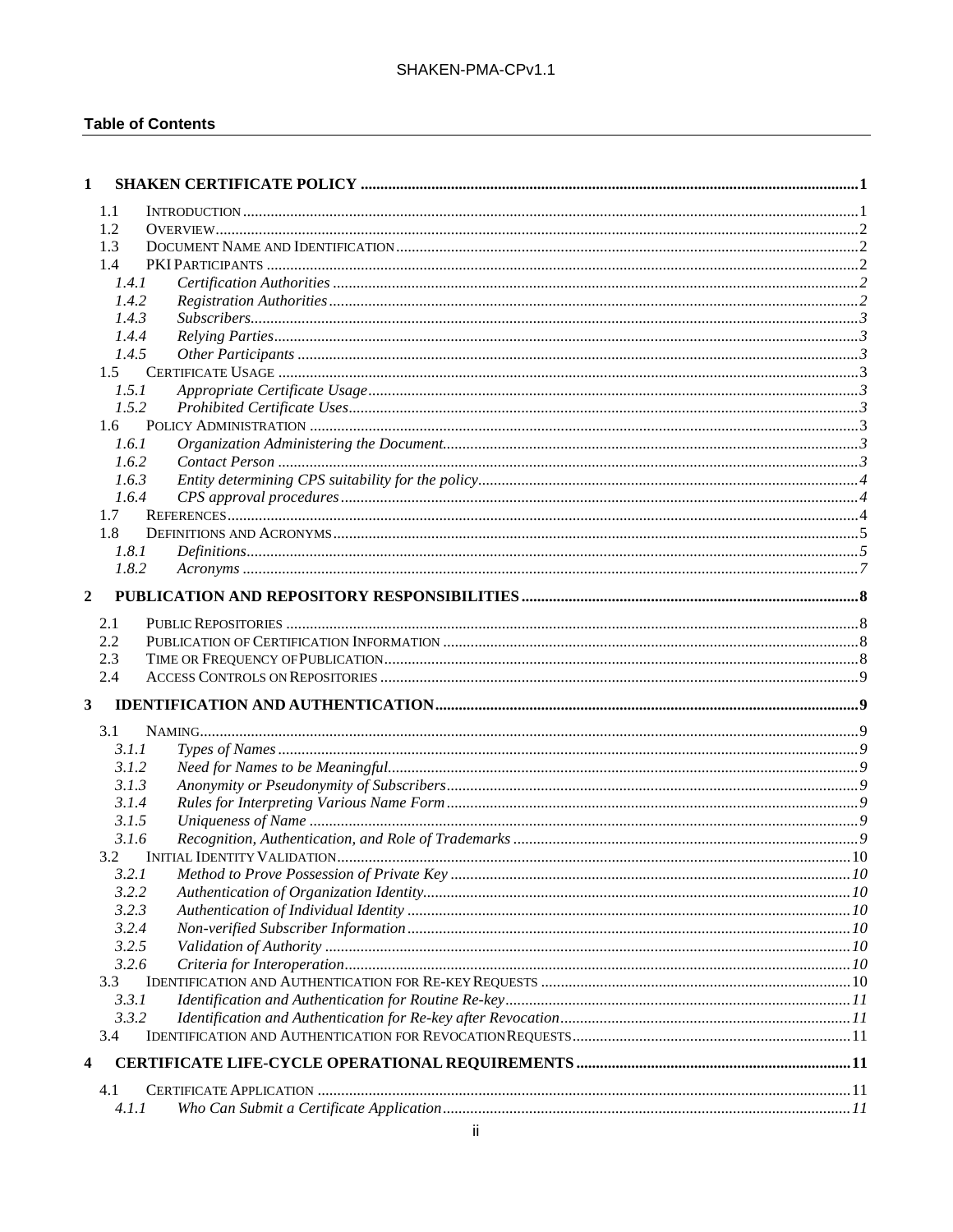## Table of Contents

1 SHAKEN CERTIFICATE POLICY ........ 1

- 1.1 INTRODUCTION ........ 1
- 1.2 OVERVIEW ........ 2
- 1.3 DOCUMENT NAME AND IDENTIFICATION ........ 2
- 1.4 PKI PARTICIPANTS ........ 2
  - 1.4.1 *Certification Authorities* ........ 2
  - 1.4.2 *Registration Authorities* ........ 2
  - 1.4.3 *Subscribers* ........ 3
  - 1.4.4 *Relying Parties* ........ 3
  - 1.4.5 *Other Participants* ........ 3
- 1.5 CERTIFICATE USAGE ........ 3
  - 1.5.1 *Appropriate Certificate Usage* ........ 3
  - 1.5.2 *Prohibited Certificate Uses* ........ 3
- 1.6 POLICY ADMINISTRATION ........ 3
  - 1.6.1 *Organization Administering the Document* ........ 3
  - 1.6.2 *Contact Person* ........ 3
  - 1.6.3 *Entity determining CPS suitability for the policy* ........ 4
  - 1.6.4 *CPS approval procedures* ........ 4
- 1.7 REFERENCES ........ 4
- 1.8 DEFINITIONS AND ACRONYMS ........ 5
  - 1.8.1 *Definitions* ........ 5
  - 1.8.2 *Acronyms* ........ 7

2 PUBLICATION AND REPOSITORY RESPONSIBILITIES ........ 8

- 2.1 PUBLIC REPOSITORIES ........ 8
- 2.2 PUBLICATION OF CERTIFICATION INFORMATION ........ 8
- 2.3 TIME OR FREQUENCY OF PUBLICATION ........ 8
- 2.4 ACCESS CONTROLS ON REPOSITORIES ........ 9

3 IDENTIFICATION AND AUTHENTICATION ........ 9

- 3.1 NAMING ........ 9
  - 3.1.1 *Types of Names* ........ 9
  - 3.1.2 *Need for Names to be Meaningful* ........ 9
  - 3.1.3 *Anonymity or Pseudonymity of Subscribers* ........ 9
  - 3.1.4 *Rules for Interpreting Various Name Form* ........ 9
  - 3.1.5 *Uniqueness of Name* ........ 9
  - 3.1.6 *Recognition, Authentication, and Role of Trademarks* ........ 9
- 3.2 INITIAL IDENTITY VALIDATION ........ 10
  - 3.2.1 *Method to Prove Possession of Private Key* ........ 10
  - 3.2.2 *Authentication of Organization Identity* ........ 10
  - 3.2.3 *Authentication of Individual Identity* ........ 10
  - 3.2.4 *Non-verified Subscriber Information* ........ 10
  - 3.2.5 *Validation of Authority* ........ 10
  - 3.2.6 *Criteria for Interoperation* ........ 10
- 3.3 IDENTIFICATION AND AUTHENTICATION FOR RE-KEY REQUESTS ........ 10
  - 3.3.1 *Identification and Authentication for Routine Re-key* ........ 11
  - 3.3.2 *Identification and Authentication for Re-key after Revocation* ........ 11
- 3.4 IDENTIFICATION AND AUTHENTICATION FOR REVOCATION REQUESTS ........ 11

4 CERTIFICATE LIFE-CYCLE OPERATIONAL REQUIREMENTS ........ 11

- 4.1 CERTIFICATE APPLICATION ........ 11
  - 4.1.1 *Who Can Submit a Certificate Application* ........ 11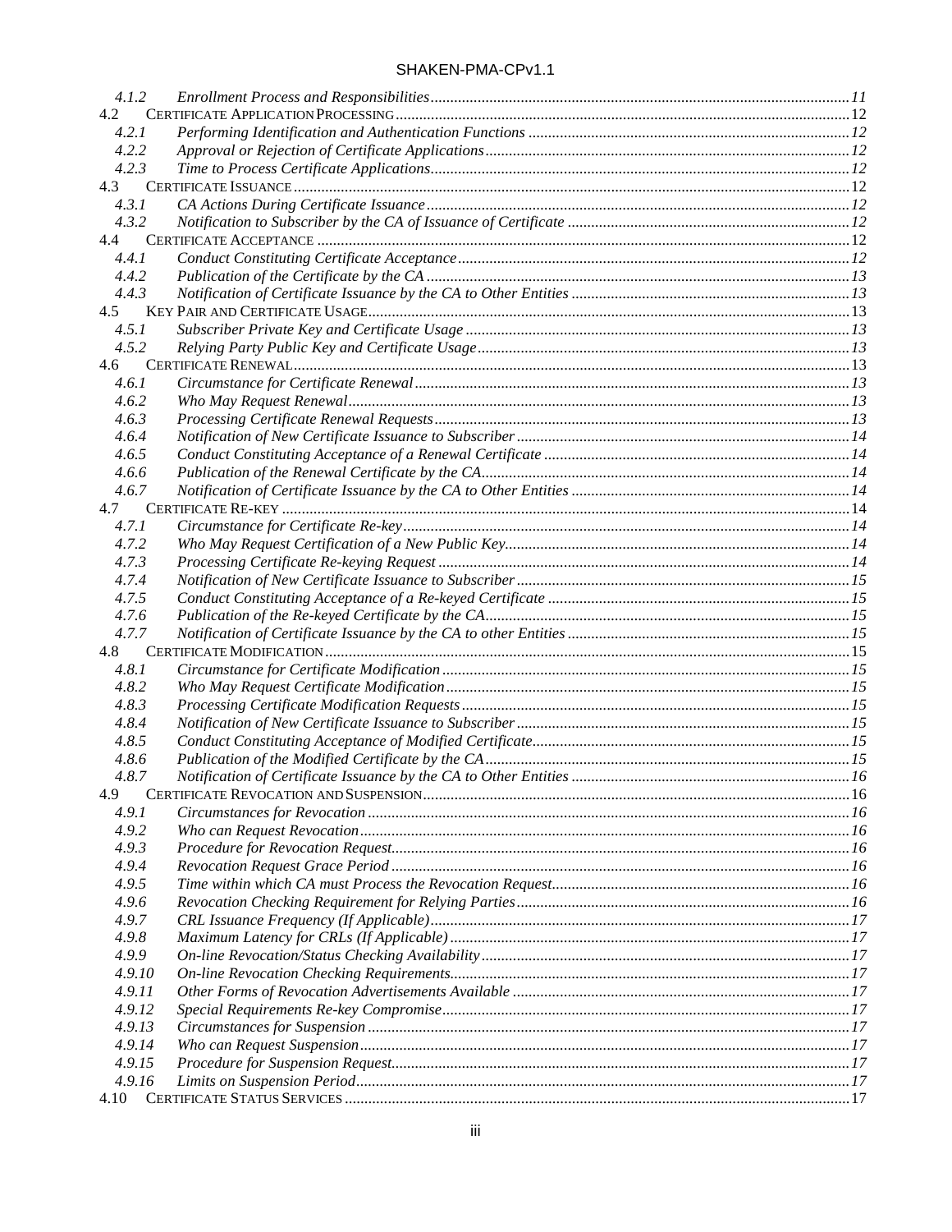- 4.1.2 *Enrollment Process and Responsibilities* ... 11
- 4.2 CERTIFICATE APPLICATION PROCESSING ... 12
  - 4.2.1 *Performing Identification and Authentication Functions* ... 12
  - 4.2.2 *Approval or Rejection of Certificate Applications* ... 12
  - 4.2.3 *Time to Process Certificate Applications* ... 12
- 4.3 CERTIFICATE ISSUANCE ... 12
  - 4.3.1 *CA Actions During Certificate Issuance* ... 12
  - 4.3.2 *Notification to Subscriber by the CA of Issuance of Certificate* ... 12
- 4.4 CERTIFICATE ACCEPTANCE ... 12
  - 4.4.1 *Conduct Constituting Certificate Acceptance* ... 12
  - 4.4.2 *Publication of the Certificate by the CA* ... 13
  - 4.4.3 *Notification of Certificate Issuance by the CA to Other Entities* ... 13
- 4.5 KEY PAIR AND CERTIFICATE USAGE ... 13
  - 4.5.1 *Subscriber Private Key and Certificate Usage* ... 13
  - 4.5.2 *Relying Party Public Key and Certificate Usage* ... 13
- 4.6 CERTIFICATE RENEWAL ... 13
  - 4.6.1 *Circumstance for Certificate Renewal* ... 13
  - 4.6.2 *Who May Request Renewal* ... 13
  - 4.6.3 *Processing Certificate Renewal Requests* ... 13
  - 4.6.4 *Notification of New Certificate Issuance to Subscriber* ... 14
  - 4.6.5 *Conduct Constituting Acceptance of a Renewal Certificate* ... 14
  - 4.6.6 *Publication of the Renewal Certificate by the CA* ... 14
  - 4.6.7 *Notification of Certificate Issuance by the CA to Other Entities* ... 14
- 4.7 CERTIFICATE RE-KEY ... 14
  - 4.7.1 *Circumstance for Certificate Re-key* ... 14
  - 4.7.2 *Who May Request Certification of a New Public Key* ... 14
  - 4.7.3 *Processing Certificate Re-keying Request* ... 14
  - 4.7.4 *Notification of New Certificate Issuance to Subscriber* ... 15
  - 4.7.5 *Conduct Constituting Acceptance of a Re-keyed Certificate* ... 15
  - 4.7.6 *Publication of the Re-keyed Certificate by the CA* ... 15
  - 4.7.7 *Notification of Certificate Issuance by the CA to other Entities* ... 15
- 4.8 CERTIFICATE MODIFICATION ... 15
  - 4.8.1 *Circumstance for Certificate Modification* ... 15
  - 4.8.2 *Who May Request Certificate Modification* ... 15
  - 4.8.3 *Processing Certificate Modification Requests* ... 15
  - 4.8.4 *Notification of New Certificate Issuance to Subscriber* ... 15
  - 4.8.5 *Conduct Constituting Acceptance of Modified Certificate* ... 15
  - 4.8.6 *Publication of the Modified Certificate by the CA* ... 15
  - 4.8.7 *Notification of Certificate Issuance by the CA to Other Entities* ... 16
- 4.9 CERTIFICATE REVOCATION AND SUSPENSION ... 16
  - 4.9.1 *Circumstances for Revocation* ... 16
  - 4.9.2 *Who can Request Revocation* ... 16
  - 4.9.3 *Procedure for Revocation Request* ... 16
  - 4.9.4 *Revocation Request Grace Period* ... 16
  - 4.9.5 *Time within which CA must Process the Revocation Request* ... 16
  - 4.9.6 *Revocation Checking Requirement for Relying Parties* ... 16
  - 4.9.7 *CRL Issuance Frequency (If Applicable)* ... 17
  - 4.9.8 *Maximum Latency for CRLs (If Applicable)* ... 17
  - 4.9.9 *On-line Revocation/Status Checking Availability* ... 17
  - 4.9.10 *On-line Revocation Checking Requirements* ... 17
  - 4.9.11 *Other Forms of Revocation Advertisements Available* ... 17
  - 4.9.12 *Special Requirements Re-key Compromise* ... 17
  - 4.9.13 *Circumstances for Suspension* ... 17
  - 4.9.14 *Who can Request Suspension* ... 17
  - 4.9.15 *Procedure for Suspension Request* ... 17
  - 4.9.16 *Limits on Suspension Period* ... 17
- 4.10 CERTIFICATE STATUS SERVICES ... 17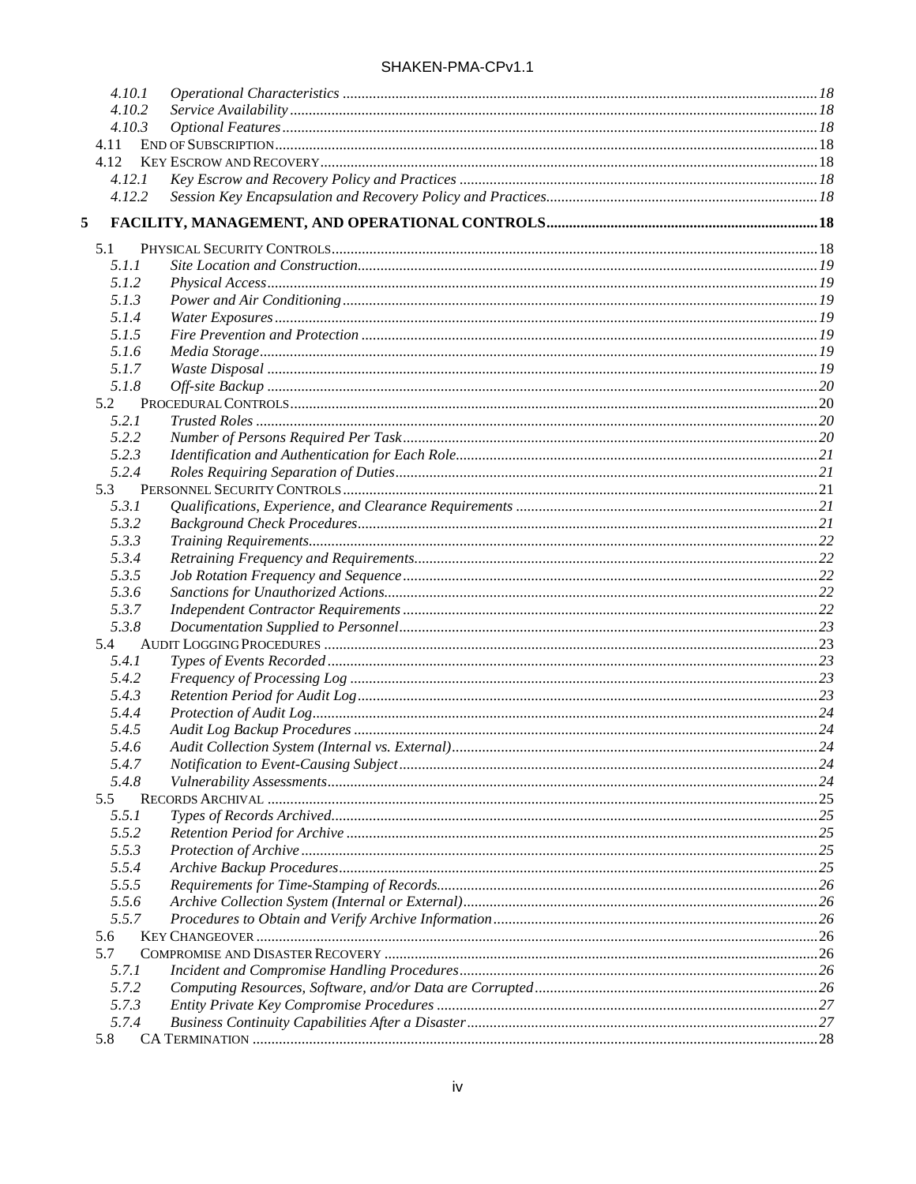4.10.1 *Operational Characteristics* ... 18
4.10.2 *Service Availability* ... 18
4.10.3 *Optional Features* ... 18
4.11 END OF SUBSCRIPTION ... 18
4.12 KEY ESCROW AND RECOVERY ... 18
4.12.1 *Key Escrow and Recovery Policy and Practices* ... 18
4.12.2 *Session Key Encapsulation and Recovery Policy and Practices* ... 18

**5 FACILITY, MANAGEMENT, AND OPERATIONAL CONTROLS ... 18**

5.1 PHYSICAL SECURITY CONTROLS ... 18
5.1.1 *Site Location and Construction* ... 19
5.1.2 *Physical Access* ... 19
5.1.3 *Power and Air Conditioning* ... 19
5.1.4 *Water Exposures* ... 19
5.1.5 *Fire Prevention and Protection* ... 19
5.1.6 *Media Storage* ... 19
5.1.7 *Waste Disposal* ... 19
5.1.8 *Off-site Backup* ... 20
5.2 PROCEDURAL CONTROLS ... 20
5.2.1 *Trusted Roles* ... 20
5.2.2 *Number of Persons Required Per Task* ... 20
5.2.3 *Identification and Authentication for Each Role* ... 21
5.2.4 *Roles Requiring Separation of Duties* ... 21
5.3 PERSONNEL SECURITY CONTROLS ... 21
5.3.1 *Qualifications, Experience, and Clearance Requirements* ... 21
5.3.2 *Background Check Procedures* ... 21
5.3.3 *Training Requirements* ... 22
5.3.4 *Retraining Frequency and Requirements* ... 22
5.3.5 *Job Rotation Frequency and Sequence* ... 22
5.3.6 *Sanctions for Unauthorized Actions* ... 22
5.3.7 *Independent Contractor Requirements* ... 22
5.3.8 *Documentation Supplied to Personnel* ... 23
5.4 AUDIT LOGGING PROCEDURES ... 23
5.4.1 *Types of Events Recorded* ... 23
5.4.2 *Frequency of Processing Log* ... 23
5.4.3 *Retention Period for Audit Log* ... 23
5.4.4 *Protection of Audit Log* ... 24
5.4.5 *Audit Log Backup Procedures* ... 24
5.4.6 *Audit Collection System (Internal vs. External)* ... 24
5.4.7 *Notification to Event-Causing Subject* ... 24
5.4.8 *Vulnerability Assessments* ... 24
5.5 RECORDS ARCHIVAL ... 25
5.5.1 *Types of Records Archived* ... 25
5.5.2 *Retention Period for Archive* ... 25
5.5.3 *Protection of Archive* ... 25
5.5.4 *Archive Backup Procedures* ... 25
5.5.5 *Requirements for Time-Stamping of Records* ... 26
5.5.6 *Archive Collection System (Internal or External)* ... 26
5.5.7 *Procedures to Obtain and Verify Archive Information* ... 26
5.6 KEY CHANGEOVER ... 26
5.7 COMPROMISE AND DISASTER RECOVERY ... 26
5.7.1 *Incident and Compromise Handling Procedures* ... 26
5.7.2 *Computing Resources, Software, and/or Data are Corrupted* ... 26
5.7.3 *Entity Private Key Compromise Procedures* ... 27
5.7.4 *Business Continuity Capabilities After a Disaster* ... 27
5.8 CA TERMINATION ... 28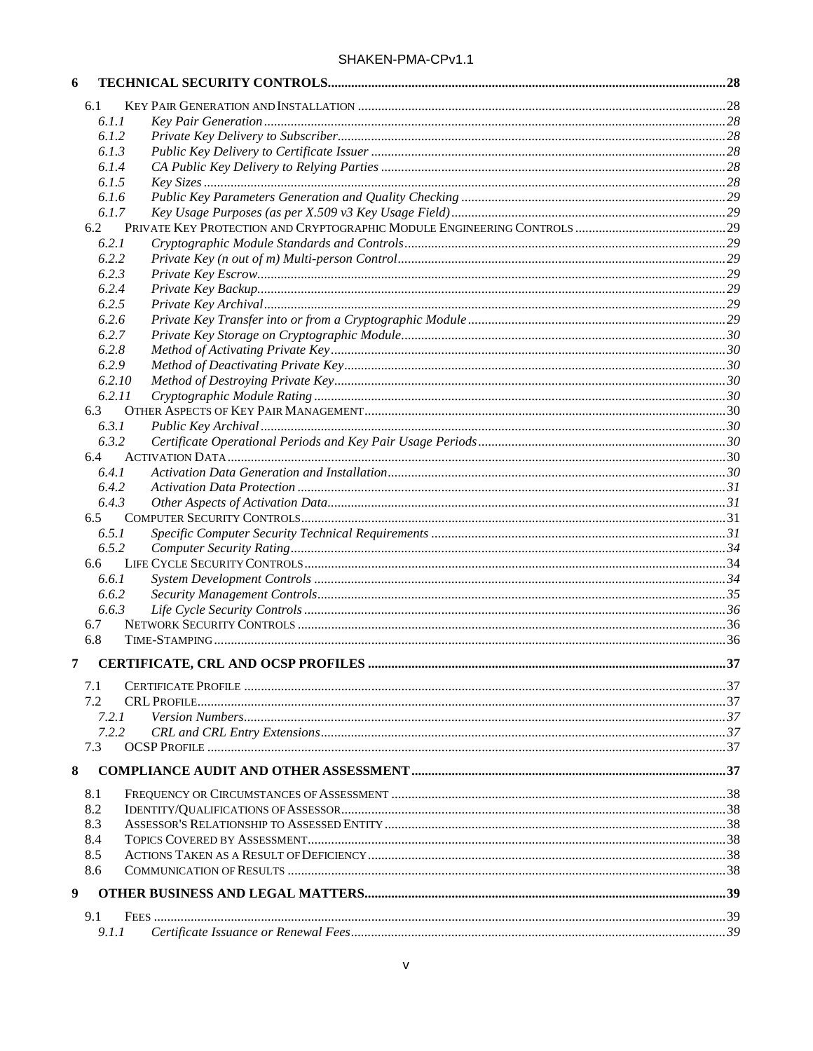6 TECHNICAL SECURITY CONTROLS.....28

- 6.1 KEY PAIR GENERATION AND INSTALLATION.....28
  - 6.1.1 *Key Pair Generation*.....28
  - 6.1.2 *Private Key Delivery to Subscriber*.....28
  - 6.1.3 *Public Key Delivery to Certificate Issuer*.....28
  - 6.1.4 *CA Public Key Delivery to Relying Parties*.....28
  - 6.1.5 *Key Sizes*.....28
  - 6.1.6 *Public Key Parameters Generation and Quality Checking*.....29
  - 6.1.7 *Key Usage Purposes (as per X.509 v3 Key Usage Field)*.....29
- 6.2 PRIVATE KEY PROTECTION AND CRYPTOGRAPHIC MODULE ENGINEERING CONTROLS.....29
  - 6.2.1 *Cryptographic Module Standards and Controls*.....29
  - 6.2.2 *Private Key (n out of m) Multi-person Control*.....29
  - 6.2.3 *Private Key Escrow*.....29
  - 6.2.4 *Private Key Backup*.....29
  - 6.2.5 *Private Key Archival*.....29
  - 6.2.6 *Private Key Transfer into or from a Cryptographic Module*.....29
  - 6.2.7 *Private Key Storage on Cryptographic Module*.....30
  - 6.2.8 *Method of Activating Private Key*.....30
  - 6.2.9 *Method of Deactivating Private Key*.....30
  - 6.2.10 *Method of Destroying Private Key*.....30
  - 6.2.11 *Cryptographic Module Rating*.....30
- 6.3 OTHER ASPECTS OF KEY PAIR MANAGEMENT.....30
  - 6.3.1 *Public Key Archival*.....30
  - 6.3.2 *Certificate Operational Periods and Key Pair Usage Periods*.....30
- 6.4 ACTIVATION DATA.....30
  - 6.4.1 *Activation Data Generation and Installation*.....30
  - 6.4.2 *Activation Data Protection*.....31
  - 6.4.3 *Other Aspects of Activation Data*.....31
- 6.5 COMPUTER SECURITY CONTROLS.....31
  - 6.5.1 *Specific Computer Security Technical Requirements*.....31
  - 6.5.2 *Computer Security Rating*.....34
- 6.6 LIFE CYCLE SECURITY CONTROLS.....34
  - 6.6.1 *System Development Controls*.....34
  - 6.6.2 *Security Management Controls*.....35
  - 6.6.3 *Life Cycle Security Controls*.....36
- 6.7 NETWORK SECURITY CONTROLS.....36
- 6.8 TIME-STAMPING.....36

7 CERTIFICATE, CRL AND OCSP PROFILES.....37

- 7.1 CERTIFICATE PROFILE.....37
- 7.2 CRL PROFILE.....37
  - 7.2.1 *Version Numbers*.....37
  - 7.2.2 *CRL and CRL Entry Extensions*.....37
- 7.3 OCSP PROFILE.....37

8 COMPLIANCE AUDIT AND OTHER ASSESSMENT.....37

- 8.1 FREQUENCY OR CIRCUMSTANCES OF ASSESSMENT.....38
- 8.2 IDENTITY/QUALIFICATIONS OF ASSESSOR.....38
- 8.3 ASSESSOR'S RELATIONSHIP TO ASSESSED ENTITY.....38
- 8.4 TOPICS COVERED BY ASSESSMENT.....38
- 8.5 ACTIONS TAKEN AS A RESULT OF DEFICIENCY.....38
- 8.6 COMMUNICATION OF RESULTS.....38

9 OTHER BUSINESS AND LEGAL MATTERS.....39

- 9.1 FEES.....39
  - 9.1.1 *Certificate Issuance or Renewal Fees*.....39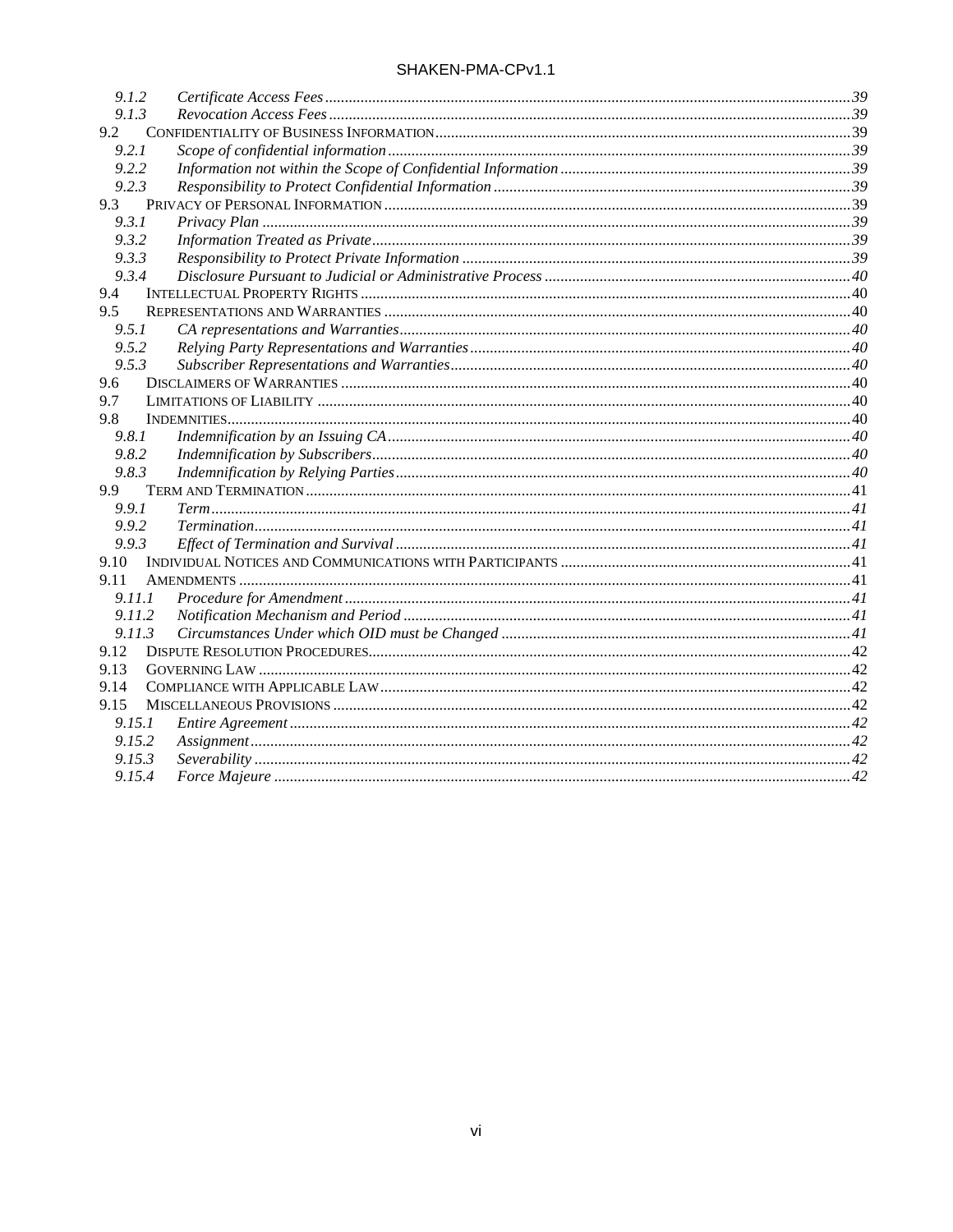9.1.2 *Certificate Access Fees* ... 39
9.1.3 *Revocation Access Fees* ... 39
9.2 Confidentiality of Business Information ... 39
9.2.1 *Scope of confidential information* ... 39
9.2.2 *Information not within the Scope of Confidential Information* ... 39
9.2.3 *Responsibility to Protect Confidential Information* ... 39
9.3 Privacy of Personal Information ... 39
9.3.1 *Privacy Plan* ... 39
9.3.2 *Information Treated as Private* ... 39
9.3.3 *Responsibility to Protect Private Information* ... 39
9.3.4 *Disclosure Pursuant to Judicial or Administrative Process* ... 40
9.4 Intellectual Property Rights ... 40
9.5 Representations and Warranties ... 40
9.5.1 *CA representations and Warranties* ... 40
9.5.2 *Relying Party Representations and Warranties* ... 40
9.5.3 *Subscriber Representations and Warranties* ... 40
9.6 Disclaimers of Warranties ... 40
9.7 Limitations of Liability ... 40
9.8 Indemnities ... 40
9.8.1 *Indemnification by an Issuing CA* ... 40
9.8.2 *Indemnification by Subscribers* ... 40
9.8.3 *Indemnification by Relying Parties* ... 40
9.9 Term and Termination ... 41
9.9.1 *Term* ... 41
9.9.2 *Termination* ... 41
9.9.3 *Effect of Termination and Survival* ... 41
9.10 Individual Notices and Communications with Participants ... 41
9.11 Amendments ... 41
9.11.1 *Procedure for Amendment* ... 41
9.11.2 *Notification Mechanism and Period* ... 41
9.11.3 *Circumstances Under which OID must be Changed* ... 41
9.12 Dispute Resolution Procedures ... 42
9.13 Governing Law ... 42
9.14 Compliance with Applicable Law ... 42
9.15 Miscellaneous Provisions ... 42
9.15.1 *Entire Agreement* ... 42
9.15.2 *Assignment* ... 42
9.15.3 *Severability* ... 42
9.15.4 *Force Majeure* ... 42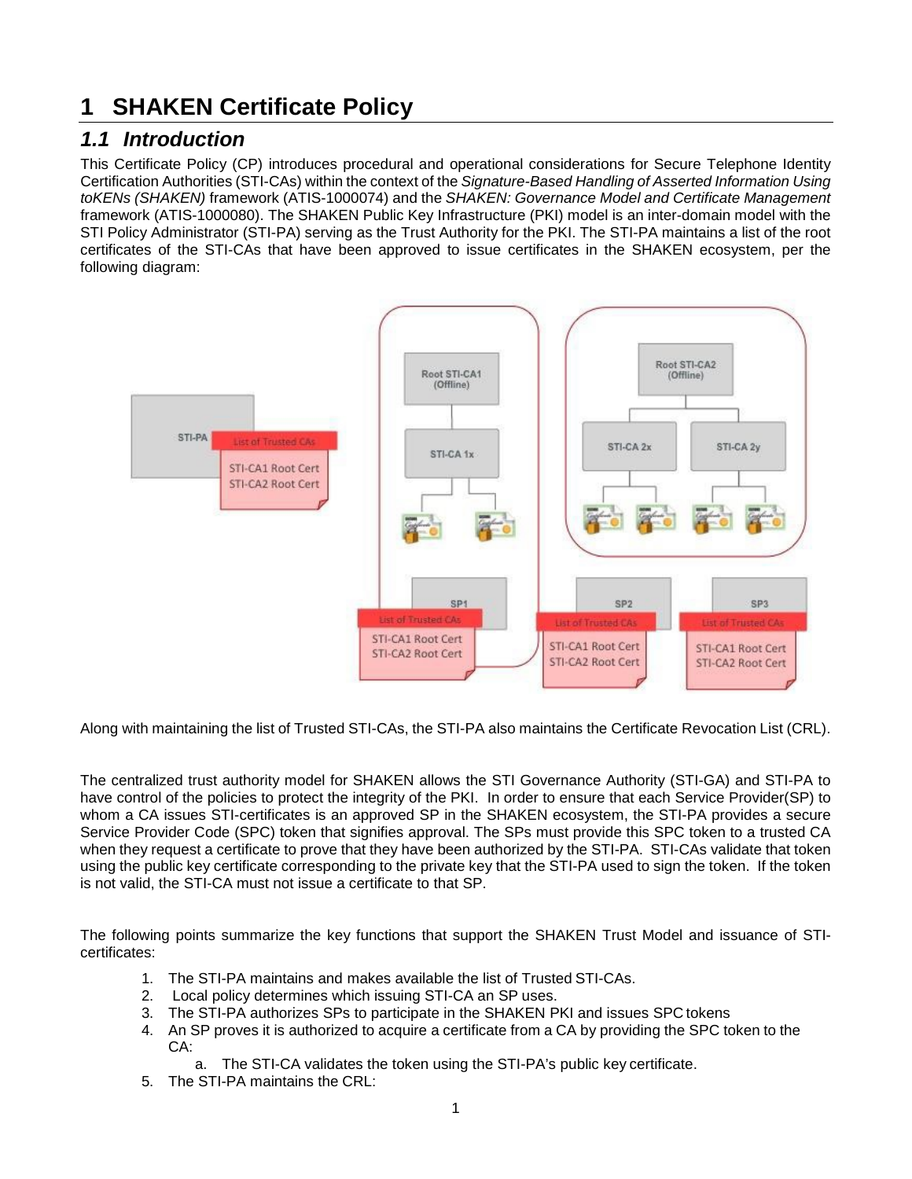# 1 SHAKEN Certificate Policy

## *1.1 Introduction*

This Certificate Policy (CP) introduces procedural and operational considerations for Secure Telephone Identity Certification Authorities (STI-CAs) within the context of the *Signature-Based Handling of Asserted Information Using toKENs (SHAKEN)* framework (ATIS-1000074) and the *SHAKEN: Governance Model and Certificate Management* framework (ATIS-1000080). The SHAKEN Public Key Infrastructure (PKI) model is an inter-domain model with the STI Policy Administrator (STI-PA) serving as the Trust Authority for the PKI. The STI-PA maintains a list of the root certificates of the STI-CAs that have been approved to issue certificates in the SHAKEN ecosystem, per the following diagram:

Along with maintaining the list of Trusted STI-CAs, the STI-PA also maintains the Certificate Revocation List (CRL).

The centralized trust authority model for SHAKEN allows the STI Governance Authority (STI-GA) and STI-PA to have control of the policies to protect the integrity of the PKI. In order to ensure that each Service Provider(SP) to whom a CA issues STI-certificates is an approved SP in the SHAKEN ecosystem, the STI-PA provides a secure Service Provider Code (SPC) token that signifies approval. The SPs must provide this SPC token to a trusted CA when they request a certificate to prove that they have been authorized by the STI-PA. STI-CAs validate that token using the public key certificate corresponding to the private key that the STI-PA used to sign the token. If the token is not valid, the STI-CA must not issue a certificate to that SP.

The following points summarize the key functions that support the SHAKEN Trust Model and issuance of STI-certificates:

1. The STI-PA maintains and makes available the list of Trusted STI-CAs.
2. Local policy determines which issuing STI-CA an SP uses.
3. The STI-PA authorizes SPs to participate in the SHAKEN PKI and issues SPC tokens
4. An SP proves it is authorized to acquire a certificate from a CA by providing the SPC token to the CA:
    a. The STI-CA validates the token using the STI-PA's public key certificate.
5. The STI-PA maintains the CRL: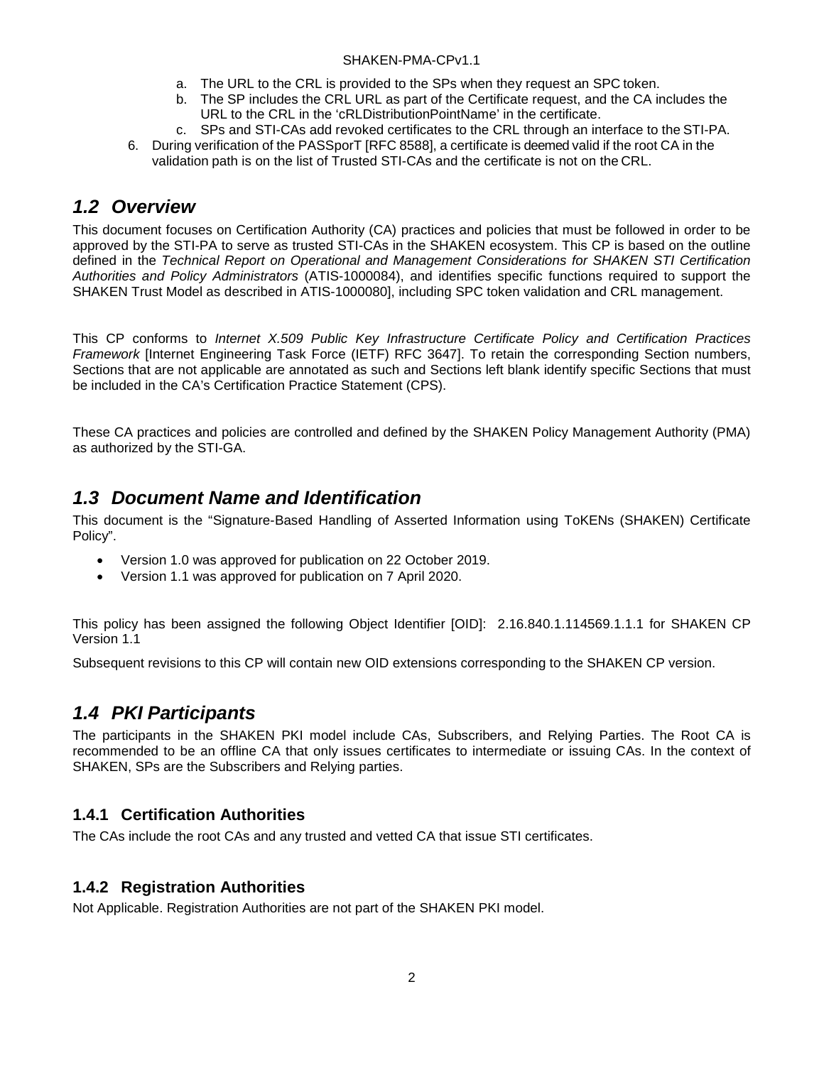a. The URL to the CRL is provided to the SPs when they request an SPC token.
   b. The SP includes the CRL URL as part of the Certificate request, and the CA includes the URL to the CRL in the 'cRLDistributionPointName' in the certificate.
   c. SPs and STI-CAs add revoked certificates to the CRL through an interface to the STI-PA.
6. During verification of the PASSporT [RFC 8588], a certificate is deemed valid if the root CA in the validation path is on the list of Trusted STI-CAs and the certificate is not on the CRL.

## *1.2 Overview*

This document focuses on Certification Authority (CA) practices and policies that must be followed in order to be approved by the STI-PA to serve as trusted STI-CAs in the SHAKEN ecosystem. This CP is based on the outline defined in the *Technical Report on Operational and Management Considerations for SHAKEN STI Certification Authorities and Policy Administrators* (ATIS-1000084), and identifies specific functions required to support the SHAKEN Trust Model as described in ATIS-1000080], including SPC token validation and CRL management.

This CP conforms to *Internet X.509 Public Key Infrastructure Certificate Policy and Certification Practices Framework* [Internet Engineering Task Force (IETF) RFC 3647]. To retain the corresponding Section numbers, Sections that are not applicable are annotated as such and Sections left blank identify specific Sections that must be included in the CA's Certification Practice Statement (CPS).

These CA practices and policies are controlled and defined by the SHAKEN Policy Management Authority (PMA) as authorized by the STI-GA.

## *1.3 Document Name and Identification*

This document is the "Signature-Based Handling of Asserted Information using ToKENs (SHAKEN) Certificate Policy".

- Version 1.0 was approved for publication on 22 October 2019.
- Version 1.1 was approved for publication on 7 April 2020.

This policy has been assigned the following Object Identifier [OID]: 2.16.840.1.114569.1.1.1 for SHAKEN CP Version 1.1

Subsequent revisions to this CP will contain new OID extensions corresponding to the SHAKEN CP version.

## *1.4 PKI Participants*

The participants in the SHAKEN PKI model include CAs, Subscribers, and Relying Parties. The Root CA is recommended to be an offline CA that only issues certificates to intermediate or issuing CAs. In the context of SHAKEN, SPs are the Subscribers and Relying parties.

### 1.4.1 Certification Authorities

The CAs include the root CAs and any trusted and vetted CA that issue STI certificates.

### 1.4.2 Registration Authorities

Not Applicable. Registration Authorities are not part of the SHAKEN PKI model.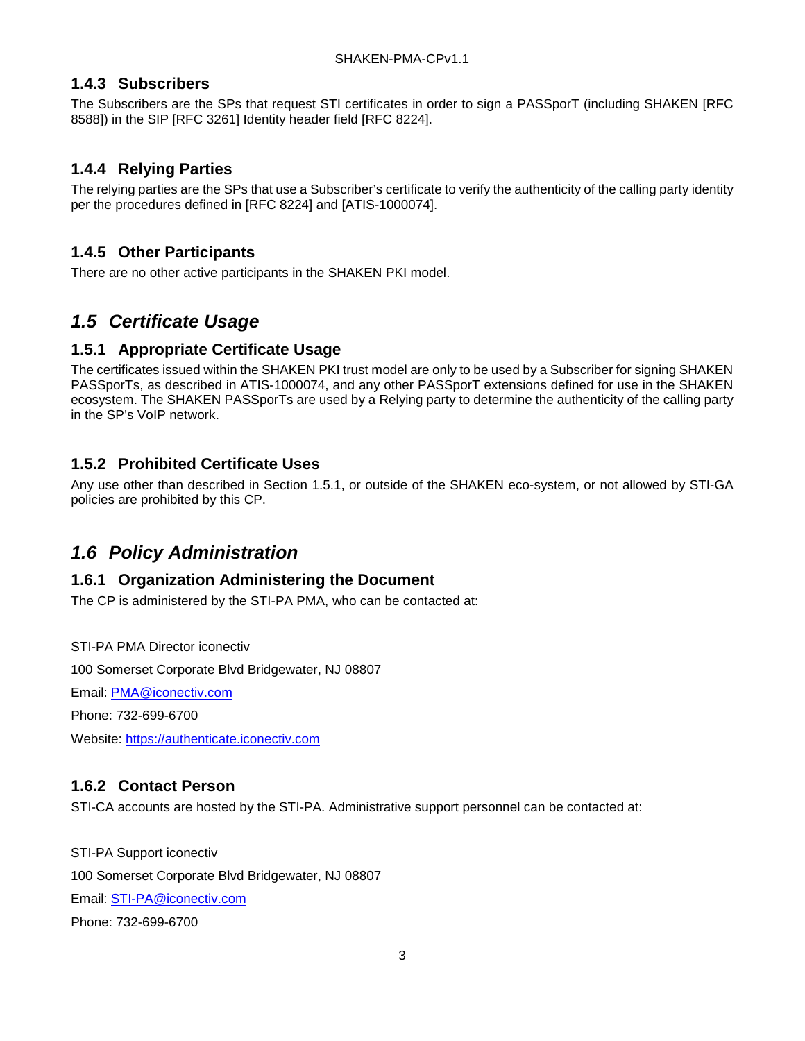### 1.4.3 Subscribers

The Subscribers are the SPs that request STI certificates in order to sign a PASSporT (including SHAKEN [RFC 8588]) in the SIP [RFC 3261] Identity header field [RFC 8224].

### 1.4.4 Relying Parties

The relying parties are the SPs that use a Subscriber's certificate to verify the authenticity of the calling party identity per the procedures defined in [RFC 8224] and [ATIS-1000074].

### 1.4.5 Other Participants

There are no other active participants in the SHAKEN PKI model.

## *1.5 Certificate Usage*

### 1.5.1 Appropriate Certificate Usage

The certificates issued within the SHAKEN PKI trust model are only to be used by a Subscriber for signing SHAKEN PASSporTs, as described in ATIS-1000074, and any other PASSporT extensions defined for use in the SHAKEN ecosystem. The SHAKEN PASSporTs are used by a Relying party to determine the authenticity of the calling party in the SP's VoIP network.

### 1.5.2 Prohibited Certificate Uses

Any use other than described in Section 1.5.1, or outside of the SHAKEN eco-system, or not allowed by STI-GA policies are prohibited by this CP.

## *1.6 Policy Administration*

### 1.6.1 Organization Administering the Document

The CP is administered by the STI-PA PMA, who can be contacted at:

STI-PA PMA Director iconectiv

100 Somerset Corporate Blvd Bridgewater, NJ 08807

Email: PMA@iconectiv.com

Phone: 732-699-6700

Website: https://authenticate.iconectiv.com

### 1.6.2 Contact Person

STI-CA accounts are hosted by the STI-PA. Administrative support personnel can be contacted at:

STI-PA Support iconectiv

100 Somerset Corporate Blvd Bridgewater, NJ 08807

Email: STI-PA@iconectiv.com

Phone: 732-699-6700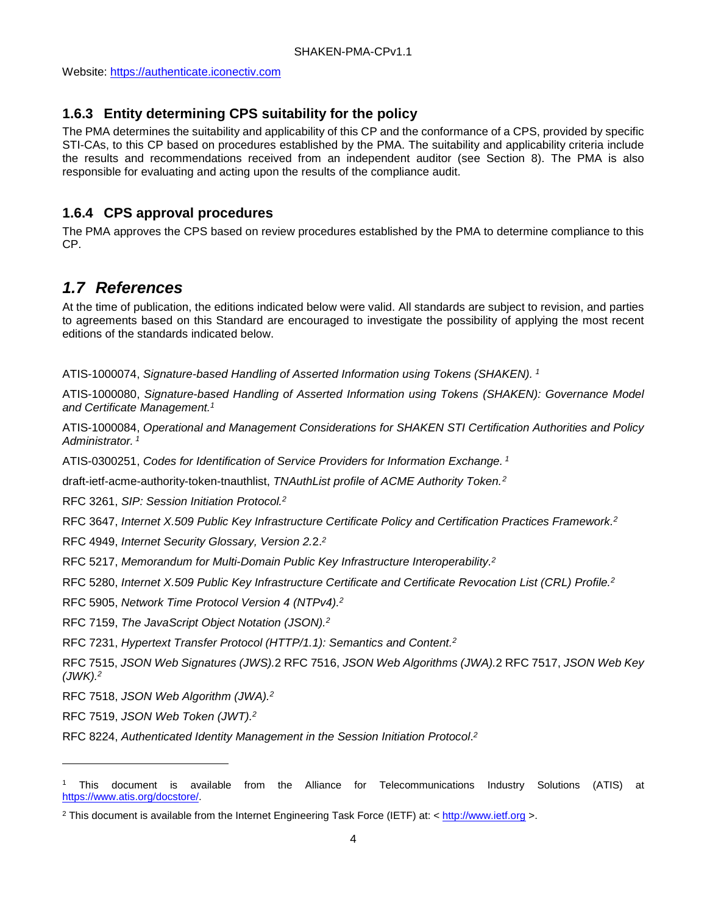Website: https://authenticate.iconectiv.com

### 1.6.3 Entity determining CPS suitability for the policy

The PMA determines the suitability and applicability of this CP and the conformance of a CPS, provided by specific STI-CAs, to this CP based on procedures established by the PMA. The suitability and applicability criteria include the results and recommendations received from an independent auditor (see Section 8). The PMA is also responsible for evaluating and acting upon the results of the compliance audit.

### 1.6.4 CPS approval procedures

The PMA approves the CPS based on review procedures established by the PMA to determine compliance to this CP.

## *1.7 References*

At the time of publication, the editions indicated below were valid. All standards are subject to revision, and parties to agreements based on this Standard are encouraged to investigate the possibility of applying the most recent editions of the standards indicated below.

ATIS-1000074, *Signature-based Handling of Asserted Information using Tokens (SHAKEN).* [1]

ATIS-1000080, *Signature-based Handling of Asserted Information using Tokens (SHAKEN): Governance Model and Certificate Management.*[1]

ATIS-1000084, *Operational and Management Considerations for SHAKEN STI Certification Authorities and Policy Administrator.* [1]

ATIS-0300251, *Codes for Identification of Service Providers for Information Exchange.* [1]

draft-ietf-acme-authority-token-tnauthlist, *TNAuthList profile of ACME Authority Token.*[2]

RFC 3261, *SIP: Session Initiation Protocol.*[2]

RFC 3647, *Internet X.509 Public Key Infrastructure Certificate Policy and Certification Practices Framework*.[2]

RFC 4949, *Internet Security Glossary, Version 2.*2.[2]

RFC 5217, *Memorandum for Multi-Domain Public Key Infrastructure Interoperability.*[2]

RFC 5280, *Internet X.509 Public Key Infrastructure Certificate and Certificate Revocation List (CRL) Profile.*[2]

RFC 5905, *Network Time Protocol Version 4 (NTPv4).*[2]

RFC 7159, *The JavaScript Object Notation (JSON).*[2]

RFC 7231, *Hypertext Transfer Protocol (HTTP/1.1): Semantics and Content.*[2]

RFC 7515, *JSON Web Signatures (JWS).*2 RFC 7516, *JSON Web Algorithms (JWA).*2 RFC 7517, *JSON Web Key (JWK).*[2]

RFC 7518, *JSON Web Algorithm (JWA).*[2]

RFC 7519, *JSON Web Token (JWT).*[2]

RFC 8224, *Authenticated Identity Management in the Session Initiation Protocol*.[2]

---

[1] This document is available from the Alliance for Telecommunications Industry Solutions (ATIS) at https://www.atis.org/docstore/.

[2] This document is available from the Internet Engineering Task Force (IETF) at: < http://www.ietf.org >.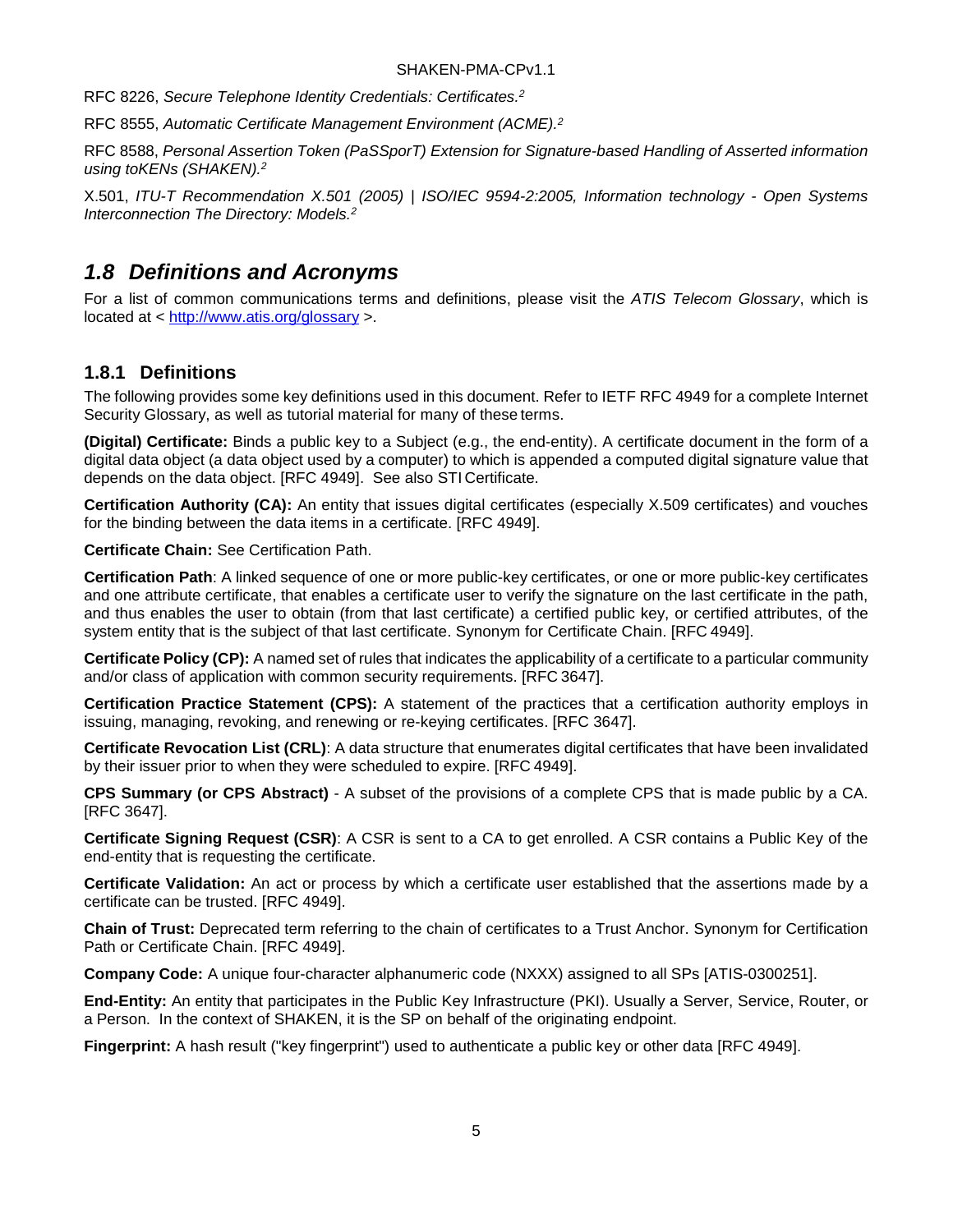RFC 8226, *Secure Telephone Identity Credentials: Certificates.*[2]

RFC 8555, *Automatic Certificate Management Environment (ACME).*[2]

RFC 8588, *Personal Assertion Token (PaSSporT) Extension for Signature-based Handling of Asserted information using toKENs (SHAKEN).*[2]

X.501, *ITU-T Recommendation X.501 (2005) | ISO/IEC 9594-2:2005, Information technology - Open Systems Interconnection The Directory: Models.*[2]

## *1.8 Definitions and Acronyms*

For a list of common communications terms and definitions, please visit the *ATIS Telecom Glossary*, which is located at < http://www.atis.org/glossary >.

### 1.8.1 Definitions

The following provides some key definitions used in this document. Refer to IETF RFC 4949 for a complete Internet Security Glossary, as well as tutorial material for many of these terms.

**(Digital) Certificate:** Binds a public key to a Subject (e.g., the end-entity). A certificate document in the form of a digital data object (a data object used by a computer) to which is appended a computed digital signature value that depends on the data object. [RFC 4949]. See also STI Certificate.

**Certification Authority (CA):** An entity that issues digital certificates (especially X.509 certificates) and vouches for the binding between the data items in a certificate. [RFC 4949].

**Certificate Chain:** See Certification Path.

**Certification Path**: A linked sequence of one or more public-key certificates, or one or more public-key certificates and one attribute certificate, that enables a certificate user to verify the signature on the last certificate in the path, and thus enables the user to obtain (from that last certificate) a certified public key, or certified attributes, of the system entity that is the subject of that last certificate. Synonym for Certificate Chain. [RFC 4949].

**Certificate Policy (CP):** A named set of rules that indicates the applicability of a certificate to a particular community and/or class of application with common security requirements. [RFC 3647].

**Certification Practice Statement (CPS):** A statement of the practices that a certification authority employs in issuing, managing, revoking, and renewing or re-keying certificates. [RFC 3647].

**Certificate Revocation List (CRL)**: A data structure that enumerates digital certificates that have been invalidated by their issuer prior to when they were scheduled to expire. [RFC 4949].

**CPS Summary (or CPS Abstract)** - A subset of the provisions of a complete CPS that is made public by a CA. [RFC 3647].

**Certificate Signing Request (CSR)**: A CSR is sent to a CA to get enrolled. A CSR contains a Public Key of the end-entity that is requesting the certificate.

**Certificate Validation:** An act or process by which a certificate user established that the assertions made by a certificate can be trusted. [RFC 4949].

**Chain of Trust:** Deprecated term referring to the chain of certificates to a Trust Anchor. Synonym for Certification Path or Certificate Chain. [RFC 4949].

**Company Code:** A unique four-character alphanumeric code (NXXX) assigned to all SPs [ATIS-0300251].

**End-Entity:** An entity that participates in the Public Key Infrastructure (PKI). Usually a Server, Service, Router, or a Person. In the context of SHAKEN, it is the SP on behalf of the originating endpoint.

**Fingerprint:** A hash result ("key fingerprint") used to authenticate a public key or other data [RFC 4949].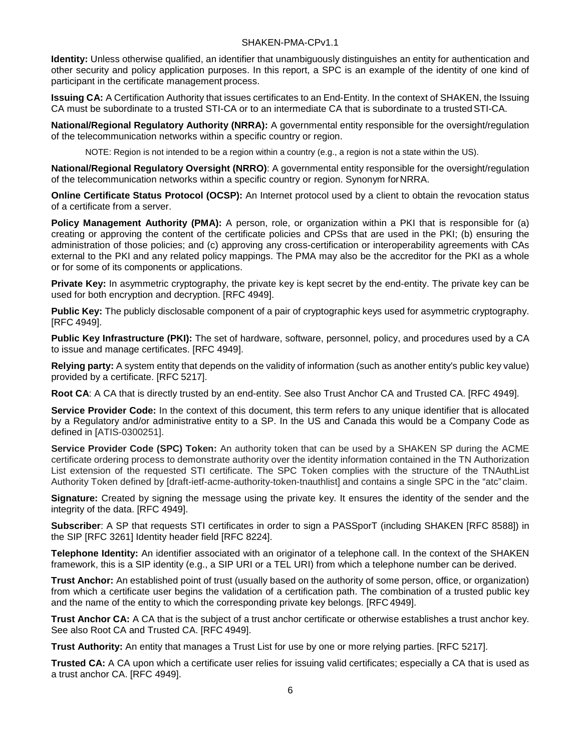**Identity:** Unless otherwise qualified, an identifier that unambiguously distinguishes an entity for authentication and other security and policy application purposes. In this report, a SPC is an example of the identity of one kind of participant in the certificate management process.

**Issuing CA:** A Certification Authority that issues certificates to an End-Entity. In the context of SHAKEN, the Issuing CA must be subordinate to a trusted STI-CA or to an intermediate CA that is subordinate to a trusted STI-CA.

**National/Regional Regulatory Authority (NRRA):** A governmental entity responsible for the oversight/regulation of the telecommunication networks within a specific country or region.

NOTE: Region is not intended to be a region within a country (e.g., a region is not a state within the US).

**National/Regional Regulatory Oversight (NRRO)**: A governmental entity responsible for the oversight/regulation of the telecommunication networks within a specific country or region. Synonym for NRRA.

**Online Certificate Status Protocol (OCSP):** An Internet protocol used by a client to obtain the revocation status of a certificate from a server.

**Policy Management Authority (PMA):** A person, role, or organization within a PKI that is responsible for (a) creating or approving the content of the certificate policies and CPSs that are used in the PKI; (b) ensuring the administration of those policies; and (c) approving any cross-certification or interoperability agreements with CAs external to the PKI and any related policy mappings. The PMA may also be the accreditor for the PKI as a whole or for some of its components or applications.

**Private Key:** In asymmetric cryptography, the private key is kept secret by the end-entity. The private key can be used for both encryption and decryption. [RFC 4949].

**Public Key:** The publicly disclosable component of a pair of cryptographic keys used for asymmetric cryptography. [RFC 4949].

**Public Key Infrastructure (PKI):** The set of hardware, software, personnel, policy, and procedures used by a CA to issue and manage certificates. [RFC 4949].

**Relying party:** A system entity that depends on the validity of information (such as another entity's public key value) provided by a certificate. [RFC 5217].

**Root CA**: A CA that is directly trusted by an end-entity. See also Trust Anchor CA and Trusted CA. [RFC 4949].

**Service Provider Code:** In the context of this document, this term refers to any unique identifier that is allocated by a Regulatory and/or administrative entity to a SP. In the US and Canada this would be a Company Code as defined in [ATIS-0300251].

**Service Provider Code (SPC) Token:** An authority token that can be used by a SHAKEN SP during the ACME certificate ordering process to demonstrate authority over the identity information contained in the TN Authorization List extension of the requested STI certificate. The SPC Token complies with the structure of the TNAuthList Authority Token defined by [draft-ietf-acme-authority-token-tnauthlist] and contains a single SPC in the "atc" claim.

**Signature:** Created by signing the message using the private key. It ensures the identity of the sender and the integrity of the data. [RFC 4949].

**Subscriber**: A SP that requests STI certificates in order to sign a PASSporT (including SHAKEN [RFC 8588]) in the SIP [RFC 3261] Identity header field [RFC 8224].

**Telephone Identity:** An identifier associated with an originator of a telephone call. In the context of the SHAKEN framework, this is a SIP identity (e.g., a SIP URI or a TEL URI) from which a telephone number can be derived.

**Trust Anchor:** An established point of trust (usually based on the authority of some person, office, or organization) from which a certificate user begins the validation of a certification path. The combination of a trusted public key and the name of the entity to which the corresponding private key belongs. [RFC 4949].

**Trust Anchor CA:** A CA that is the subject of a trust anchor certificate or otherwise establishes a trust anchor key. See also Root CA and Trusted CA. [RFC 4949].

**Trust Authority:** An entity that manages a Trust List for use by one or more relying parties. [RFC 5217].

**Trusted CA:** A CA upon which a certificate user relies for issuing valid certificates; especially a CA that is used as a trust anchor CA. [RFC 4949].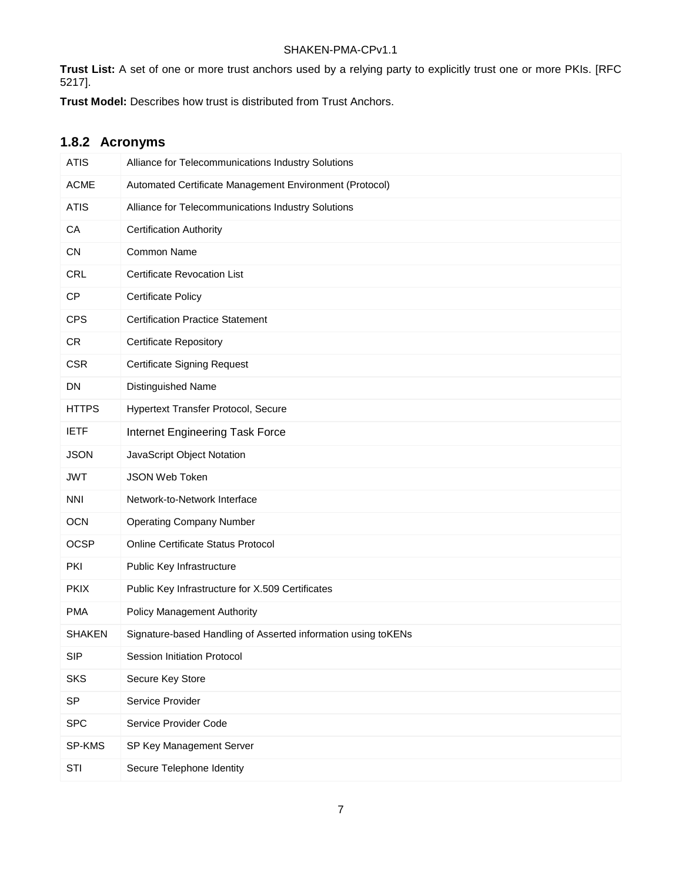**Trust List:** A set of one or more trust anchors used by a relying party to explicitly trust one or more PKIs. [RFC 5217].

**Trust Model:** Describes how trust is distributed from Trust Anchors.

### 1.8.2 Acronyms

| | |
|---|---|
| ATIS | Alliance for Telecommunications Industry Solutions |
| ACME | Automated Certificate Management Environment (Protocol) |
| ATIS | Alliance for Telecommunications Industry Solutions |
| CA | Certification Authority |
| CN | Common Name |
| CRL | Certificate Revocation List |
| CP | Certificate Policy |
| CPS | Certification Practice Statement |
| CR | Certificate Repository |
| CSR | Certificate Signing Request |
| DN | Distinguished Name |
| HTTPS | Hypertext Transfer Protocol, Secure |
| IETF | Internet Engineering Task Force |
| JSON | JavaScript Object Notation |
| JWT | JSON Web Token |
| NNI | Network-to-Network Interface |
| OCN | Operating Company Number |
| OCSP | Online Certificate Status Protocol |
| PKI | Public Key Infrastructure |
| PKIX | Public Key Infrastructure for X.509 Certificates |
| PMA | Policy Management Authority |
| SHAKEN | Signature-based Handling of Asserted information using toKENs |
| SIP | Session Initiation Protocol |
| SKS | Secure Key Store |
| SP | Service Provider |
| SPC | Service Provider Code |
| SP-KMS | SP Key Management Server |
| STI | Secure Telephone Identity |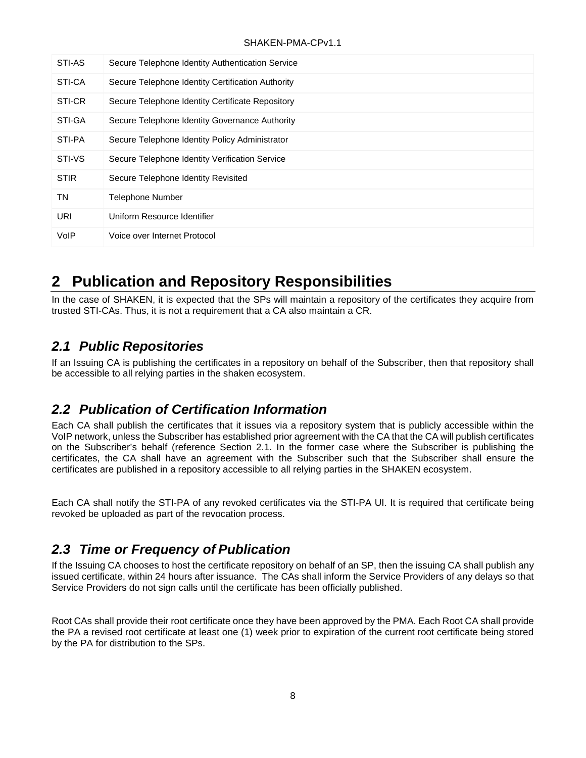| STI-AS | Secure Telephone Identity Authentication Service |
|---|---|
| STI-CA | Secure Telephone Identity Certification Authority |
| STI-CR | Secure Telephone Identity Certificate Repository |
| STI-GA | Secure Telephone Identity Governance Authority |
| STI-PA | Secure Telephone Identity Policy Administrator |
| STI-VS | Secure Telephone Identity Verification Service |
| STIR | Secure Telephone Identity Revisited |
| TN | Telephone Number |
| URI | Uniform Resource Identifier |
| VoIP | Voice over Internet Protocol |

# 2 Publication and Repository Responsibilities

In the case of SHAKEN, it is expected that the SPs will maintain a repository of the certificates they acquire from trusted STI-CAs. Thus, it is not a requirement that a CA also maintain a CR.

## *2.1 Public Repositories*

If an Issuing CA is publishing the certificates in a repository on behalf of the Subscriber, then that repository shall be accessible to all relying parties in the shaken ecosystem.

## *2.2 Publication of Certification Information*

Each CA shall publish the certificates that it issues via a repository system that is publicly accessible within the VoIP network, unless the Subscriber has established prior agreement with the CA that the CA will publish certificates on the Subscriber's behalf (reference Section 2.1. In the former case where the Subscriber is publishing the certificates, the CA shall have an agreement with the Subscriber such that the Subscriber shall ensure the certificates are published in a repository accessible to all relying parties in the SHAKEN ecosystem.

Each CA shall notify the STI-PA of any revoked certificates via the STI-PA UI. It is required that certificate being revoked be uploaded as part of the revocation process.

## *2.3 Time or Frequency of Publication*

If the Issuing CA chooses to host the certificate repository on behalf of an SP, then the issuing CA shall publish any issued certificate, within 24 hours after issuance. The CAs shall inform the Service Providers of any delays so that Service Providers do not sign calls until the certificate has been officially published.

Root CAs shall provide their root certificate once they have been approved by the PMA. Each Root CA shall provide the PA a revised root certificate at least one (1) week prior to expiration of the current root certificate being stored by the PA for distribution to the SPs.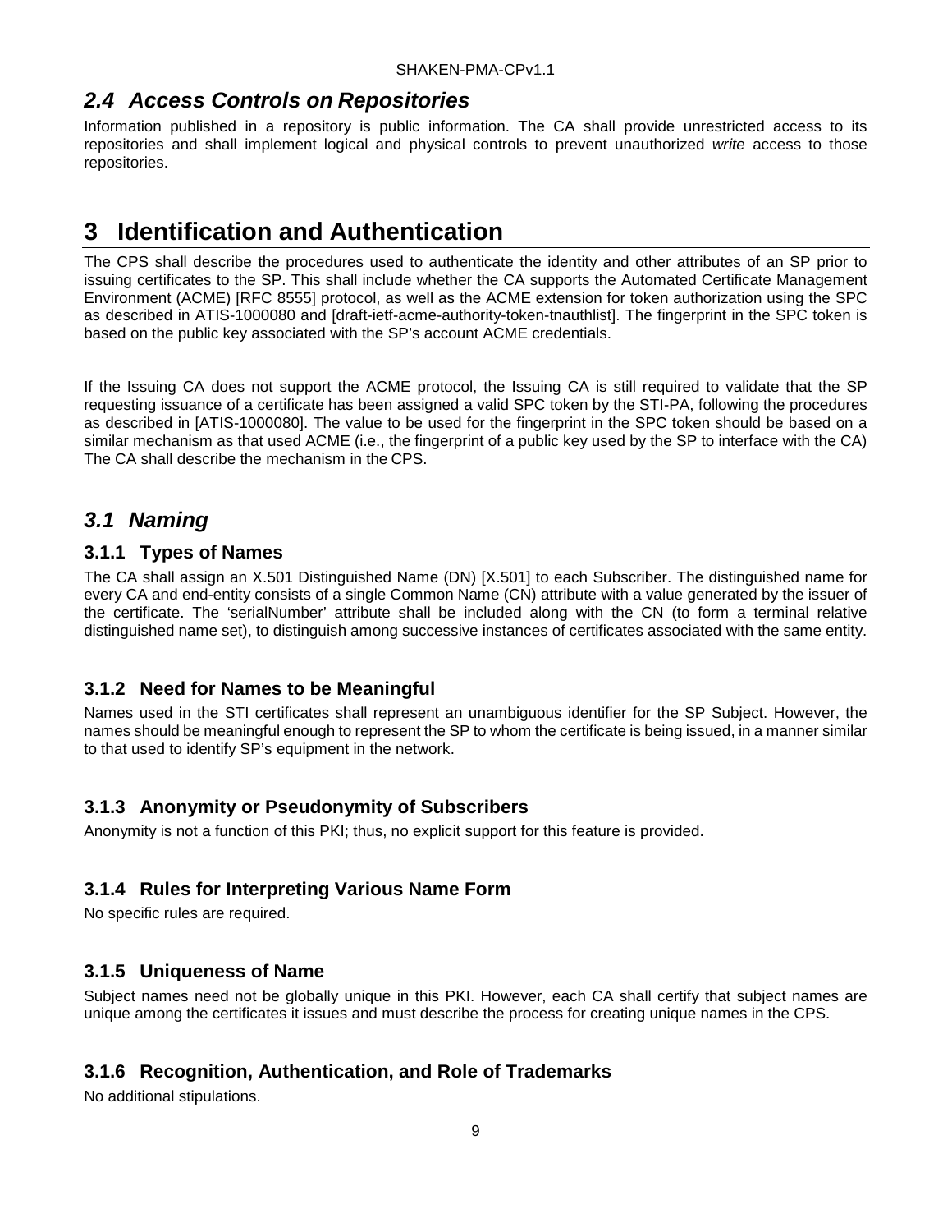## *2.4 Access Controls on Repositories*

Information published in a repository is public information. The CA shall provide unrestricted access to its repositories and shall implement logical and physical controls to prevent unauthorized *write* access to those repositories.

# 3 Identification and Authentication

The CPS shall describe the procedures used to authenticate the identity and other attributes of an SP prior to issuing certificates to the SP. This shall include whether the CA supports the Automated Certificate Management Environment (ACME) [RFC 8555] protocol, as well as the ACME extension for token authorization using the SPC as described in ATIS-1000080 and [draft-ietf-acme-authority-token-tnauthlist]. The fingerprint in the SPC token is based on the public key associated with the SP's account ACME credentials.

If the Issuing CA does not support the ACME protocol, the Issuing CA is still required to validate that the SP requesting issuance of a certificate has been assigned a valid SPC token by the STI-PA, following the procedures as described in [ATIS-1000080]. The value to be used for the fingerprint in the SPC token should be based on a similar mechanism as that used ACME (i.e., the fingerprint of a public key used by the SP to interface with the CA) The CA shall describe the mechanism in the CPS.

## *3.1 Naming*

### 3.1.1 Types of Names

The CA shall assign an X.501 Distinguished Name (DN) [X.501] to each Subscriber. The distinguished name for every CA and end-entity consists of a single Common Name (CN) attribute with a value generated by the issuer of the certificate. The 'serialNumber' attribute shall be included along with the CN (to form a terminal relative distinguished name set), to distinguish among successive instances of certificates associated with the same entity.

### 3.1.2 Need for Names to be Meaningful

Names used in the STI certificates shall represent an unambiguous identifier for the SP Subject. However, the names should be meaningful enough to represent the SP to whom the certificate is being issued, in a manner similar to that used to identify SP's equipment in the network.

### 3.1.3 Anonymity or Pseudonymity of Subscribers

Anonymity is not a function of this PKI; thus, no explicit support for this feature is provided.

### 3.1.4 Rules for Interpreting Various Name Form

No specific rules are required.

### 3.1.5 Uniqueness of Name

Subject names need not be globally unique in this PKI. However, each CA shall certify that subject names are unique among the certificates it issues and must describe the process for creating unique names in the CPS.

### 3.1.6 Recognition, Authentication, and Role of Trademarks

No additional stipulations.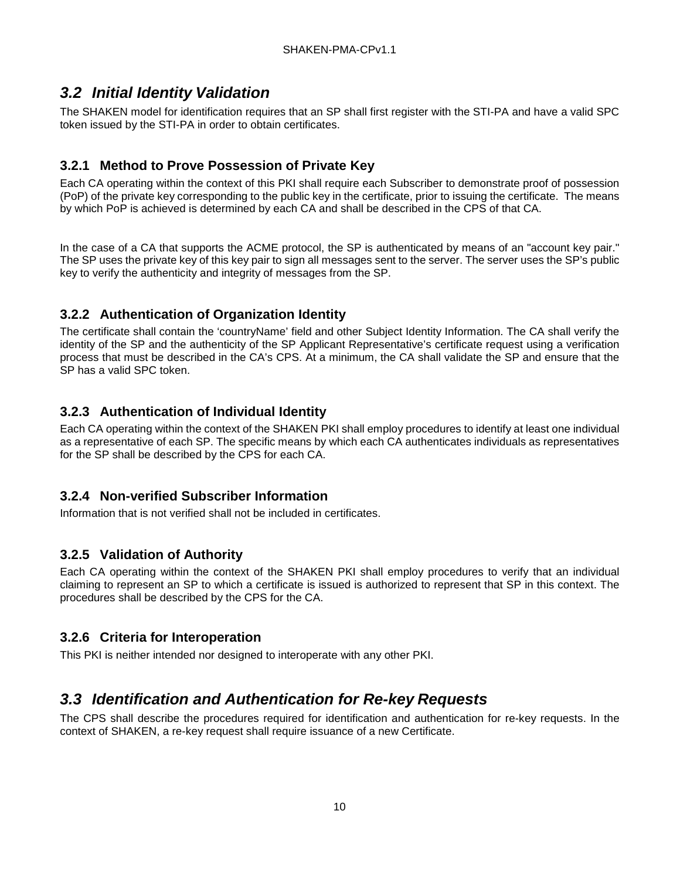## *3.2 Initial Identity Validation*

The SHAKEN model for identification requires that an SP shall first register with the STI-PA and have a valid SPC token issued by the STI-PA in order to obtain certificates.

### 3.2.1 Method to Prove Possession of Private Key

Each CA operating within the context of this PKI shall require each Subscriber to demonstrate proof of possession (PoP) of the private key corresponding to the public key in the certificate, prior to issuing the certificate. The means by which PoP is achieved is determined by each CA and shall be described in the CPS of that CA.

In the case of a CA that supports the ACME protocol, the SP is authenticated by means of an "account key pair." The SP uses the private key of this key pair to sign all messages sent to the server. The server uses the SP's public key to verify the authenticity and integrity of messages from the SP.

### 3.2.2 Authentication of Organization Identity

The certificate shall contain the 'countryName' field and other Subject Identity Information. The CA shall verify the identity of the SP and the authenticity of the SP Applicant Representative's certificate request using a verification process that must be described in the CA's CPS. At a minimum, the CA shall validate the SP and ensure that the SP has a valid SPC token.

### 3.2.3 Authentication of Individual Identity

Each CA operating within the context of the SHAKEN PKI shall employ procedures to identify at least one individual as a representative of each SP. The specific means by which each CA authenticates individuals as representatives for the SP shall be described by the CPS for each CA.

### 3.2.4 Non-verified Subscriber Information

Information that is not verified shall not be included in certificates.

### 3.2.5 Validation of Authority

Each CA operating within the context of the SHAKEN PKI shall employ procedures to verify that an individual claiming to represent an SP to which a certificate is issued is authorized to represent that SP in this context. The procedures shall be described by the CPS for the CA.

### 3.2.6 Criteria for Interoperation

This PKI is neither intended nor designed to interoperate with any other PKI.

## *3.3 Identification and Authentication for Re-key Requests*

The CPS shall describe the procedures required for identification and authentication for re-key requests. In the context of SHAKEN, a re-key request shall require issuance of a new Certificate.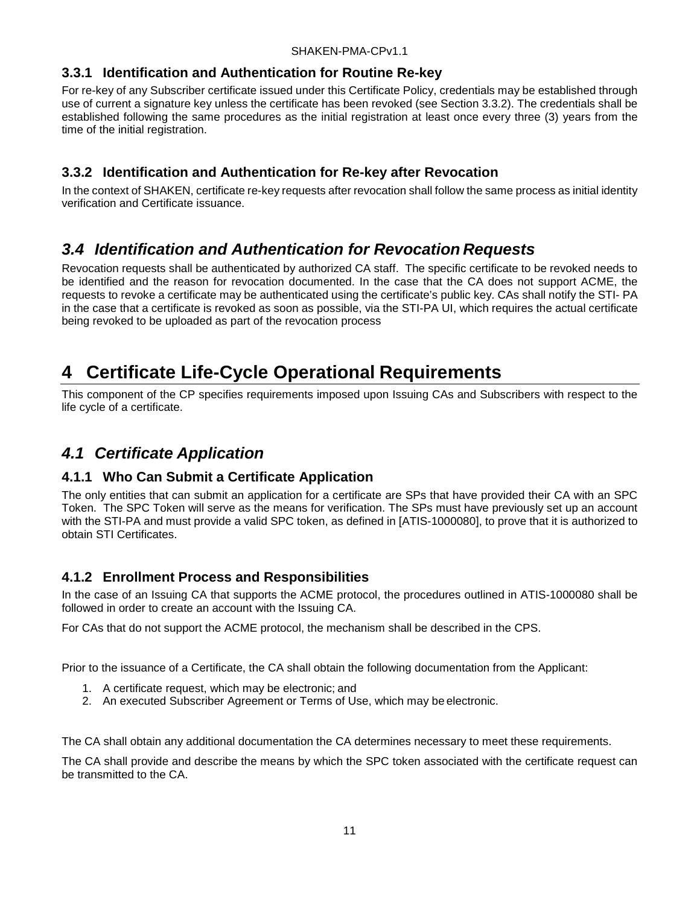### 3.3.1 Identification and Authentication for Routine Re-key

For re-key of any Subscriber certificate issued under this Certificate Policy, credentials may be established through use of current a signature key unless the certificate has been revoked (see Section 3.3.2). The credentials shall be established following the same procedures as the initial registration at least once every three (3) years from the time of the initial registration.

### 3.3.2 Identification and Authentication for Re-key after Revocation

In the context of SHAKEN, certificate re-key requests after revocation shall follow the same process as initial identity verification and Certificate issuance.

## *3.4 Identification and Authentication for Revocation Requests*

Revocation requests shall be authenticated by authorized CA staff. The specific certificate to be revoked needs to be identified and the reason for revocation documented. In the case that the CA does not support ACME, the requests to revoke a certificate may be authenticated using the certificate's public key. CAs shall notify the STI- PA in the case that a certificate is revoked as soon as possible, via the STI-PA UI, which requires the actual certificate being revoked to be uploaded as part of the revocation process

# 4 Certificate Life-Cycle Operational Requirements

This component of the CP specifies requirements imposed upon Issuing CAs and Subscribers with respect to the life cycle of a certificate.

## *4.1 Certificate Application*

### 4.1.1 Who Can Submit a Certificate Application

The only entities that can submit an application for a certificate are SPs that have provided their CA with an SPC Token. The SPC Token will serve as the means for verification. The SPs must have previously set up an account with the STI-PA and must provide a valid SPC token, as defined in [ATIS-1000080], to prove that it is authorized to obtain STI Certificates.

### 4.1.2 Enrollment Process and Responsibilities

In the case of an Issuing CA that supports the ACME protocol, the procedures outlined in ATIS-1000080 shall be followed in order to create an account with the Issuing CA.

For CAs that do not support the ACME protocol, the mechanism shall be described in the CPS.

Prior to the issuance of a Certificate, the CA shall obtain the following documentation from the Applicant:

1. A certificate request, which may be electronic; and
2. An executed Subscriber Agreement or Terms of Use, which may be electronic.

The CA shall obtain any additional documentation the CA determines necessary to meet these requirements.

The CA shall provide and describe the means by which the SPC token associated with the certificate request can be transmitted to the CA.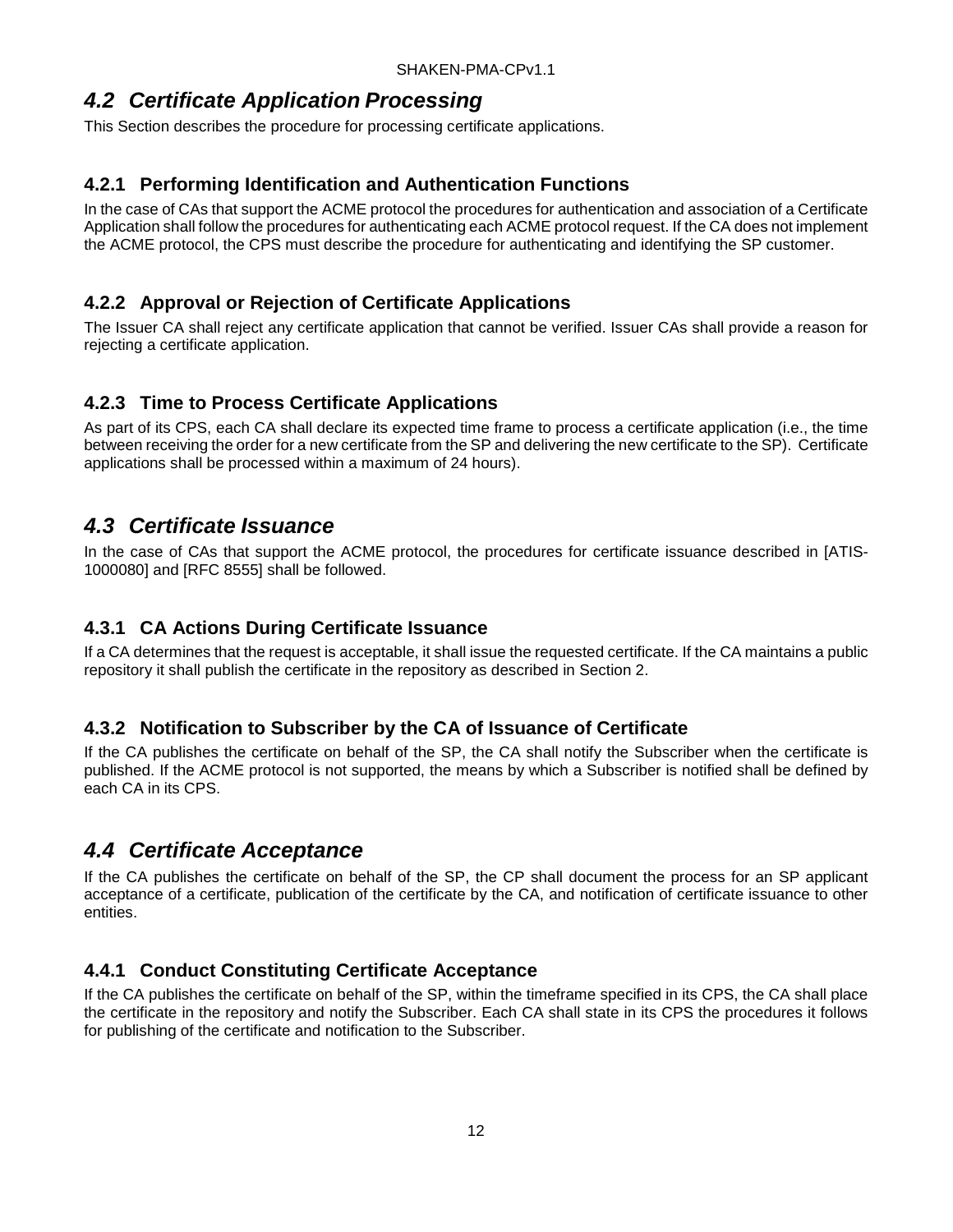## *4.2 Certificate Application Processing*

This Section describes the procedure for processing certificate applications.

### 4.2.1 Performing Identification and Authentication Functions

In the case of CAs that support the ACME protocol the procedures for authentication and association of a Certificate Application shall follow the procedures for authenticating each ACME protocol request. If the CA does not implement the ACME protocol, the CPS must describe the procedure for authenticating and identifying the SP customer.

### 4.2.2 Approval or Rejection of Certificate Applications

The Issuer CA shall reject any certificate application that cannot be verified. Issuer CAs shall provide a reason for rejecting a certificate application.

### 4.2.3 Time to Process Certificate Applications

As part of its CPS, each CA shall declare its expected time frame to process a certificate application (i.e., the time between receiving the order for a new certificate from the SP and delivering the new certificate to the SP). Certificate applications shall be processed within a maximum of 24 hours).

## *4.3 Certificate Issuance*

In the case of CAs that support the ACME protocol, the procedures for certificate issuance described in [ATIS-1000080] and [RFC 8555] shall be followed.

### 4.3.1 CA Actions During Certificate Issuance

If a CA determines that the request is acceptable, it shall issue the requested certificate. If the CA maintains a public repository it shall publish the certificate in the repository as described in Section 2.

### 4.3.2 Notification to Subscriber by the CA of Issuance of Certificate

If the CA publishes the certificate on behalf of the SP, the CA shall notify the Subscriber when the certificate is published. If the ACME protocol is not supported, the means by which a Subscriber is notified shall be defined by each CA in its CPS.

## *4.4 Certificate Acceptance*

If the CA publishes the certificate on behalf of the SP, the CP shall document the process for an SP applicant acceptance of a certificate, publication of the certificate by the CA, and notification of certificate issuance to other entities.

### 4.4.1 Conduct Constituting Certificate Acceptance

If the CA publishes the certificate on behalf of the SP, within the timeframe specified in its CPS, the CA shall place the certificate in the repository and notify the Subscriber. Each CA shall state in its CPS the procedures it follows for publishing of the certificate and notification to the Subscriber.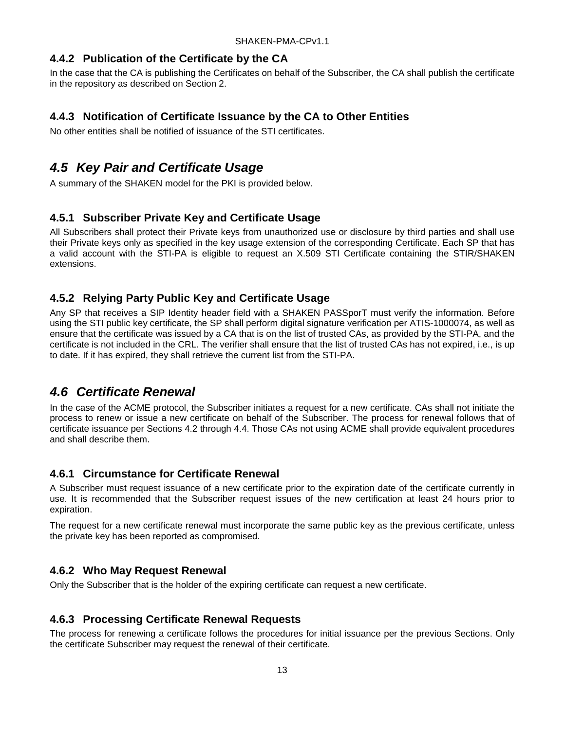### 4.4.2 Publication of the Certificate by the CA

In the case that the CA is publishing the Certificates on behalf of the Subscriber, the CA shall publish the certificate in the repository as described on Section 2.

### 4.4.3 Notification of Certificate Issuance by the CA to Other Entities

No other entities shall be notified of issuance of the STI certificates.

## *4.5 Key Pair and Certificate Usage*

A summary of the SHAKEN model for the PKI is provided below.

### 4.5.1 Subscriber Private Key and Certificate Usage

All Subscribers shall protect their Private keys from unauthorized use or disclosure by third parties and shall use their Private keys only as specified in the key usage extension of the corresponding Certificate. Each SP that has a valid account with the STI-PA is eligible to request an X.509 STI Certificate containing the STIR/SHAKEN extensions.

### 4.5.2 Relying Party Public Key and Certificate Usage

Any SP that receives a SIP Identity header field with a SHAKEN PASSporT must verify the information. Before using the STI public key certificate, the SP shall perform digital signature verification per ATIS-1000074, as well as ensure that the certificate was issued by a CA that is on the list of trusted CAs, as provided by the STI-PA, and the certificate is not included in the CRL. The verifier shall ensure that the list of trusted CAs has not expired, i.e., is up to date. If it has expired, they shall retrieve the current list from the STI-PA.

## *4.6 Certificate Renewal*

In the case of the ACME protocol, the Subscriber initiates a request for a new certificate. CAs shall not initiate the process to renew or issue a new certificate on behalf of the Subscriber. The process for renewal follows that of certificate issuance per Sections 4.2 through 4.4. Those CAs not using ACME shall provide equivalent procedures and shall describe them.

### 4.6.1 Circumstance for Certificate Renewal

A Subscriber must request issuance of a new certificate prior to the expiration date of the certificate currently in use. It is recommended that the Subscriber request issues of the new certification at least 24 hours prior to expiration.

The request for a new certificate renewal must incorporate the same public key as the previous certificate, unless the private key has been reported as compromised.

### 4.6.2 Who May Request Renewal

Only the Subscriber that is the holder of the expiring certificate can request a new certificate.

### 4.6.3 Processing Certificate Renewal Requests

The process for renewing a certificate follows the procedures for initial issuance per the previous Sections. Only the certificate Subscriber may request the renewal of their certificate.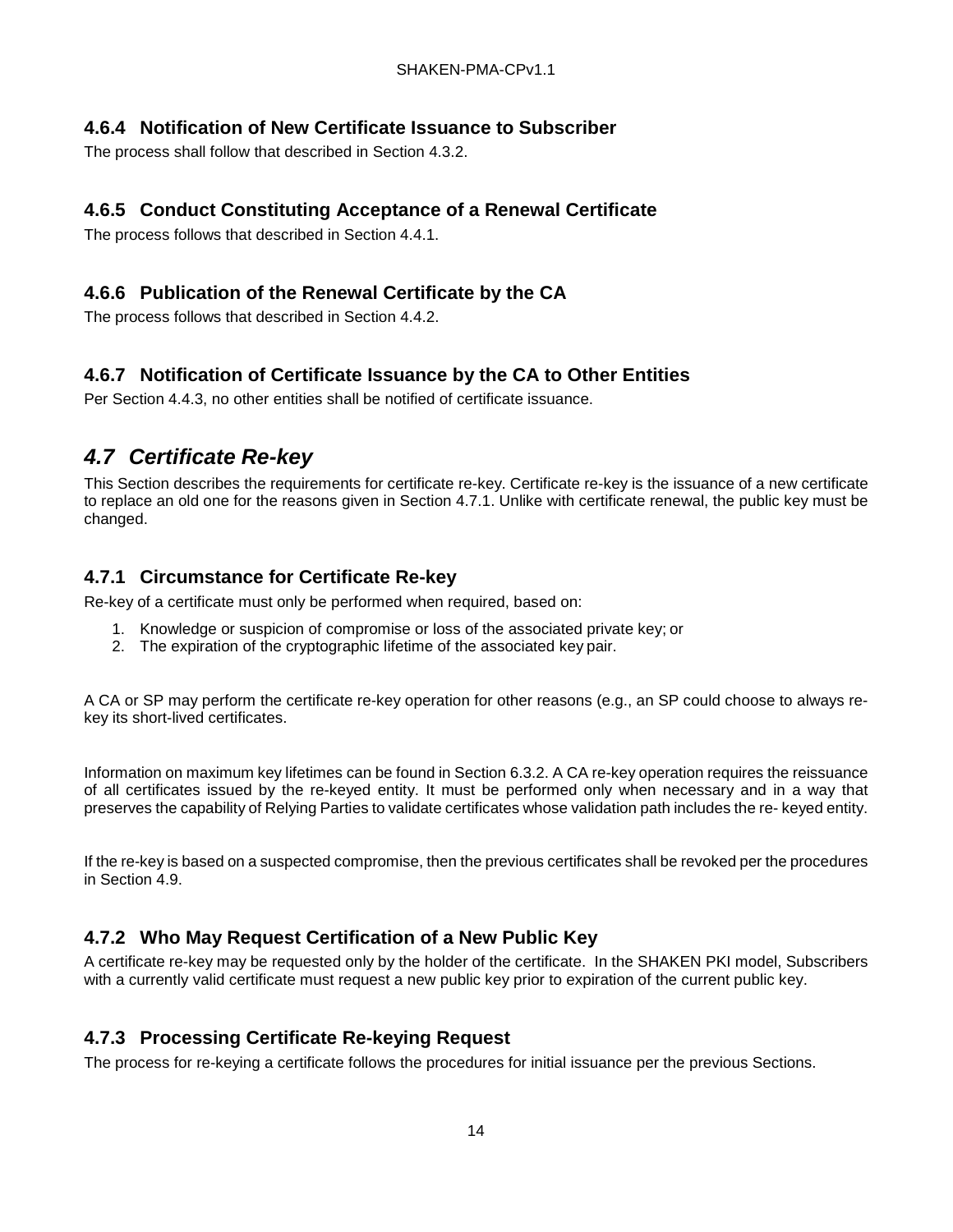### 4.6.4 Notification of New Certificate Issuance to Subscriber

The process shall follow that described in Section 4.3.2.

### 4.6.5 Conduct Constituting Acceptance of a Renewal Certificate

The process follows that described in Section 4.4.1.

### 4.6.6 Publication of the Renewal Certificate by the CA

The process follows that described in Section 4.4.2.

### 4.6.7 Notification of Certificate Issuance by the CA to Other Entities

Per Section 4.4.3, no other entities shall be notified of certificate issuance.

## *4.7 Certificate Re-key*

This Section describes the requirements for certificate re-key. Certificate re-key is the issuance of a new certificate to replace an old one for the reasons given in Section 4.7.1. Unlike with certificate renewal, the public key must be changed.

### 4.7.1 Circumstance for Certificate Re-key

Re-key of a certificate must only be performed when required, based on:

1. Knowledge or suspicion of compromise or loss of the associated private key; or
2. The expiration of the cryptographic lifetime of the associated key pair.

A CA or SP may perform the certificate re-key operation for other reasons (e.g., an SP could choose to always re-key its short-lived certificates.

Information on maximum key lifetimes can be found in Section 6.3.2. A CA re-key operation requires the reissuance of all certificates issued by the re-keyed entity. It must be performed only when necessary and in a way that preserves the capability of Relying Parties to validate certificates whose validation path includes the re- keyed entity.

If the re-key is based on a suspected compromise, then the previous certificates shall be revoked per the procedures in Section 4.9.

### 4.7.2 Who May Request Certification of a New Public Key

A certificate re-key may be requested only by the holder of the certificate. In the SHAKEN PKI model, Subscribers with a currently valid certificate must request a new public key prior to expiration of the current public key.

### 4.7.3 Processing Certificate Re-keying Request

The process for re-keying a certificate follows the procedures for initial issuance per the previous Sections.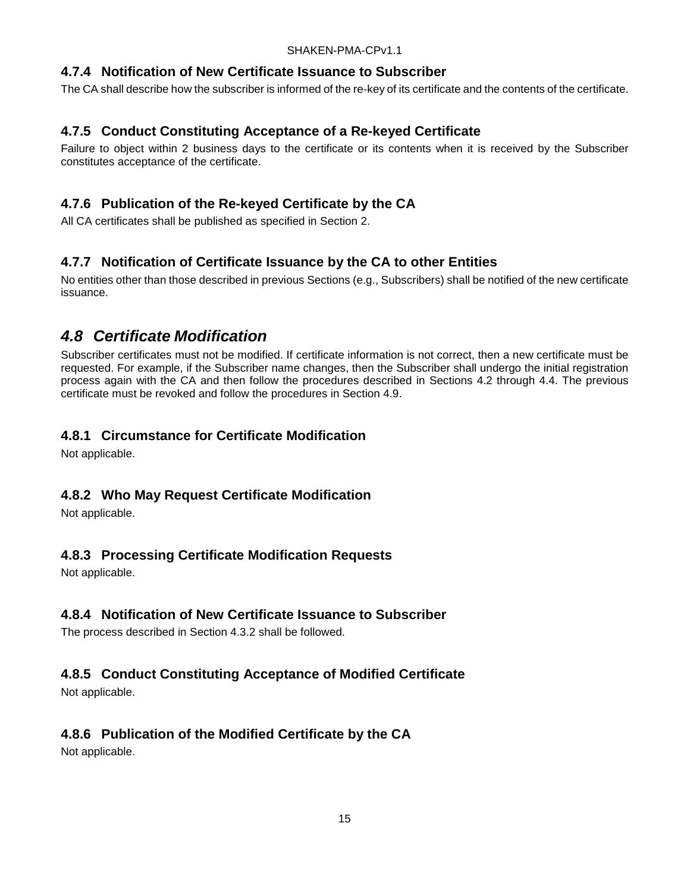### 4.7.4 Notification of New Certificate Issuance to Subscriber

The CA shall describe how the subscriber is informed of the re-key of its certificate and the contents of the certificate.

### 4.7.5 Conduct Constituting Acceptance of a Re-keyed Certificate

Failure to object within 2 business days to the certificate or its contents when it is received by the Subscriber constitutes acceptance of the certificate.

### 4.7.6 Publication of the Re-keyed Certificate by the CA

All CA certificates shall be published as specified in Section 2.

### 4.7.7 Notification of Certificate Issuance by the CA to other Entities

No entities other than those described in previous Sections (e.g., Subscribers) shall be notified of the new certificate issuance.

## *4.8 Certificate Modification*

Subscriber certificates must not be modified. If certificate information is not correct, then a new certificate must be requested. For example, if the Subscriber name changes, then the Subscriber shall undergo the initial registration process again with the CA and then follow the procedures described in Sections 4.2 through 4.4. The previous certificate must be revoked and follow the procedures in Section 4.9.

### 4.8.1 Circumstance for Certificate Modification

Not applicable.

### 4.8.2 Who May Request Certificate Modification

Not applicable.

### 4.8.3 Processing Certificate Modification Requests

Not applicable.

### 4.8.4 Notification of New Certificate Issuance to Subscriber

The process described in Section 4.3.2 shall be followed.

### 4.8.5 Conduct Constituting Acceptance of Modified Certificate

Not applicable.

### 4.8.6 Publication of the Modified Certificate by the CA

Not applicable.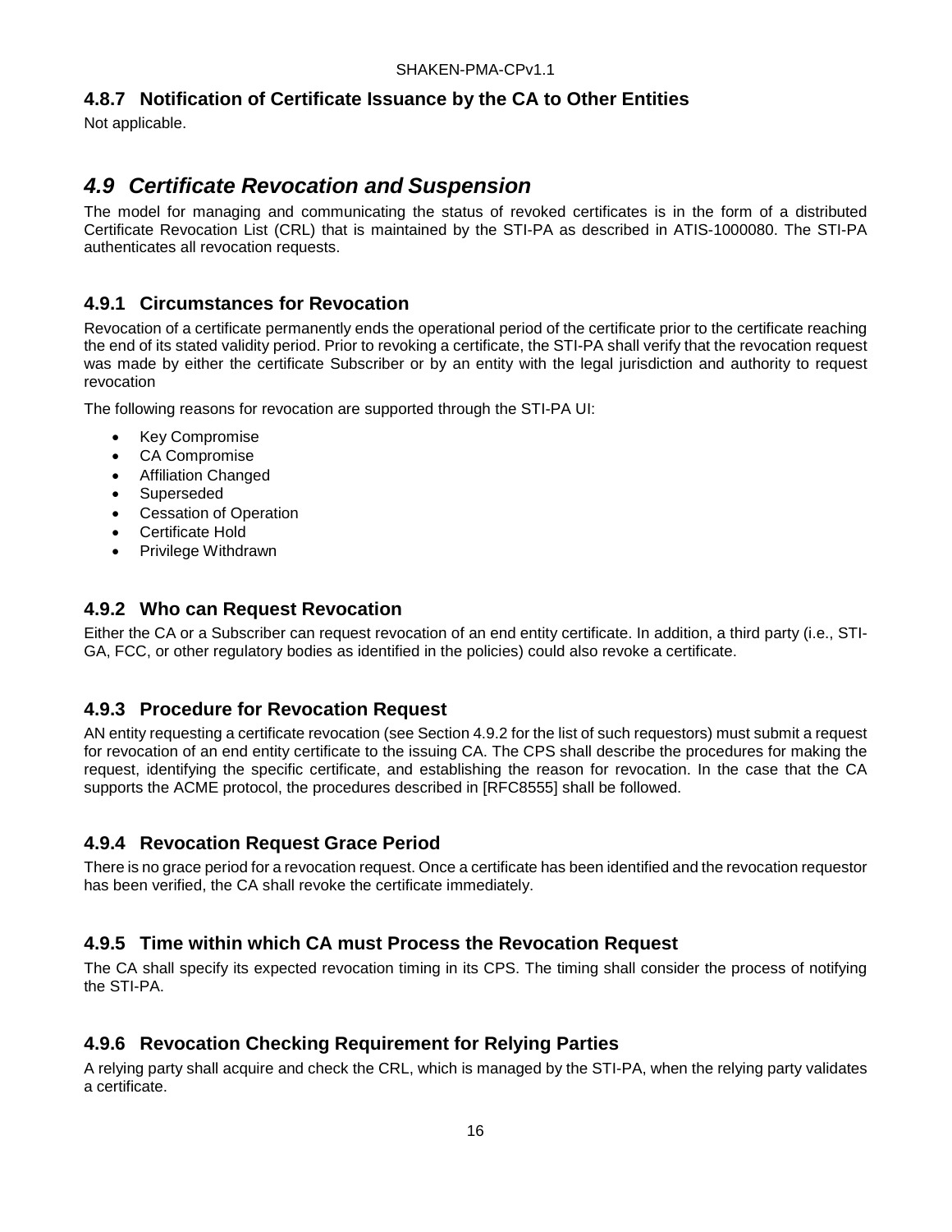### 4.8.7 Notification of Certificate Issuance by the CA to Other Entities

Not applicable.

## *4.9 Certificate Revocation and Suspension*

The model for managing and communicating the status of revoked certificates is in the form of a distributed Certificate Revocation List (CRL) that is maintained by the STI-PA as described in ATIS-1000080. The STI-PA authenticates all revocation requests.

### 4.9.1 Circumstances for Revocation

Revocation of a certificate permanently ends the operational period of the certificate prior to the certificate reaching the end of its stated validity period. Prior to revoking a certificate, the STI-PA shall verify that the revocation request was made by either the certificate Subscriber or by an entity with the legal jurisdiction and authority to request revocation

The following reasons for revocation are supported through the STI-PA UI:

- Key Compromise
- CA Compromise
- Affiliation Changed
- Superseded
- Cessation of Operation
- Certificate Hold
- Privilege Withdrawn

### 4.9.2 Who can Request Revocation

Either the CA or a Subscriber can request revocation of an end entity certificate. In addition, a third party (i.e., STI-GA, FCC, or other regulatory bodies as identified in the policies) could also revoke a certificate.

### 4.9.3 Procedure for Revocation Request

AN entity requesting a certificate revocation (see Section 4.9.2 for the list of such requestors) must submit a request for revocation of an end entity certificate to the issuing CA. The CPS shall describe the procedures for making the request, identifying the specific certificate, and establishing the reason for revocation. In the case that the CA supports the ACME protocol, the procedures described in [RFC8555] shall be followed.

### 4.9.4 Revocation Request Grace Period

There is no grace period for a revocation request. Once a certificate has been identified and the revocation requestor has been verified, the CA shall revoke the certificate immediately.

### 4.9.5 Time within which CA must Process the Revocation Request

The CA shall specify its expected revocation timing in its CPS. The timing shall consider the process of notifying the STI-PA.

### 4.9.6 Revocation Checking Requirement for Relying Parties

A relying party shall acquire and check the CRL, which is managed by the STI-PA, when the relying party validates a certificate.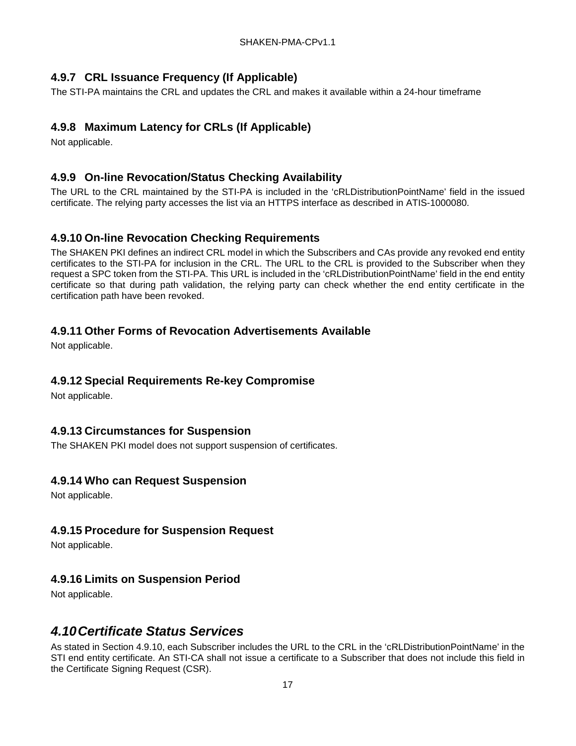### 4.9.7 CRL Issuance Frequency (If Applicable)

The STI-PA maintains the CRL and updates the CRL and makes it available within a 24-hour timeframe

### 4.9.8 Maximum Latency for CRLs (If Applicable)

Not applicable.

### 4.9.9 On-line Revocation/Status Checking Availability

The URL to the CRL maintained by the STI-PA is included in the 'cRLDistributionPointName' field in the issued certificate. The relying party accesses the list via an HTTPS interface as described in ATIS-1000080.

### 4.9.10 On-line Revocation Checking Requirements

The SHAKEN PKI defines an indirect CRL model in which the Subscribers and CAs provide any revoked end entity certificates to the STI-PA for inclusion in the CRL. The URL to the CRL is provided to the Subscriber when they request a SPC token from the STI-PA. This URL is included in the 'cRLDistributionPointName' field in the end entity certificate so that during path validation, the relying party can check whether the end entity certificate in the certification path have been revoked.

### 4.9.11 Other Forms of Revocation Advertisements Available

Not applicable.

### 4.9.12 Special Requirements Re-key Compromise

Not applicable.

### 4.9.13 Circumstances for Suspension

The SHAKEN PKI model does not support suspension of certificates.

### 4.9.14 Who can Request Suspension

Not applicable.

### 4.9.15 Procedure for Suspension Request

Not applicable.

### 4.9.16 Limits on Suspension Period

Not applicable.

## *4.10 Certificate Status Services*

As stated in Section 4.9.10, each Subscriber includes the URL to the CRL in the 'cRLDistributionPointName' in the STI end entity certificate. An STI-CA shall not issue a certificate to a Subscriber that does not include this field in the Certificate Signing Request (CSR).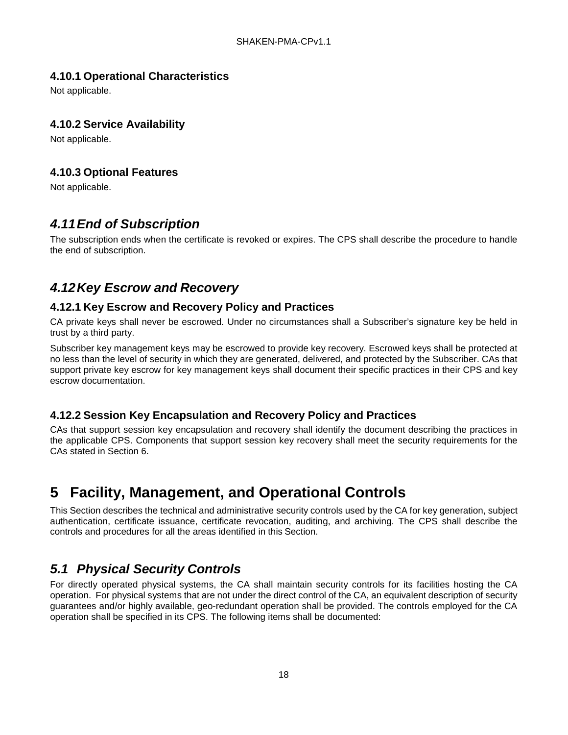### 4.10.1 Operational Characteristics

Not applicable.

### 4.10.2 Service Availability

Not applicable.

### 4.10.3 Optional Features

Not applicable.

## *4.11 End of Subscription*

The subscription ends when the certificate is revoked or expires. The CPS shall describe the procedure to handle the end of subscription.

## *4.12 Key Escrow and Recovery*

### 4.12.1 Key Escrow and Recovery Policy and Practices

CA private keys shall never be escrowed. Under no circumstances shall a Subscriber's signature key be held in trust by a third party.

Subscriber key management keys may be escrowed to provide key recovery. Escrowed keys shall be protected at no less than the level of security in which they are generated, delivered, and protected by the Subscriber. CAs that support private key escrow for key management keys shall document their specific practices in their CPS and key escrow documentation.

### 4.12.2 Session Key Encapsulation and Recovery Policy and Practices

CAs that support session key encapsulation and recovery shall identify the document describing the practices in the applicable CPS. Components that support session key recovery shall meet the security requirements for the CAs stated in Section 6.

# 5 Facility, Management, and Operational Controls

This Section describes the technical and administrative security controls used by the CA for key generation, subject authentication, certificate issuance, certificate revocation, auditing, and archiving. The CPS shall describe the controls and procedures for all the areas identified in this Section.

## *5.1 Physical Security Controls*

For directly operated physical systems, the CA shall maintain security controls for its facilities hosting the CA operation. For physical systems that are not under the direct control of the CA, an equivalent description of security guarantees and/or highly available, geo-redundant operation shall be provided. The controls employed for the CA operation shall be specified in its CPS. The following items shall be documented: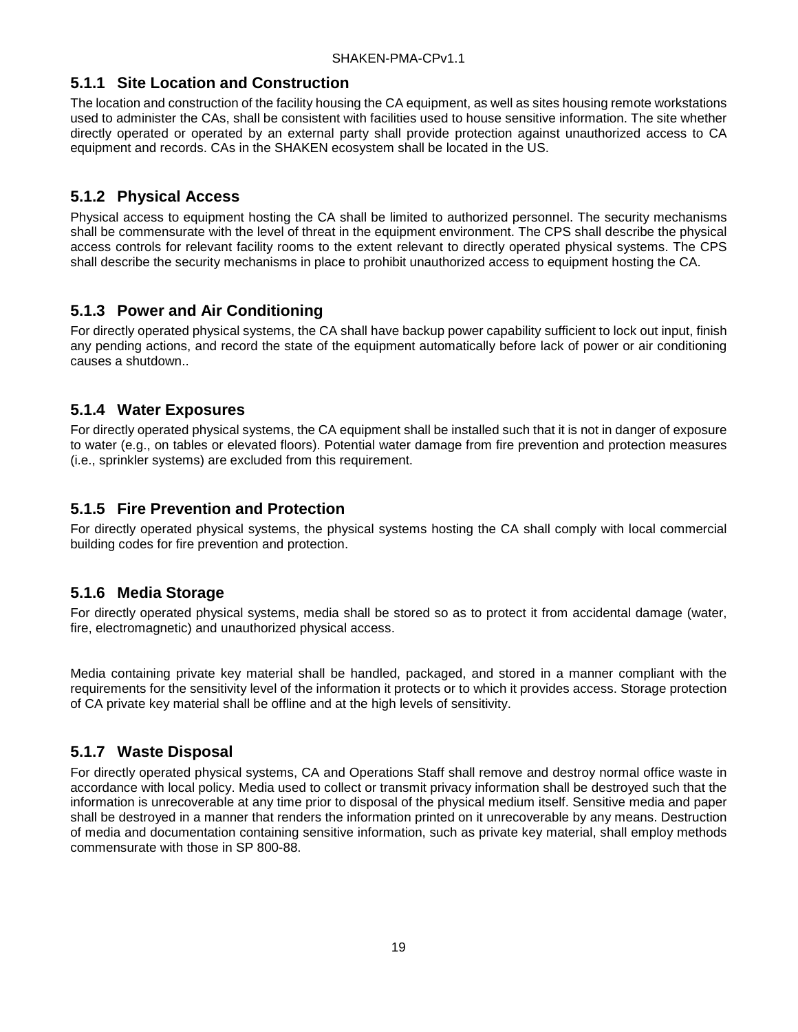### 5.1.1 Site Location and Construction

The location and construction of the facility housing the CA equipment, as well as sites housing remote workstations used to administer the CAs, shall be consistent with facilities used to house sensitive information. The site whether directly operated or operated by an external party shall provide protection against unauthorized access to CA equipment and records. CAs in the SHAKEN ecosystem shall be located in the US.

### 5.1.2 Physical Access

Physical access to equipment hosting the CA shall be limited to authorized personnel. The security mechanisms shall be commensurate with the level of threat in the equipment environment. The CPS shall describe the physical access controls for relevant facility rooms to the extent relevant to directly operated physical systems. The CPS shall describe the security mechanisms in place to prohibit unauthorized access to equipment hosting the CA.

### 5.1.3 Power and Air Conditioning

For directly operated physical systems, the CA shall have backup power capability sufficient to lock out input, finish any pending actions, and record the state of the equipment automatically before lack of power or air conditioning causes a shutdown..

### 5.1.4 Water Exposures

For directly operated physical systems, the CA equipment shall be installed such that it is not in danger of exposure to water (e.g., on tables or elevated floors). Potential water damage from fire prevention and protection measures (i.e., sprinkler systems) are excluded from this requirement.

### 5.1.5 Fire Prevention and Protection

For directly operated physical systems, the physical systems hosting the CA shall comply with local commercial building codes for fire prevention and protection.

### 5.1.6 Media Storage

For directly operated physical systems, media shall be stored so as to protect it from accidental damage (water, fire, electromagnetic) and unauthorized physical access.

Media containing private key material shall be handled, packaged, and stored in a manner compliant with the requirements for the sensitivity level of the information it protects or to which it provides access. Storage protection of CA private key material shall be offline and at the high levels of sensitivity.

### 5.1.7 Waste Disposal

For directly operated physical systems, CA and Operations Staff shall remove and destroy normal office waste in accordance with local policy. Media used to collect or transmit privacy information shall be destroyed such that the information is unrecoverable at any time prior to disposal of the physical medium itself. Sensitive media and paper shall be destroyed in a manner that renders the information printed on it unrecoverable by any means. Destruction of media and documentation containing sensitive information, such as private key material, shall employ methods commensurate with those in SP 800-88.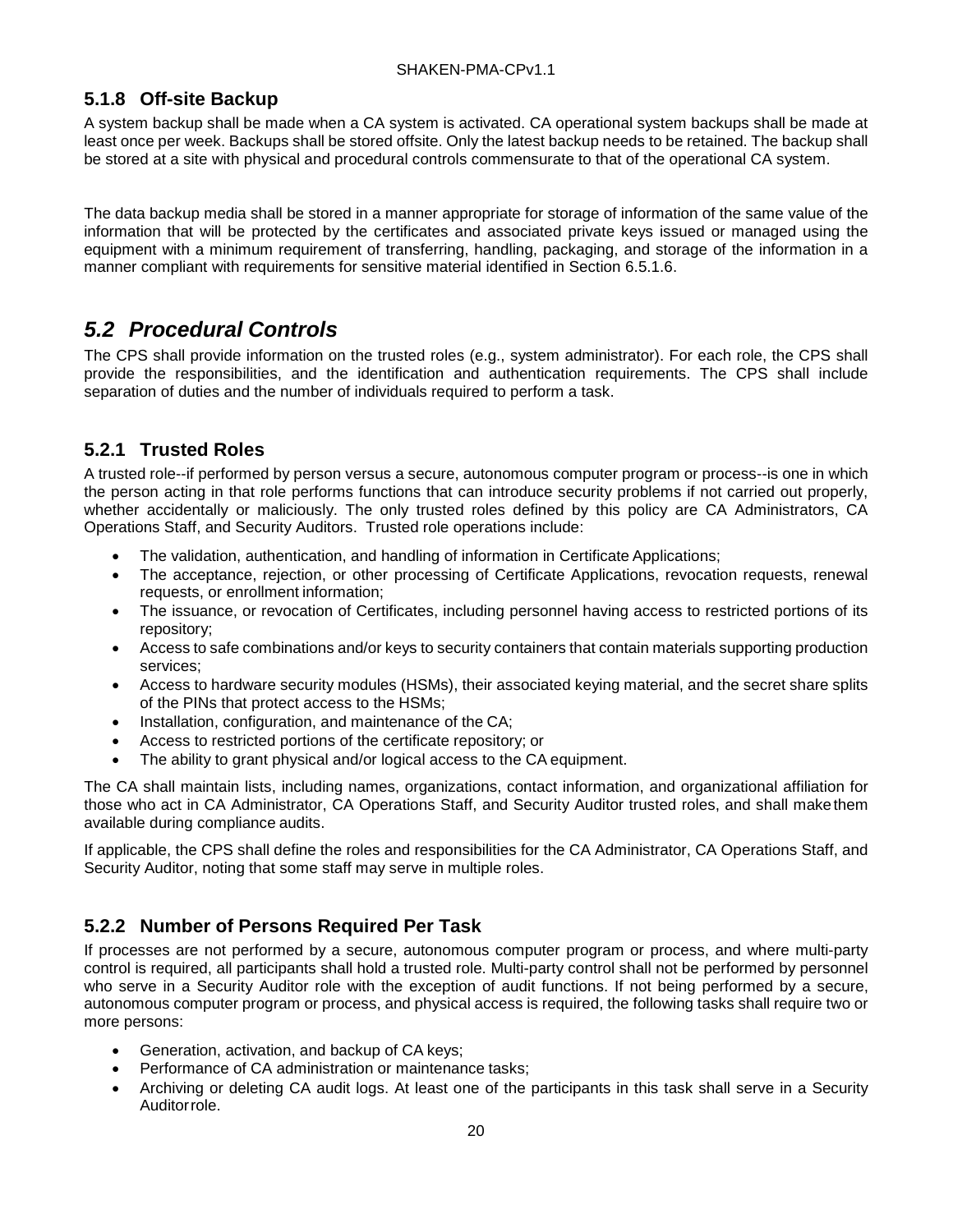### 5.1.8 Off-site Backup

A system backup shall be made when a CA system is activated. CA operational system backups shall be made at least once per week. Backups shall be stored offsite. Only the latest backup needs to be retained. The backup shall be stored at a site with physical and procedural controls commensurate to that of the operational CA system.

The data backup media shall be stored in a manner appropriate for storage of information of the same value of the information that will be protected by the certificates and associated private keys issued or managed using the equipment with a minimum requirement of transferring, handling, packaging, and storage of the information in a manner compliant with requirements for sensitive material identified in Section 6.5.1.6.

## *5.2 Procedural Controls*

The CPS shall provide information on the trusted roles (e.g., system administrator). For each role, the CPS shall provide the responsibilities, and the identification and authentication requirements. The CPS shall include separation of duties and the number of individuals required to perform a task.

### 5.2.1 Trusted Roles

A trusted role--if performed by person versus a secure, autonomous computer program or process--is one in which the person acting in that role performs functions that can introduce security problems if not carried out properly, whether accidentally or maliciously. The only trusted roles defined by this policy are CA Administrators, CA Operations Staff, and Security Auditors. Trusted role operations include:

- The validation, authentication, and handling of information in Certificate Applications;
- The acceptance, rejection, or other processing of Certificate Applications, revocation requests, renewal requests, or enrollment information;
- The issuance, or revocation of Certificates, including personnel having access to restricted portions of its repository;
- Access to safe combinations and/or keys to security containers that contain materials supporting production services;
- Access to hardware security modules (HSMs), their associated keying material, and the secret share splits of the PINs that protect access to the HSMs;
- Installation, configuration, and maintenance of the CA;
- Access to restricted portions of the certificate repository; or
- The ability to grant physical and/or logical access to the CA equipment.

The CA shall maintain lists, including names, organizations, contact information, and organizational affiliation for those who act in CA Administrator, CA Operations Staff, and Security Auditor trusted roles, and shall make them available during compliance audits.

If applicable, the CPS shall define the roles and responsibilities for the CA Administrator, CA Operations Staff, and Security Auditor, noting that some staff may serve in multiple roles.

### 5.2.2 Number of Persons Required Per Task

If processes are not performed by a secure, autonomous computer program or process, and where multi-party control is required, all participants shall hold a trusted role. Multi-party control shall not be performed by personnel who serve in a Security Auditor role with the exception of audit functions. If not being performed by a secure, autonomous computer program or process, and physical access is required, the following tasks shall require two or more persons:

- Generation, activation, and backup of CA keys;
- Performance of CA administration or maintenance tasks;
- Archiving or deleting CA audit logs. At least one of the participants in this task shall serve in a Security Auditor role.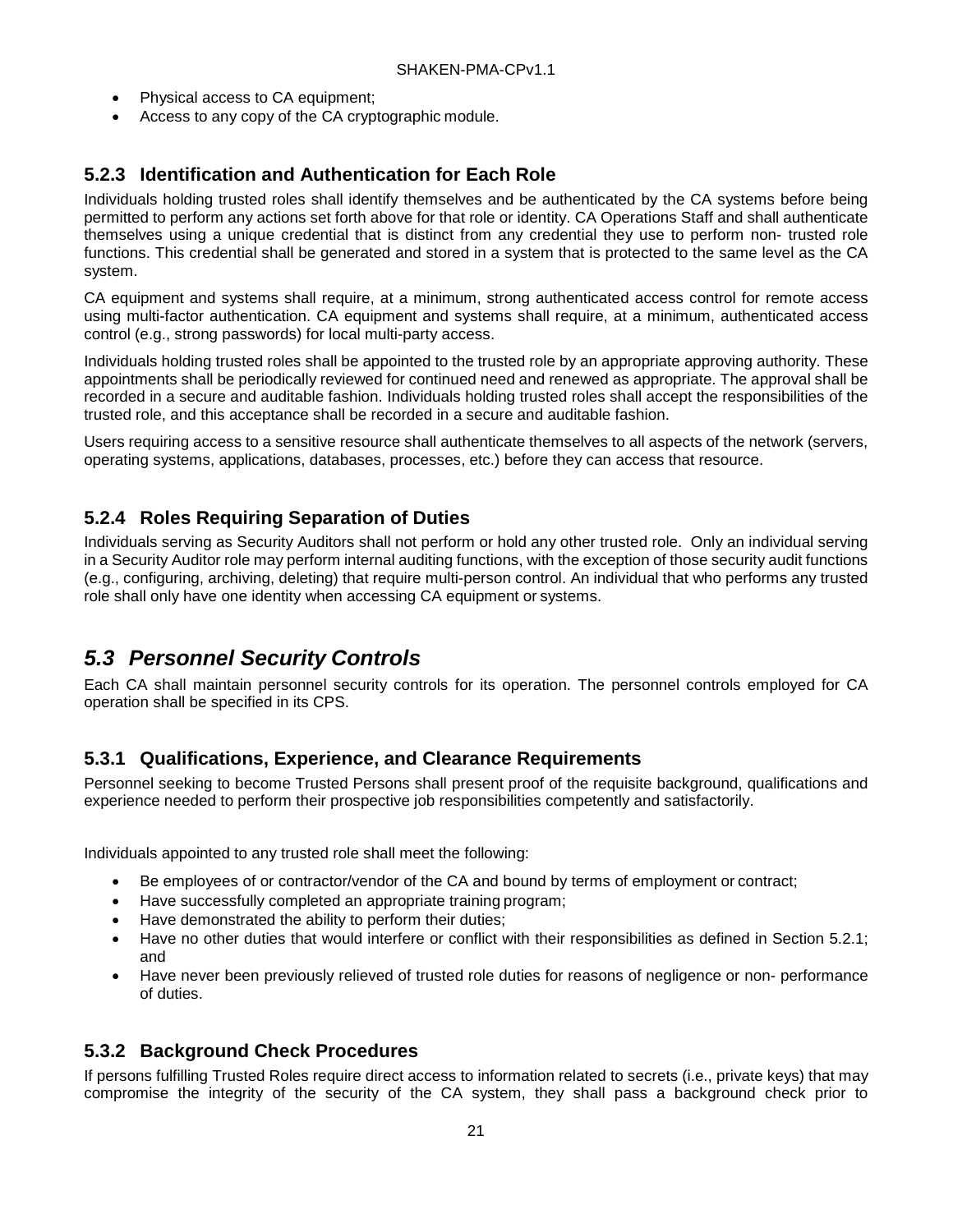- Physical access to CA equipment;
- Access to any copy of the CA cryptographic module.

### 5.2.3 Identification and Authentication for Each Role

Individuals holding trusted roles shall identify themselves and be authenticated by the CA systems before being permitted to perform any actions set forth above for that role or identity. CA Operations Staff and shall authenticate themselves using a unique credential that is distinct from any credential they use to perform non- trusted role functions. This credential shall be generated and stored in a system that is protected to the same level as the CA system.

CA equipment and systems shall require, at a minimum, strong authenticated access control for remote access using multi-factor authentication. CA equipment and systems shall require, at a minimum, authenticated access control (e.g., strong passwords) for local multi-party access.

Individuals holding trusted roles shall be appointed to the trusted role by an appropriate approving authority. These appointments shall be periodically reviewed for continued need and renewed as appropriate. The approval shall be recorded in a secure and auditable fashion. Individuals holding trusted roles shall accept the responsibilities of the trusted role, and this acceptance shall be recorded in a secure and auditable fashion.

Users requiring access to a sensitive resource shall authenticate themselves to all aspects of the network (servers, operating systems, applications, databases, processes, etc.) before they can access that resource.

### 5.2.4 Roles Requiring Separation of Duties

Individuals serving as Security Auditors shall not perform or hold any other trusted role. Only an individual serving in a Security Auditor role may perform internal auditing functions, with the exception of those security audit functions (e.g., configuring, archiving, deleting) that require multi-person control. An individual that who performs any trusted role shall only have one identity when accessing CA equipment or systems.

## *5.3 Personnel Security Controls*

Each CA shall maintain personnel security controls for its operation. The personnel controls employed for CA operation shall be specified in its CPS.

### 5.3.1 Qualifications, Experience, and Clearance Requirements

Personnel seeking to become Trusted Persons shall present proof of the requisite background, qualifications and experience needed to perform their prospective job responsibilities competently and satisfactorily.

Individuals appointed to any trusted role shall meet the following:

- Be employees of or contractor/vendor of the CA and bound by terms of employment or contract;
- Have successfully completed an appropriate training program;
- Have demonstrated the ability to perform their duties;
- Have no other duties that would interfere or conflict with their responsibilities as defined in Section 5.2.1; and
- Have never been previously relieved of trusted role duties for reasons of negligence or non- performance of duties.

### 5.3.2 Background Check Procedures

If persons fulfilling Trusted Roles require direct access to information related to secrets (i.e., private keys) that may compromise the integrity of the security of the CA system, they shall pass a background check prior to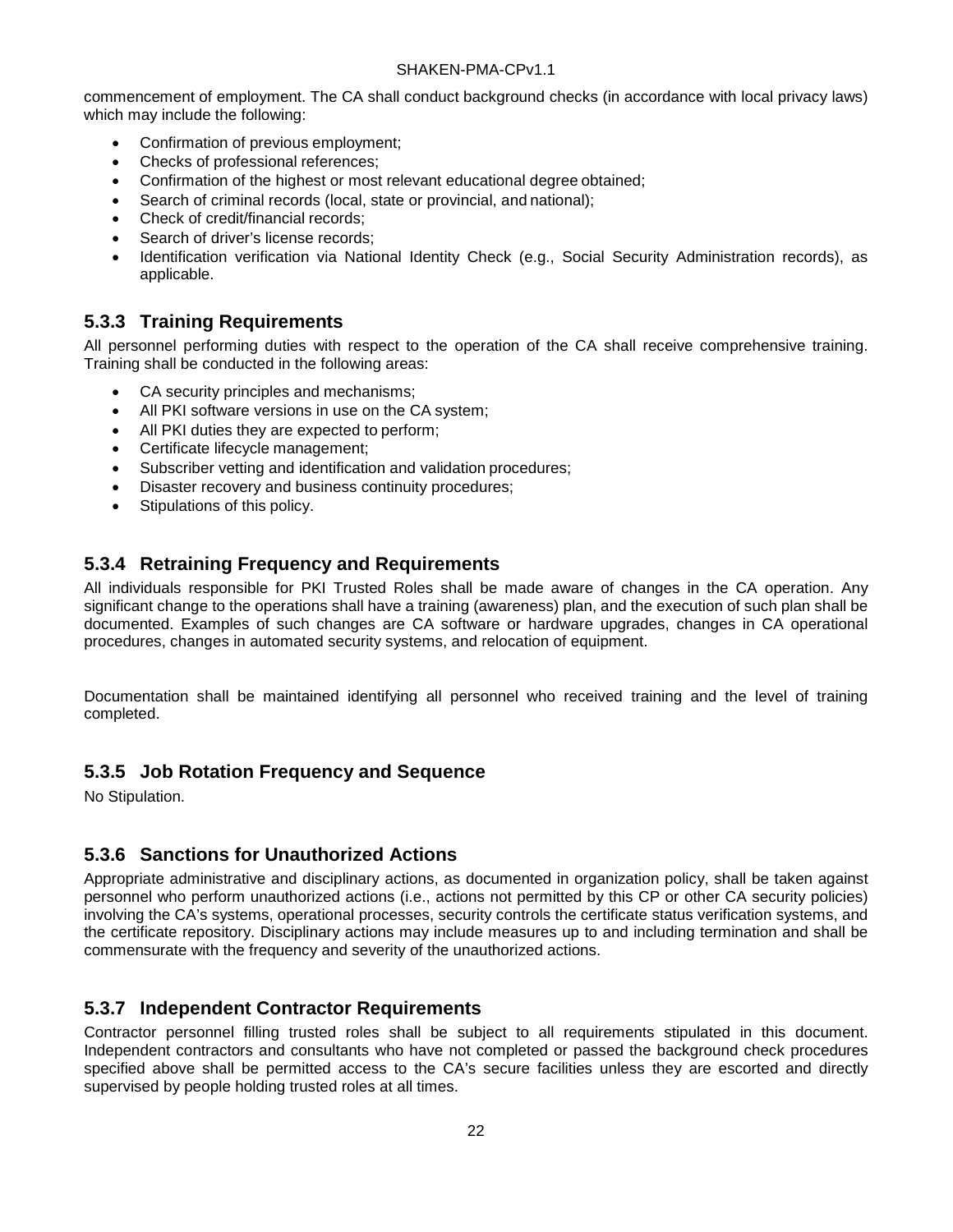commencement of employment. The CA shall conduct background checks (in accordance with local privacy laws) which may include the following:

- Confirmation of previous employment;
- Checks of professional references;
- Confirmation of the highest or most relevant educational degree obtained;
- Search of criminal records (local, state or provincial, and national);
- Check of credit/financial records;
- Search of driver's license records;
- Identification verification via National Identity Check (e.g., Social Security Administration records), as applicable.

### 5.3.3 Training Requirements

All personnel performing duties with respect to the operation of the CA shall receive comprehensive training. Training shall be conducted in the following areas:

- CA security principles and mechanisms;
- All PKI software versions in use on the CA system;
- All PKI duties they are expected to perform;
- Certificate lifecycle management;
- Subscriber vetting and identification and validation procedures;
- Disaster recovery and business continuity procedures;
- Stipulations of this policy.

### 5.3.4 Retraining Frequency and Requirements

All individuals responsible for PKI Trusted Roles shall be made aware of changes in the CA operation. Any significant change to the operations shall have a training (awareness) plan, and the execution of such plan shall be documented. Examples of such changes are CA software or hardware upgrades, changes in CA operational procedures, changes in automated security systems, and relocation of equipment.

Documentation shall be maintained identifying all personnel who received training and the level of training completed.

### 5.3.5 Job Rotation Frequency and Sequence

No Stipulation.

### 5.3.6 Sanctions for Unauthorized Actions

Appropriate administrative and disciplinary actions, as documented in organization policy, shall be taken against personnel who perform unauthorized actions (i.e., actions not permitted by this CP or other CA security policies) involving the CA's systems, operational processes, security controls the certificate status verification systems, and the certificate repository. Disciplinary actions may include measures up to and including termination and shall be commensurate with the frequency and severity of the unauthorized actions.

### 5.3.7 Independent Contractor Requirements

Contractor personnel filling trusted roles shall be subject to all requirements stipulated in this document. Independent contractors and consultants who have not completed or passed the background check procedures specified above shall be permitted access to the CA's secure facilities unless they are escorted and directly supervised by people holding trusted roles at all times.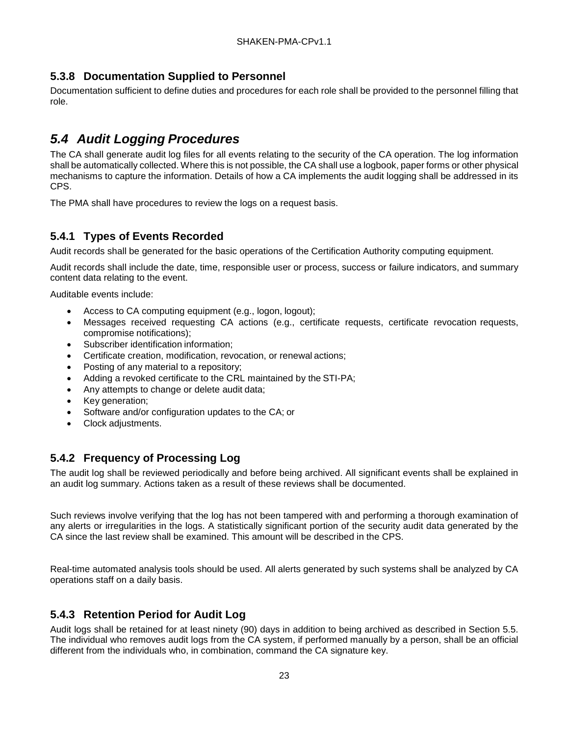### 5.3.8 Documentation Supplied to Personnel

Documentation sufficient to define duties and procedures for each role shall be provided to the personnel filling that role.

## *5.4 Audit Logging Procedures*

The CA shall generate audit log files for all events relating to the security of the CA operation. The log information shall be automatically collected. Where this is not possible, the CA shall use a logbook, paper forms or other physical mechanisms to capture the information. Details of how a CA implements the audit logging shall be addressed in its CPS.

The PMA shall have procedures to review the logs on a request basis.

### 5.4.1 Types of Events Recorded

Audit records shall be generated for the basic operations of the Certification Authority computing equipment.

Audit records shall include the date, time, responsible user or process, success or failure indicators, and summary content data relating to the event.

Auditable events include:

- Access to CA computing equipment (e.g., logon, logout);
- Messages received requesting CA actions (e.g., certificate requests, certificate revocation requests, compromise notifications);
- Subscriber identification information;
- Certificate creation, modification, revocation, or renewal actions;
- Posting of any material to a repository;
- Adding a revoked certificate to the CRL maintained by the STI-PA;
- Any attempts to change or delete audit data;
- Key generation;
- Software and/or configuration updates to the CA; or
- Clock adjustments.

### 5.4.2 Frequency of Processing Log

The audit log shall be reviewed periodically and before being archived. All significant events shall be explained in an audit log summary. Actions taken as a result of these reviews shall be documented.

Such reviews involve verifying that the log has not been tampered with and performing a thorough examination of any alerts or irregularities in the logs. A statistically significant portion of the security audit data generated by the CA since the last review shall be examined. This amount will be described in the CPS.

Real-time automated analysis tools should be used. All alerts generated by such systems shall be analyzed by CA operations staff on a daily basis.

### 5.4.3 Retention Period for Audit Log

Audit logs shall be retained for at least ninety (90) days in addition to being archived as described in Section 5.5. The individual who removes audit logs from the CA system, if performed manually by a person, shall be an official different from the individuals who, in combination, command the CA signature key.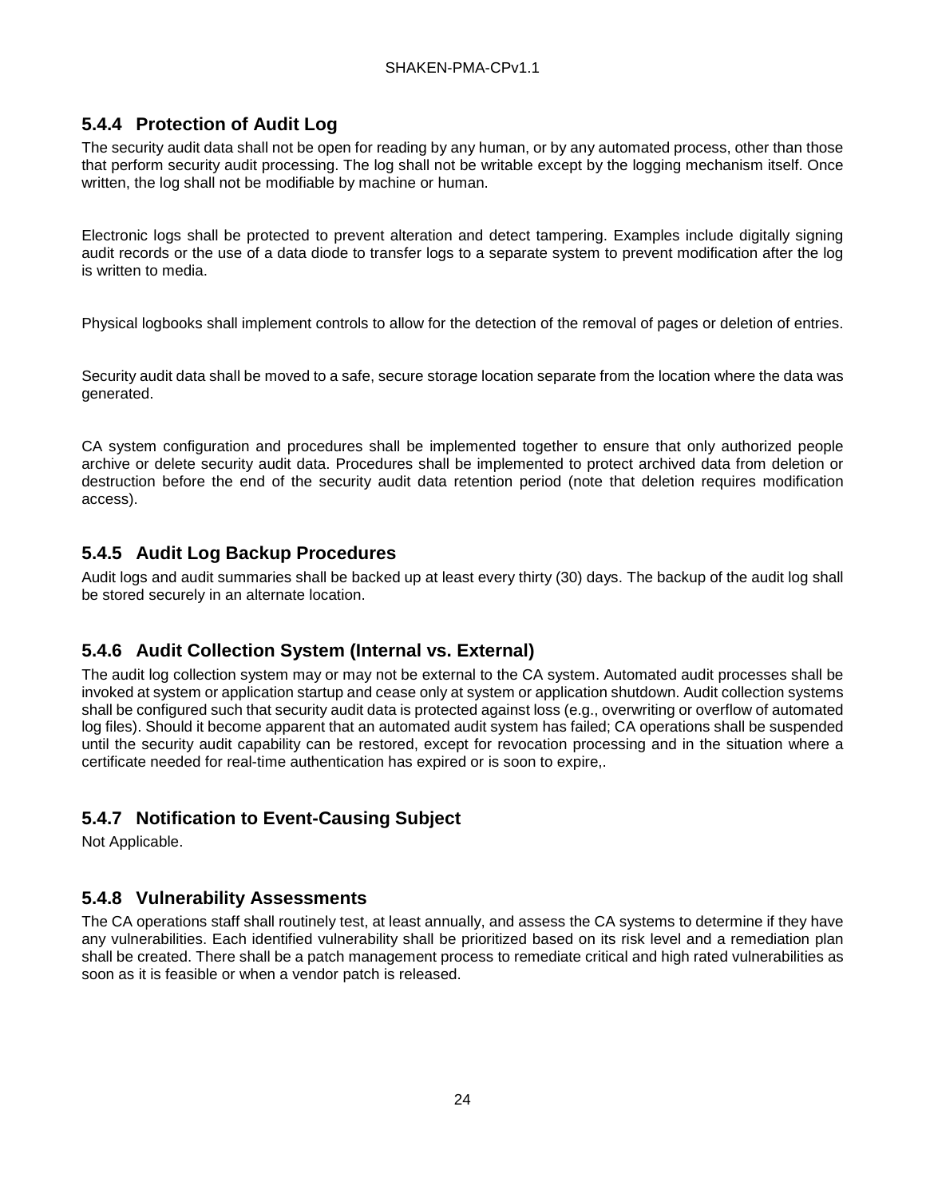### 5.4.4 Protection of Audit Log

The security audit data shall not be open for reading by any human, or by any automated process, other than those that perform security audit processing. The log shall not be writable except by the logging mechanism itself. Once written, the log shall not be modifiable by machine or human.

Electronic logs shall be protected to prevent alteration and detect tampering. Examples include digitally signing audit records or the use of a data diode to transfer logs to a separate system to prevent modification after the log is written to media.

Physical logbooks shall implement controls to allow for the detection of the removal of pages or deletion of entries.

Security audit data shall be moved to a safe, secure storage location separate from the location where the data was generated.

CA system configuration and procedures shall be implemented together to ensure that only authorized people archive or delete security audit data. Procedures shall be implemented to protect archived data from deletion or destruction before the end of the security audit data retention period (note that deletion requires modification access).

### 5.4.5 Audit Log Backup Procedures

Audit logs and audit summaries shall be backed up at least every thirty (30) days. The backup of the audit log shall be stored securely in an alternate location.

### 5.4.6 Audit Collection System (Internal vs. External)

The audit log collection system may or may not be external to the CA system. Automated audit processes shall be invoked at system or application startup and cease only at system or application shutdown. Audit collection systems shall be configured such that security audit data is protected against loss (e.g., overwriting or overflow of automated log files). Should it become apparent that an automated audit system has failed; CA operations shall be suspended until the security audit capability can be restored, except for revocation processing and in the situation where a certificate needed for real-time authentication has expired or is soon to expire,.

### 5.4.7 Notification to Event-Causing Subject

Not Applicable.

### 5.4.8 Vulnerability Assessments

The CA operations staff shall routinely test, at least annually, and assess the CA systems to determine if they have any vulnerabilities. Each identified vulnerability shall be prioritized based on its risk level and a remediation plan shall be created. There shall be a patch management process to remediate critical and high rated vulnerabilities as soon as it is feasible or when a vendor patch is released.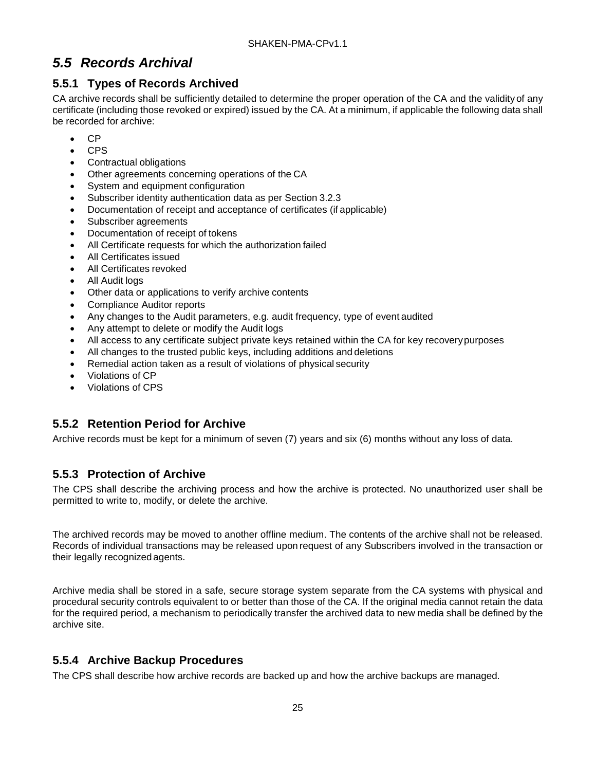## *5.5 Records Archival*

### 5.5.1 Types of Records Archived

CA archive records shall be sufficiently detailed to determine the proper operation of the CA and the validity of any certificate (including those revoked or expired) issued by the CA. At a minimum, if applicable the following data shall be recorded for archive:

- CP
- CPS
- Contractual obligations
- Other agreements concerning operations of the CA
- System and equipment configuration
- Subscriber identity authentication data as per Section 3.2.3
- Documentation of receipt and acceptance of certificates (if applicable)
- Subscriber agreements
- Documentation of receipt of tokens
- All Certificate requests for which the authorization failed
- All Certificates issued
- All Certificates revoked
- All Audit logs
- Other data or applications to verify archive contents
- Compliance Auditor reports
- Any changes to the Audit parameters, e.g. audit frequency, type of event audited
- Any attempt to delete or modify the Audit logs
- All access to any certificate subject private keys retained within the CA for key recovery purposes
- All changes to the trusted public keys, including additions and deletions
- Remedial action taken as a result of violations of physical security
- Violations of CP
- Violations of CPS

### 5.5.2 Retention Period for Archive

Archive records must be kept for a minimum of seven (7) years and six (6) months without any loss of data.

### 5.5.3 Protection of Archive

The CPS shall describe the archiving process and how the archive is protected. No unauthorized user shall be permitted to write to, modify, or delete the archive.

The archived records may be moved to another offline medium. The contents of the archive shall not be released. Records of individual transactions may be released upon request of any Subscribers involved in the transaction or their legally recognized agents.

Archive media shall be stored in a safe, secure storage system separate from the CA systems with physical and procedural security controls equivalent to or better than those of the CA. If the original media cannot retain the data for the required period, a mechanism to periodically transfer the archived data to new media shall be defined by the archive site.

### 5.5.4 Archive Backup Procedures

The CPS shall describe how archive records are backed up and how the archive backups are managed.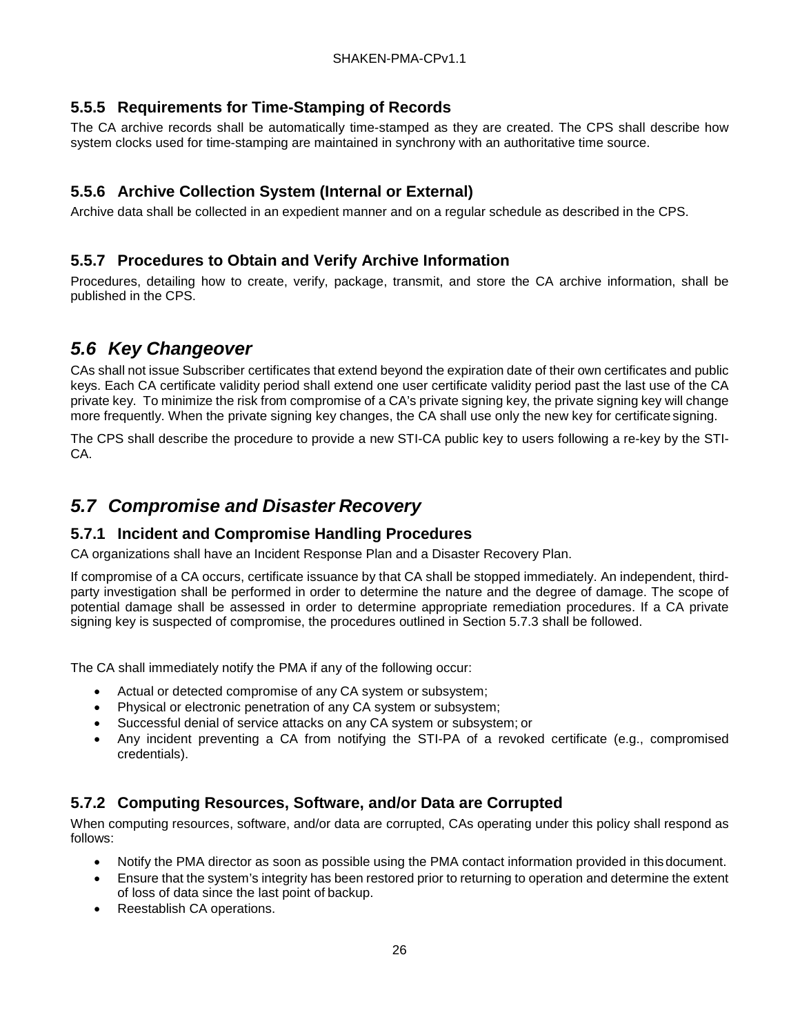### 5.5.5 Requirements for Time-Stamping of Records

The CA archive records shall be automatically time-stamped as they are created. The CPS shall describe how system clocks used for time-stamping are maintained in synchrony with an authoritative time source.

### 5.5.6 Archive Collection System (Internal or External)

Archive data shall be collected in an expedient manner and on a regular schedule as described in the CPS.

### 5.5.7 Procedures to Obtain and Verify Archive Information

Procedures, detailing how to create, verify, package, transmit, and store the CA archive information, shall be published in the CPS.

## *5.6 Key Changeover*

CAs shall not issue Subscriber certificates that extend beyond the expiration date of their own certificates and public keys. Each CA certificate validity period shall extend one user certificate validity period past the last use of the CA private key. To minimize the risk from compromise of a CA's private signing key, the private signing key will change more frequently. When the private signing key changes, the CA shall use only the new key for certificate signing.

The CPS shall describe the procedure to provide a new STI-CA public key to users following a re-key by the STI-CA.

## *5.7 Compromise and Disaster Recovery*

### 5.7.1 Incident and Compromise Handling Procedures

CA organizations shall have an Incident Response Plan and a Disaster Recovery Plan.

If compromise of a CA occurs, certificate issuance by that CA shall be stopped immediately. An independent, third-party investigation shall be performed in order to determine the nature and the degree of damage. The scope of potential damage shall be assessed in order to determine appropriate remediation procedures. If a CA private signing key is suspected of compromise, the procedures outlined in Section 5.7.3 shall be followed.

The CA shall immediately notify the PMA if any of the following occur:

- Actual or detected compromise of any CA system or subsystem;
- Physical or electronic penetration of any CA system or subsystem;
- Successful denial of service attacks on any CA system or subsystem; or
- Any incident preventing a CA from notifying the STI-PA of a revoked certificate (e.g., compromised credentials).

### 5.7.2 Computing Resources, Software, and/or Data are Corrupted

When computing resources, software, and/or data are corrupted, CAs operating under this policy shall respond as follows:

- Notify the PMA director as soon as possible using the PMA contact information provided in this document.
- Ensure that the system's integrity has been restored prior to returning to operation and determine the extent of loss of data since the last point of backup.
- Reestablish CA operations.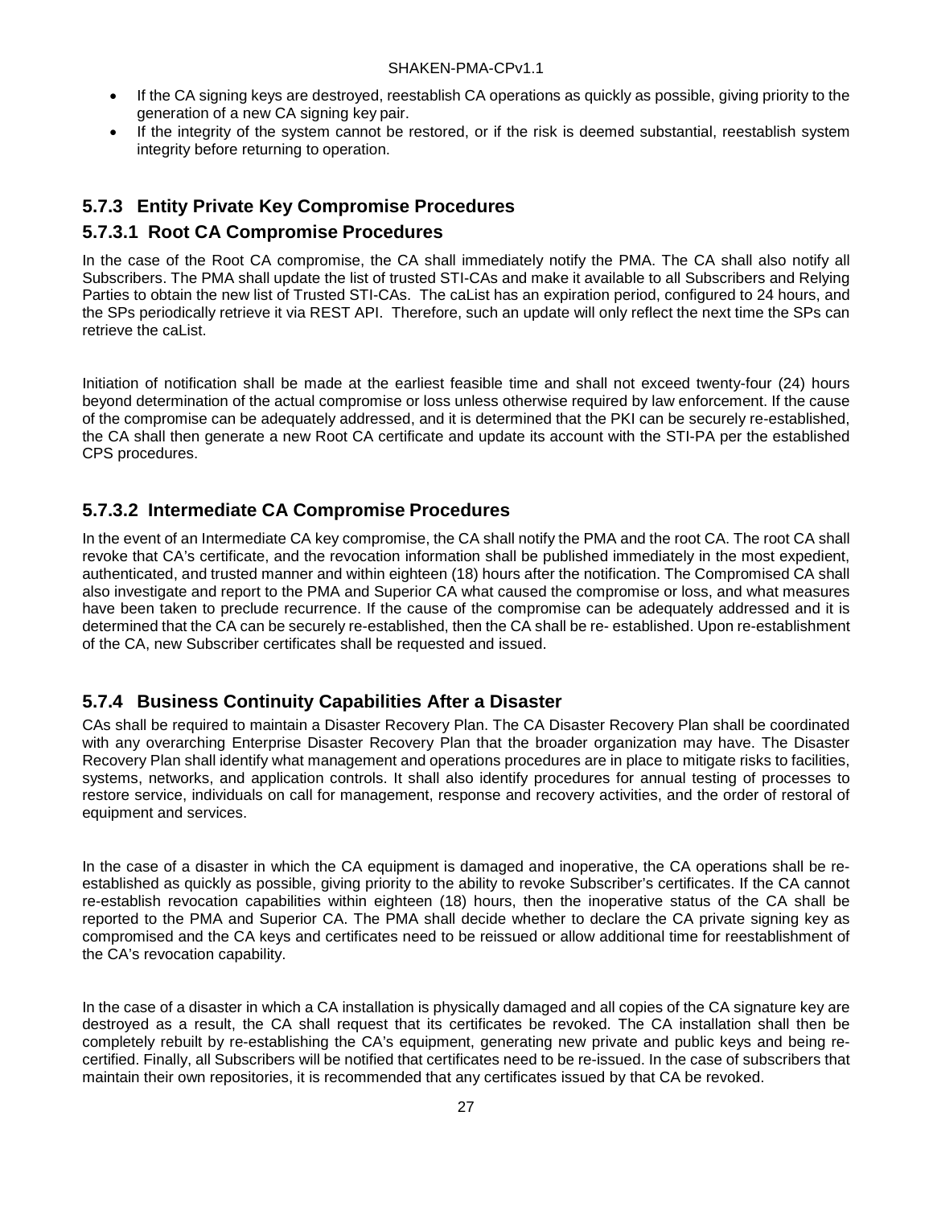- If the CA signing keys are destroyed, reestablish CA operations as quickly as possible, giving priority to the generation of a new CA signing key pair.
- If the integrity of the system cannot be restored, or if the risk is deemed substantial, reestablish system integrity before returning to operation.

### 5.7.3 Entity Private Key Compromise Procedures

#### 5.7.3.1 Root CA Compromise Procedures

In the case of the Root CA compromise, the CA shall immediately notify the PMA. The CA shall also notify all Subscribers. The PMA shall update the list of trusted STI-CAs and make it available to all Subscribers and Relying Parties to obtain the new list of Trusted STI-CAs. The caList has an expiration period, configured to 24 hours, and the SPs periodically retrieve it via REST API. Therefore, such an update will only reflect the next time the SPs can retrieve the caList.

Initiation of notification shall be made at the earliest feasible time and shall not exceed twenty-four (24) hours beyond determination of the actual compromise or loss unless otherwise required by law enforcement. If the cause of the compromise can be adequately addressed, and it is determined that the PKI can be securely re-established, the CA shall then generate a new Root CA certificate and update its account with the STI-PA per the established CPS procedures.

#### 5.7.3.2 Intermediate CA Compromise Procedures

In the event of an Intermediate CA key compromise, the CA shall notify the PMA and the root CA. The root CA shall revoke that CA's certificate, and the revocation information shall be published immediately in the most expedient, authenticated, and trusted manner and within eighteen (18) hours after the notification. The Compromised CA shall also investigate and report to the PMA and Superior CA what caused the compromise or loss, and what measures have been taken to preclude recurrence. If the cause of the compromise can be adequately addressed and it is determined that the CA can be securely re-established, then the CA shall be re- established. Upon re-establishment of the CA, new Subscriber certificates shall be requested and issued.

### 5.7.4 Business Continuity Capabilities After a Disaster

CAs shall be required to maintain a Disaster Recovery Plan. The CA Disaster Recovery Plan shall be coordinated with any overarching Enterprise Disaster Recovery Plan that the broader organization may have. The Disaster Recovery Plan shall identify what management and operations procedures are in place to mitigate risks to facilities, systems, networks, and application controls. It shall also identify procedures for annual testing of processes to restore service, individuals on call for management, response and recovery activities, and the order of restoral of equipment and services.

In the case of a disaster in which the CA equipment is damaged and inoperative, the CA operations shall be re-established as quickly as possible, giving priority to the ability to revoke Subscriber's certificates. If the CA cannot re-establish revocation capabilities within eighteen (18) hours, then the inoperative status of the CA shall be reported to the PMA and Superior CA. The PMA shall decide whether to declare the CA private signing key as compromised and the CA keys and certificates need to be reissued or allow additional time for reestablishment of the CA's revocation capability.

In the case of a disaster in which a CA installation is physically damaged and all copies of the CA signature key are destroyed as a result, the CA shall request that its certificates be revoked. The CA installation shall then be completely rebuilt by re-establishing the CA's equipment, generating new private and public keys and being re-certified. Finally, all Subscribers will be notified that certificates need to be re-issued. In the case of subscribers that maintain their own repositories, it is recommended that any certificates issued by that CA be revoked.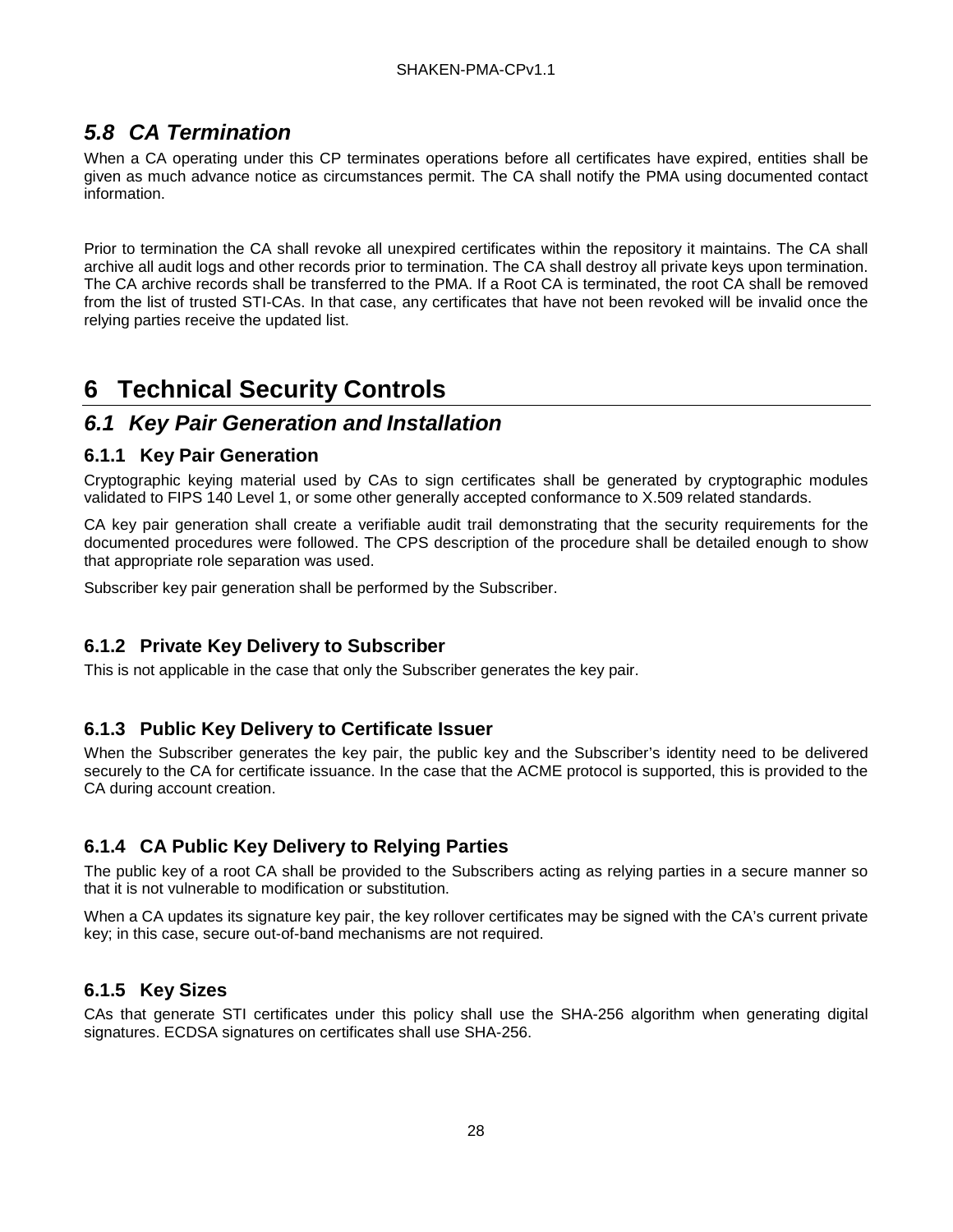## *5.8 CA Termination*

When a CA operating under this CP terminates operations before all certificates have expired, entities shall be given as much advance notice as circumstances permit. The CA shall notify the PMA using documented contact information.

Prior to termination the CA shall revoke all unexpired certificates within the repository it maintains. The CA shall archive all audit logs and other records prior to termination. The CA shall destroy all private keys upon termination. The CA archive records shall be transferred to the PMA. If a Root CA is terminated, the root CA shall be removed from the list of trusted STI-CAs. In that case, any certificates that have not been revoked will be invalid once the relying parties receive the updated list.

# 6 Technical Security Controls

## *6.1 Key Pair Generation and Installation*

### 6.1.1 Key Pair Generation

Cryptographic keying material used by CAs to sign certificates shall be generated by cryptographic modules validated to FIPS 140 Level 1, or some other generally accepted conformance to X.509 related standards.

CA key pair generation shall create a verifiable audit trail demonstrating that the security requirements for the documented procedures were followed. The CPS description of the procedure shall be detailed enough to show that appropriate role separation was used.

Subscriber key pair generation shall be performed by the Subscriber.

### 6.1.2 Private Key Delivery to Subscriber

This is not applicable in the case that only the Subscriber generates the key pair.

### 6.1.3 Public Key Delivery to Certificate Issuer

When the Subscriber generates the key pair, the public key and the Subscriber's identity need to be delivered securely to the CA for certificate issuance. In the case that the ACME protocol is supported, this is provided to the CA during account creation.

### 6.1.4 CA Public Key Delivery to Relying Parties

The public key of a root CA shall be provided to the Subscribers acting as relying parties in a secure manner so that it is not vulnerable to modification or substitution.

When a CA updates its signature key pair, the key rollover certificates may be signed with the CA's current private key; in this case, secure out-of-band mechanisms are not required.

### 6.1.5 Key Sizes

CAs that generate STI certificates under this policy shall use the SHA-256 algorithm when generating digital signatures. ECDSA signatures on certificates shall use SHA-256.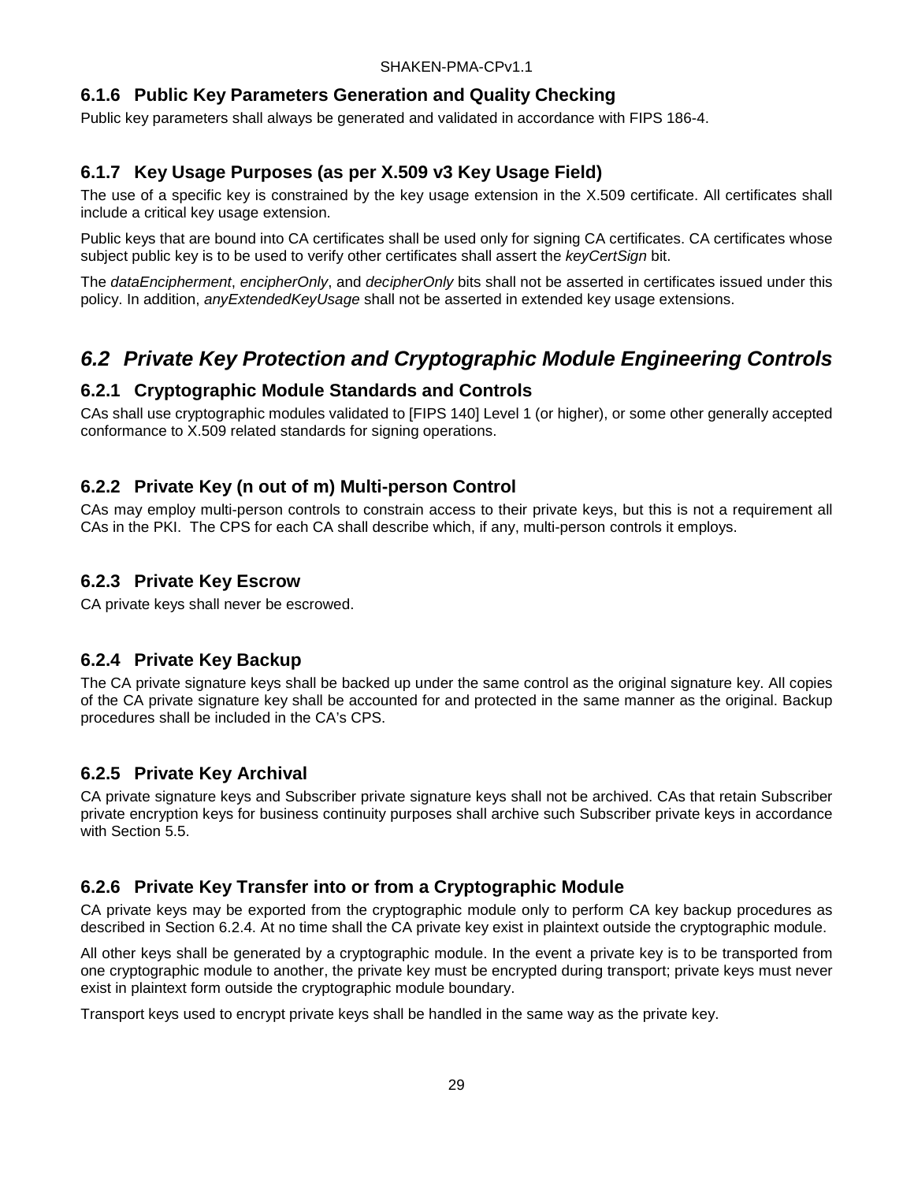### 6.1.6 Public Key Parameters Generation and Quality Checking

Public key parameters shall always be generated and validated in accordance with FIPS 186-4.

### 6.1.7 Key Usage Purposes (as per X.509 v3 Key Usage Field)

The use of a specific key is constrained by the key usage extension in the X.509 certificate. All certificates shall include a critical key usage extension.

Public keys that are bound into CA certificates shall be used only for signing CA certificates. CA certificates whose subject public key is to be used to verify other certificates shall assert the *keyCertSign* bit.

The *dataEncipherment*, *encipherOnly*, and *decipherOnly* bits shall not be asserted in certificates issued under this policy. In addition, *anyExtendedKeyUsage* shall not be asserted in extended key usage extensions.

## *6.2 Private Key Protection and Cryptographic Module Engineering Controls*

### 6.2.1 Cryptographic Module Standards and Controls

CAs shall use cryptographic modules validated to [FIPS 140] Level 1 (or higher), or some other generally accepted conformance to X.509 related standards for signing operations.

### 6.2.2 Private Key (n out of m) Multi-person Control

CAs may employ multi-person controls to constrain access to their private keys, but this is not a requirement all CAs in the PKI. The CPS for each CA shall describe which, if any, multi-person controls it employs.

### 6.2.3 Private Key Escrow

CA private keys shall never be escrowed.

### 6.2.4 Private Key Backup

The CA private signature keys shall be backed up under the same control as the original signature key. All copies of the CA private signature key shall be accounted for and protected in the same manner as the original. Backup procedures shall be included in the CA's CPS.

### 6.2.5 Private Key Archival

CA private signature keys and Subscriber private signature keys shall not be archived. CAs that retain Subscriber private encryption keys for business continuity purposes shall archive such Subscriber private keys in accordance with Section 5.5.

### 6.2.6 Private Key Transfer into or from a Cryptographic Module

CA private keys may be exported from the cryptographic module only to perform CA key backup procedures as described in Section 6.2.4. At no time shall the CA private key exist in plaintext outside the cryptographic module.

All other keys shall be generated by a cryptographic module. In the event a private key is to be transported from one cryptographic module to another, the private key must be encrypted during transport; private keys must never exist in plaintext form outside the cryptographic module boundary.

Transport keys used to encrypt private keys shall be handled in the same way as the private key.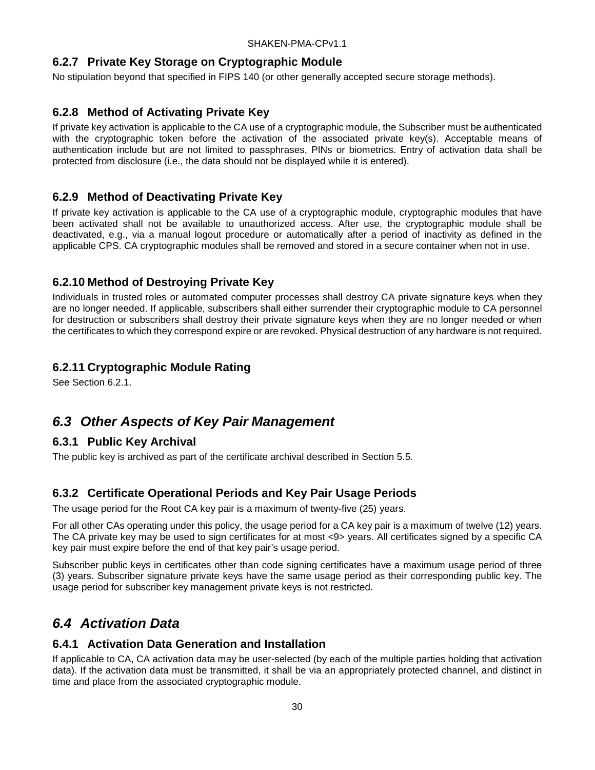### 6.2.7 Private Key Storage on Cryptographic Module

No stipulation beyond that specified in FIPS 140 (or other generally accepted secure storage methods).

### 6.2.8 Method of Activating Private Key

If private key activation is applicable to the CA use of a cryptographic module, the Subscriber must be authenticated with the cryptographic token before the activation of the associated private key(s). Acceptable means of authentication include but are not limited to passphrases, PINs or biometrics. Entry of activation data shall be protected from disclosure (i.e., the data should not be displayed while it is entered).

### 6.2.9 Method of Deactivating Private Key

If private key activation is applicable to the CA use of a cryptographic module, cryptographic modules that have been activated shall not be available to unauthorized access. After use, the cryptographic module shall be deactivated, e.g., via a manual logout procedure or automatically after a period of inactivity as defined in the applicable CPS. CA cryptographic modules shall be removed and stored in a secure container when not in use.

### 6.2.10 Method of Destroying Private Key

Individuals in trusted roles or automated computer processes shall destroy CA private signature keys when they are no longer needed. If applicable, subscribers shall either surrender their cryptographic module to CA personnel for destruction or subscribers shall destroy their private signature keys when they are no longer needed or when the certificates to which they correspond expire or are revoked. Physical destruction of any hardware is not required.

### 6.2.11 Cryptographic Module Rating

See Section 6.2.1.

## *6.3 Other Aspects of Key Pair Management*

### 6.3.1 Public Key Archival

The public key is archived as part of the certificate archival described in Section 5.5.

### 6.3.2 Certificate Operational Periods and Key Pair Usage Periods

The usage period for the Root CA key pair is a maximum of twenty-five (25) years.

For all other CAs operating under this policy, the usage period for a CA key pair is a maximum of twelve (12) years. The CA private key may be used to sign certificates for at most <9> years. All certificates signed by a specific CA key pair must expire before the end of that key pair's usage period.

Subscriber public keys in certificates other than code signing certificates have a maximum usage period of three (3) years. Subscriber signature private keys have the same usage period as their corresponding public key. The usage period for subscriber key management private keys is not restricted.

## *6.4 Activation Data*

### 6.4.1 Activation Data Generation and Installation

If applicable to CA, CA activation data may be user-selected (by each of the multiple parties holding that activation data). If the activation data must be transmitted, it shall be via an appropriately protected channel, and distinct in time and place from the associated cryptographic module.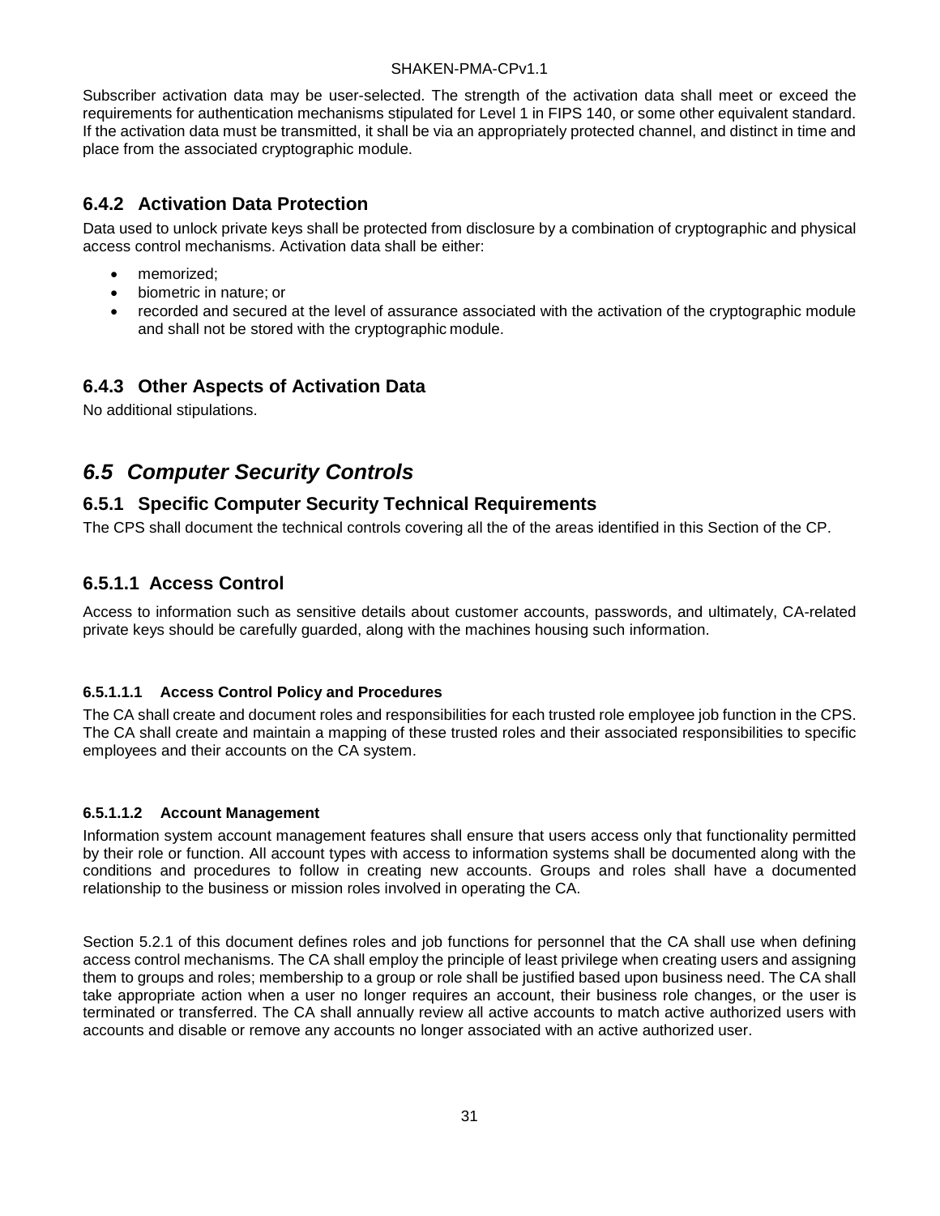Subscriber activation data may be user-selected. The strength of the activation data shall meet or exceed the requirements for authentication mechanisms stipulated for Level 1 in FIPS 140, or some other equivalent standard. If the activation data must be transmitted, it shall be via an appropriately protected channel, and distinct in time and place from the associated cryptographic module.

### 6.4.2 Activation Data Protection

Data used to unlock private keys shall be protected from disclosure by a combination of cryptographic and physical access control mechanisms. Activation data shall be either:

- memorized;
- biometric in nature; or
- recorded and secured at the level of assurance associated with the activation of the cryptographic module and shall not be stored with the cryptographic module.

### 6.4.3 Other Aspects of Activation Data

No additional stipulations.

## *6.5 Computer Security Controls*

### 6.5.1 Specific Computer Security Technical Requirements

The CPS shall document the technical controls covering all the of the areas identified in this Section of the CP.

### 6.5.1.1 Access Control

Access to information such as sensitive details about customer accounts, passwords, and ultimately, CA-related private keys should be carefully guarded, along with the machines housing such information.

#### 6.5.1.1.1 Access Control Policy and Procedures

The CA shall create and document roles and responsibilities for each trusted role employee job function in the CPS. The CA shall create and maintain a mapping of these trusted roles and their associated responsibilities to specific employees and their accounts on the CA system.

#### 6.5.1.1.2 Account Management

Information system account management features shall ensure that users access only that functionality permitted by their role or function. All account types with access to information systems shall be documented along with the conditions and procedures to follow in creating new accounts. Groups and roles shall have a documented relationship to the business or mission roles involved in operating the CA.

Section 5.2.1 of this document defines roles and job functions for personnel that the CA shall use when defining access control mechanisms. The CA shall employ the principle of least privilege when creating users and assigning them to groups and roles; membership to a group or role shall be justified based upon business need. The CA shall take appropriate action when a user no longer requires an account, their business role changes, or the user is terminated or transferred. The CA shall annually review all active accounts to match active authorized users with accounts and disable or remove any accounts no longer associated with an active authorized user.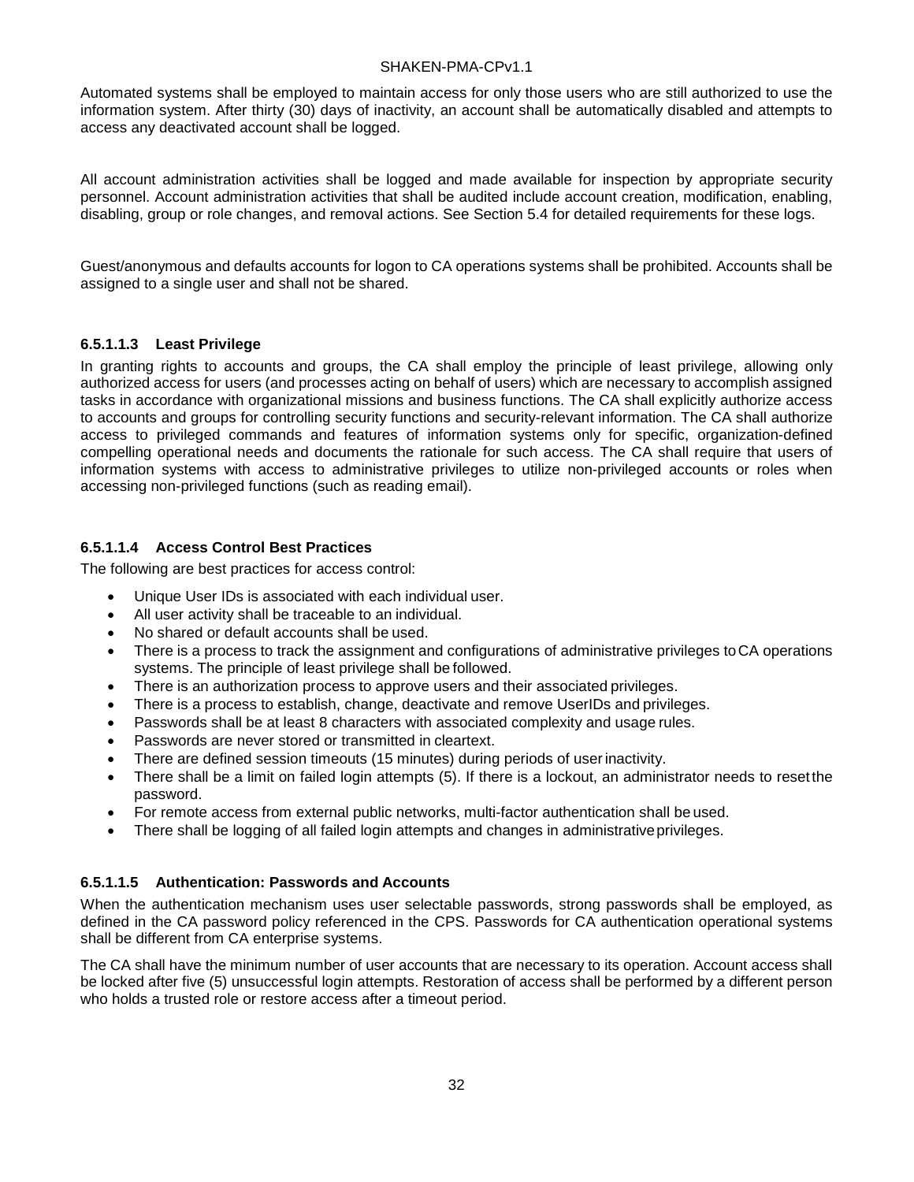Automated systems shall be employed to maintain access for only those users who are still authorized to use the information system. After thirty (30) days of inactivity, an account shall be automatically disabled and attempts to access any deactivated account shall be logged.

All account administration activities shall be logged and made available for inspection by appropriate security personnel. Account administration activities that shall be audited include account creation, modification, enabling, disabling, group or role changes, and removal actions. See Section 5.4 for detailed requirements for these logs.

Guest/anonymous and defaults accounts for logon to CA operations systems shall be prohibited. Accounts shall be assigned to a single user and shall not be shared.

#### 6.5.1.1.3 Least Privilege

In granting rights to accounts and groups, the CA shall employ the principle of least privilege, allowing only authorized access for users (and processes acting on behalf of users) which are necessary to accomplish assigned tasks in accordance with organizational missions and business functions. The CA shall explicitly authorize access to accounts and groups for controlling security functions and security-relevant information. The CA shall authorize access to privileged commands and features of information systems only for specific, organization-defined compelling operational needs and documents the rationale for such access. The CA shall require that users of information systems with access to administrative privileges to utilize non-privileged accounts or roles when accessing non-privileged functions (such as reading email).

#### 6.5.1.1.4 Access Control Best Practices

The following are best practices for access control:

- Unique User IDs is associated with each individual user.
- All user activity shall be traceable to an individual.
- No shared or default accounts shall be used.
- There is a process to track the assignment and configurations of administrative privileges to CA operations systems. The principle of least privilege shall be followed.
- There is an authorization process to approve users and their associated privileges.
- There is a process to establish, change, deactivate and remove UserIDs and privileges.
- Passwords shall be at least 8 characters with associated complexity and usage rules.
- Passwords are never stored or transmitted in cleartext.
- There are defined session timeouts (15 minutes) during periods of user inactivity.
- There shall be a limit on failed login attempts (5). If there is a lockout, an administrator needs to reset the password.
- For remote access from external public networks, multi-factor authentication shall be used.
- There shall be logging of all failed login attempts and changes in administrative privileges.

#### 6.5.1.1.5 Authentication: Passwords and Accounts

When the authentication mechanism uses user selectable passwords, strong passwords shall be employed, as defined in the CA password policy referenced in the CPS. Passwords for CA authentication operational systems shall be different from CA enterprise systems.

The CA shall have the minimum number of user accounts that are necessary to its operation. Account access shall be locked after five (5) unsuccessful login attempts. Restoration of access shall be performed by a different person who holds a trusted role or restore access after a timeout period.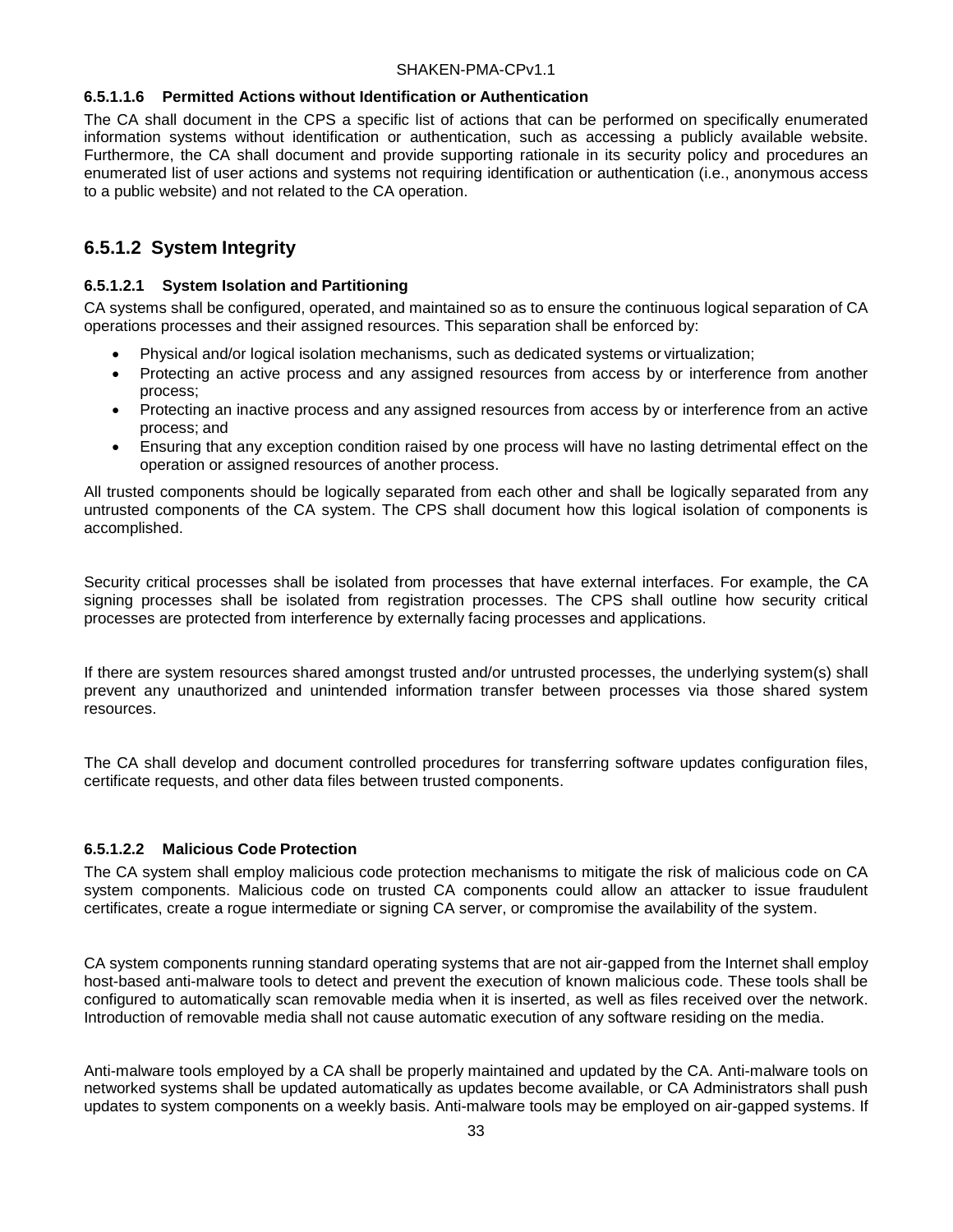#### 6.5.1.1.6 Permitted Actions without Identification or Authentication

The CA shall document in the CPS a specific list of actions that can be performed on specifically enumerated information systems without identification or authentication, such as accessing a publicly available website. Furthermore, the CA shall document and provide supporting rationale in its security policy and procedures an enumerated list of user actions and systems not requiring identification or authentication (i.e., anonymous access to a public website) and not related to the CA operation.

### 6.5.1.2 System Integrity

#### 6.5.1.2.1 System Isolation and Partitioning

CA systems shall be configured, operated, and maintained so as to ensure the continuous logical separation of CA operations processes and their assigned resources. This separation shall be enforced by:

- Physical and/or logical isolation mechanisms, such as dedicated systems or virtualization;
- Protecting an active process and any assigned resources from access by or interference from another process;
- Protecting an inactive process and any assigned resources from access by or interference from an active process; and
- Ensuring that any exception condition raised by one process will have no lasting detrimental effect on the operation or assigned resources of another process.

All trusted components should be logically separated from each other and shall be logically separated from any untrusted components of the CA system. The CPS shall document how this logical isolation of components is accomplished.

Security critical processes shall be isolated from processes that have external interfaces. For example, the CA signing processes shall be isolated from registration processes. The CPS shall outline how security critical processes are protected from interference by externally facing processes and applications.

If there are system resources shared amongst trusted and/or untrusted processes, the underlying system(s) shall prevent any unauthorized and unintended information transfer between processes via those shared system resources.

The CA shall develop and document controlled procedures for transferring software updates configuration files, certificate requests, and other data files between trusted components.

#### 6.5.1.2.2 Malicious Code Protection

The CA system shall employ malicious code protection mechanisms to mitigate the risk of malicious code on CA system components. Malicious code on trusted CA components could allow an attacker to issue fraudulent certificates, create a rogue intermediate or signing CA server, or compromise the availability of the system.

CA system components running standard operating systems that are not air-gapped from the Internet shall employ host-based anti-malware tools to detect and prevent the execution of known malicious code. These tools shall be configured to automatically scan removable media when it is inserted, as well as files received over the network. Introduction of removable media shall not cause automatic execution of any software residing on the media.

Anti-malware tools employed by a CA shall be properly maintained and updated by the CA. Anti-malware tools on networked systems shall be updated automatically as updates become available, or CA Administrators shall push updates to system components on a weekly basis. Anti-malware tools may be employed on air-gapped systems. If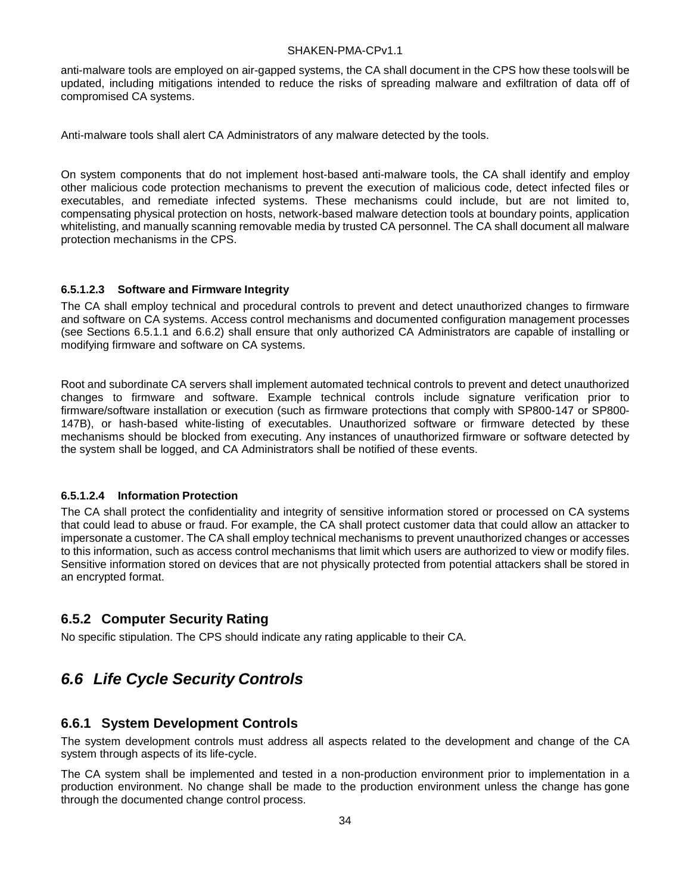anti-malware tools are employed on air-gapped systems, the CA shall document in the CPS how these tools will be updated, including mitigations intended to reduce the risks of spreading malware and exfiltration of data off of compromised CA systems.

Anti-malware tools shall alert CA Administrators of any malware detected by the tools.

On system components that do not implement host-based anti-malware tools, the CA shall identify and employ other malicious code protection mechanisms to prevent the execution of malicious code, detect infected files or executables, and remediate infected systems. These mechanisms could include, but are not limited to, compensating physical protection on hosts, network-based malware detection tools at boundary points, application whitelisting, and manually scanning removable media by trusted CA personnel. The CA shall document all malware protection mechanisms in the CPS.

#### 6.5.1.2.3 Software and Firmware Integrity

The CA shall employ technical and procedural controls to prevent and detect unauthorized changes to firmware and software on CA systems. Access control mechanisms and documented configuration management processes (see Sections 6.5.1.1 and 6.6.2) shall ensure that only authorized CA Administrators are capable of installing or modifying firmware and software on CA systems.

Root and subordinate CA servers shall implement automated technical controls to prevent and detect unauthorized changes to firmware and software. Example technical controls include signature verification prior to firmware/software installation or execution (such as firmware protections that comply with SP800-147 or SP800-147B), or hash-based white-listing of executables. Unauthorized software or firmware detected by these mechanisms should be blocked from executing. Any instances of unauthorized firmware or software detected by the system shall be logged, and CA Administrators shall be notified of these events.

#### 6.5.1.2.4 Information Protection

The CA shall protect the confidentiality and integrity of sensitive information stored or processed on CA systems that could lead to abuse or fraud. For example, the CA shall protect customer data that could allow an attacker to impersonate a customer. The CA shall employ technical mechanisms to prevent unauthorized changes or accesses to this information, such as access control mechanisms that limit which users are authorized to view or modify files. Sensitive information stored on devices that are not physically protected from potential attackers shall be stored in an encrypted format.

### 6.5.2 Computer Security Rating

No specific stipulation. The CPS should indicate any rating applicable to their CA.

## *6.6 Life Cycle Security Controls*

### 6.6.1 System Development Controls

The system development controls must address all aspects related to the development and change of the CA system through aspects of its life-cycle.

The CA system shall be implemented and tested in a non-production environment prior to implementation in a production environment. No change shall be made to the production environment unless the change has gone through the documented change control process.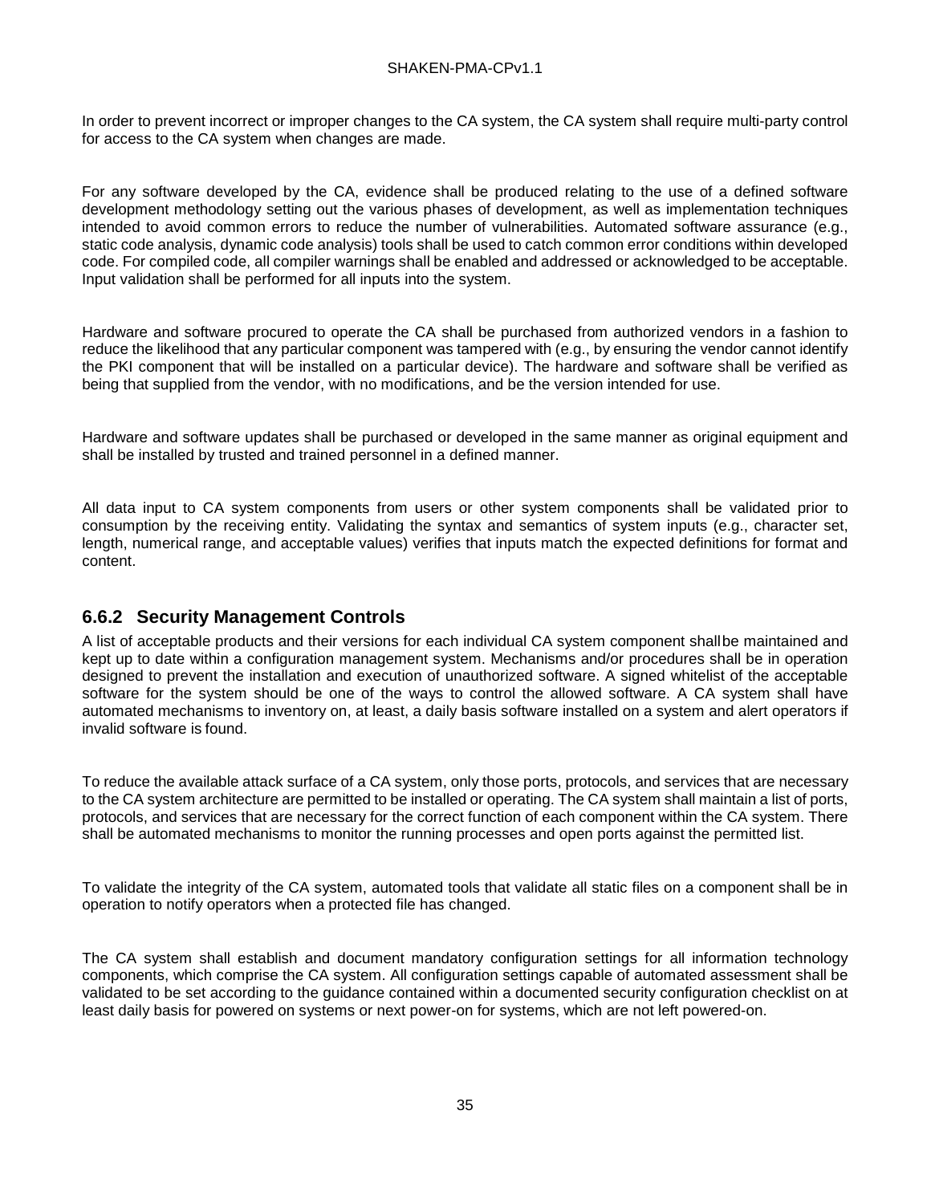In order to prevent incorrect or improper changes to the CA system, the CA system shall require multi-party control for access to the CA system when changes are made.

For any software developed by the CA, evidence shall be produced relating to the use of a defined software development methodology setting out the various phases of development, as well as implementation techniques intended to avoid common errors to reduce the number of vulnerabilities. Automated software assurance (e.g., static code analysis, dynamic code analysis) tools shall be used to catch common error conditions within developed code. For compiled code, all compiler warnings shall be enabled and addressed or acknowledged to be acceptable. Input validation shall be performed for all inputs into the system.

Hardware and software procured to operate the CA shall be purchased from authorized vendors in a fashion to reduce the likelihood that any particular component was tampered with (e.g., by ensuring the vendor cannot identify the PKI component that will be installed on a particular device). The hardware and software shall be verified as being that supplied from the vendor, with no modifications, and be the version intended for use.

Hardware and software updates shall be purchased or developed in the same manner as original equipment and shall be installed by trusted and trained personnel in a defined manner.

All data input to CA system components from users or other system components shall be validated prior to consumption by the receiving entity. Validating the syntax and semantics of system inputs (e.g., character set, length, numerical range, and acceptable values) verifies that inputs match the expected definitions for format and content.

### 6.6.2 Security Management Controls

A list of acceptable products and their versions for each individual CA system component shall be maintained and kept up to date within a configuration management system. Mechanisms and/or procedures shall be in operation designed to prevent the installation and execution of unauthorized software. A signed whitelist of the acceptable software for the system should be one of the ways to control the allowed software. A CA system shall have automated mechanisms to inventory on, at least, a daily basis software installed on a system and alert operators if invalid software is found.

To reduce the available attack surface of a CA system, only those ports, protocols, and services that are necessary to the CA system architecture are permitted to be installed or operating. The CA system shall maintain a list of ports, protocols, and services that are necessary for the correct function of each component within the CA system. There shall be automated mechanisms to monitor the running processes and open ports against the permitted list.

To validate the integrity of the CA system, automated tools that validate all static files on a component shall be in operation to notify operators when a protected file has changed.

The CA system shall establish and document mandatory configuration settings for all information technology components, which comprise the CA system. All configuration settings capable of automated assessment shall be validated to be set according to the guidance contained within a documented security configuration checklist on at least daily basis for powered on systems or next power-on for systems, which are not left powered-on.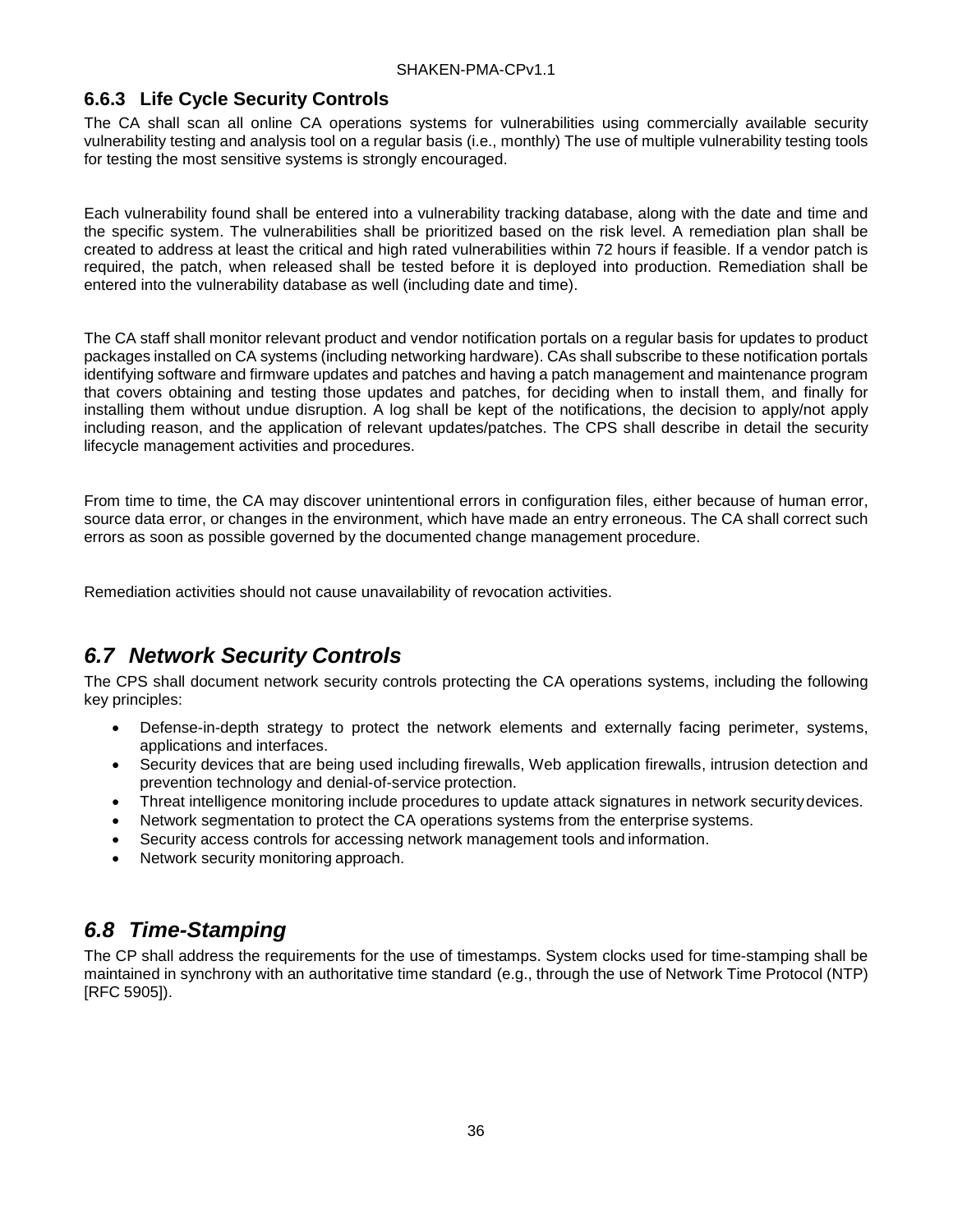### 6.6.3 Life Cycle Security Controls

The CA shall scan all online CA operations systems for vulnerabilities using commercially available security vulnerability testing and analysis tool on a regular basis (i.e., monthly) The use of multiple vulnerability testing tools for testing the most sensitive systems is strongly encouraged.

Each vulnerability found shall be entered into a vulnerability tracking database, along with the date and time and the specific system. The vulnerabilities shall be prioritized based on the risk level. A remediation plan shall be created to address at least the critical and high rated vulnerabilities within 72 hours if feasible. If a vendor patch is required, the patch, when released shall be tested before it is deployed into production. Remediation shall be entered into the vulnerability database as well (including date and time).

The CA staff shall monitor relevant product and vendor notification portals on a regular basis for updates to product packages installed on CA systems (including networking hardware). CAs shall subscribe to these notification portals identifying software and firmware updates and patches and having a patch management and maintenance program that covers obtaining and testing those updates and patches, for deciding when to install them, and finally for installing them without undue disruption. A log shall be kept of the notifications, the decision to apply/not apply including reason, and the application of relevant updates/patches. The CPS shall describe in detail the security lifecycle management activities and procedures.

From time to time, the CA may discover unintentional errors in configuration files, either because of human error, source data error, or changes in the environment, which have made an entry erroneous. The CA shall correct such errors as soon as possible governed by the documented change management procedure.

Remediation activities should not cause unavailability of revocation activities.

## *6.7 Network Security Controls*

The CPS shall document network security controls protecting the CA operations systems, including the following key principles:

- Defense-in-depth strategy to protect the network elements and externally facing perimeter, systems, applications and interfaces.
- Security devices that are being used including firewalls, Web application firewalls, intrusion detection and prevention technology and denial-of-service protection.
- Threat intelligence monitoring include procedures to update attack signatures in network security devices.
- Network segmentation to protect the CA operations systems from the enterprise systems.
- Security access controls for accessing network management tools and information.
- Network security monitoring approach.

## *6.8 Time-Stamping*

The CP shall address the requirements for the use of timestamps. System clocks used for time-stamping shall be maintained in synchrony with an authoritative time standard (e.g., through the use of Network Time Protocol (NTP) [RFC 5905]).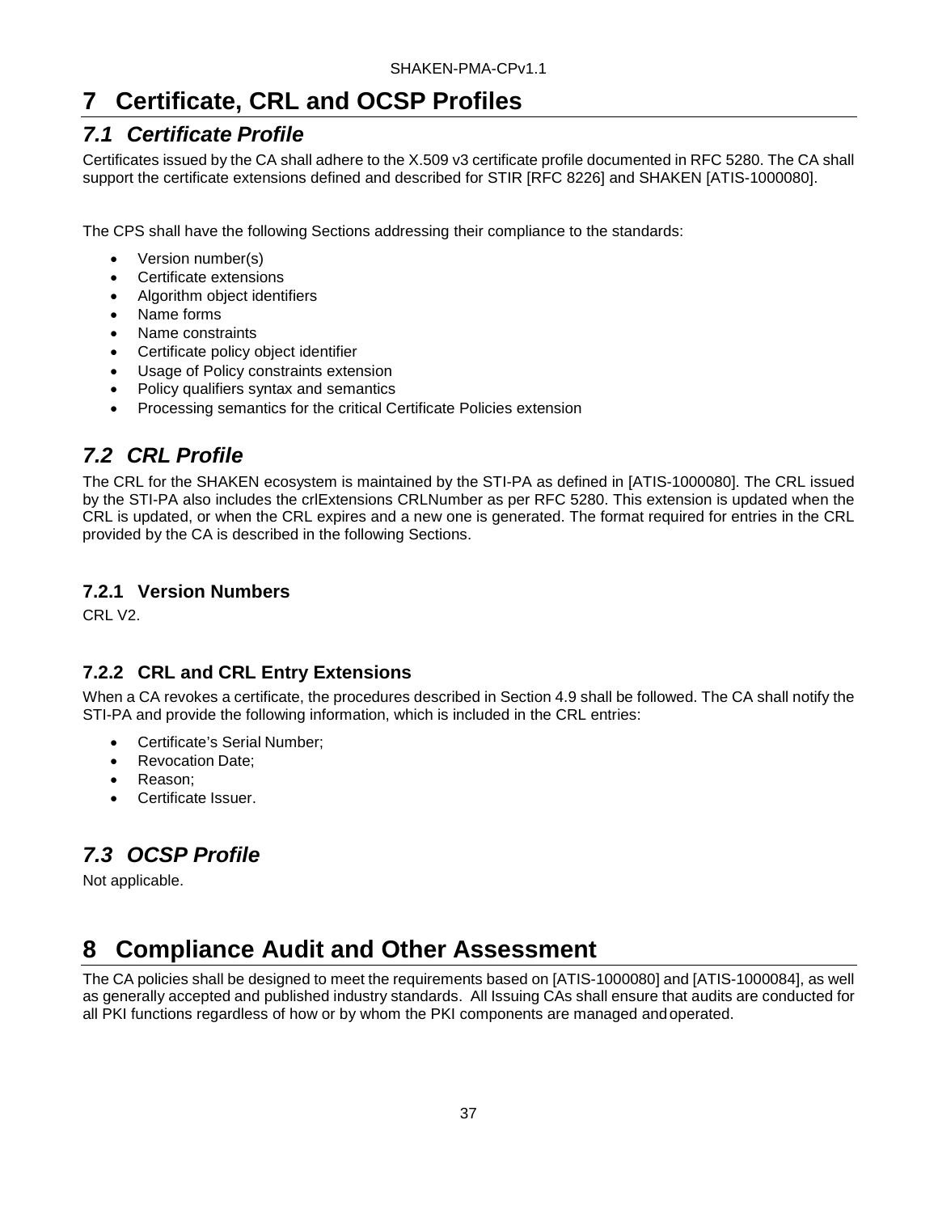# 7 Certificate, CRL and OCSP Profiles

## 7.1 Certificate Profile

Certificates issued by the CA shall adhere to the X.509 v3 certificate profile documented in RFC 5280. The CA shall support the certificate extensions defined and described for STIR [RFC 8226] and SHAKEN [ATIS-1000080].

The CPS shall have the following Sections addressing their compliance to the standards:

- Version number(s)
- Certificate extensions
- Algorithm object identifiers
- Name forms
- Name constraints
- Certificate policy object identifier
- Usage of Policy constraints extension
- Policy qualifiers syntax and semantics
- Processing semantics for the critical Certificate Policies extension

## 7.2 CRL Profile

The CRL for the SHAKEN ecosystem is maintained by the STI-PA as defined in [ATIS-1000080]. The CRL issued by the STI-PA also includes the crlExtensions CRLNumber as per RFC 5280. This extension is updated when the CRL is updated, or when the CRL expires and a new one is generated. The format required for entries in the CRL provided by the CA is described in the following Sections.

### 7.2.1 Version Numbers

CRL V2.

### 7.2.2 CRL and CRL Entry Extensions

When a CA revokes a certificate, the procedures described in Section 4.9 shall be followed. The CA shall notify the STI-PA and provide the following information, which is included in the CRL entries:

- Certificate's Serial Number;
- Revocation Date;
- Reason;
- Certificate Issuer.

## 7.3 OCSP Profile

Not applicable.

# 8 Compliance Audit and Other Assessment

The CA policies shall be designed to meet the requirements based on [ATIS-1000080] and [ATIS-1000084], as well as generally accepted and published industry standards. All Issuing CAs shall ensure that audits are conducted for all PKI functions regardless of how or by whom the PKI components are managed and operated.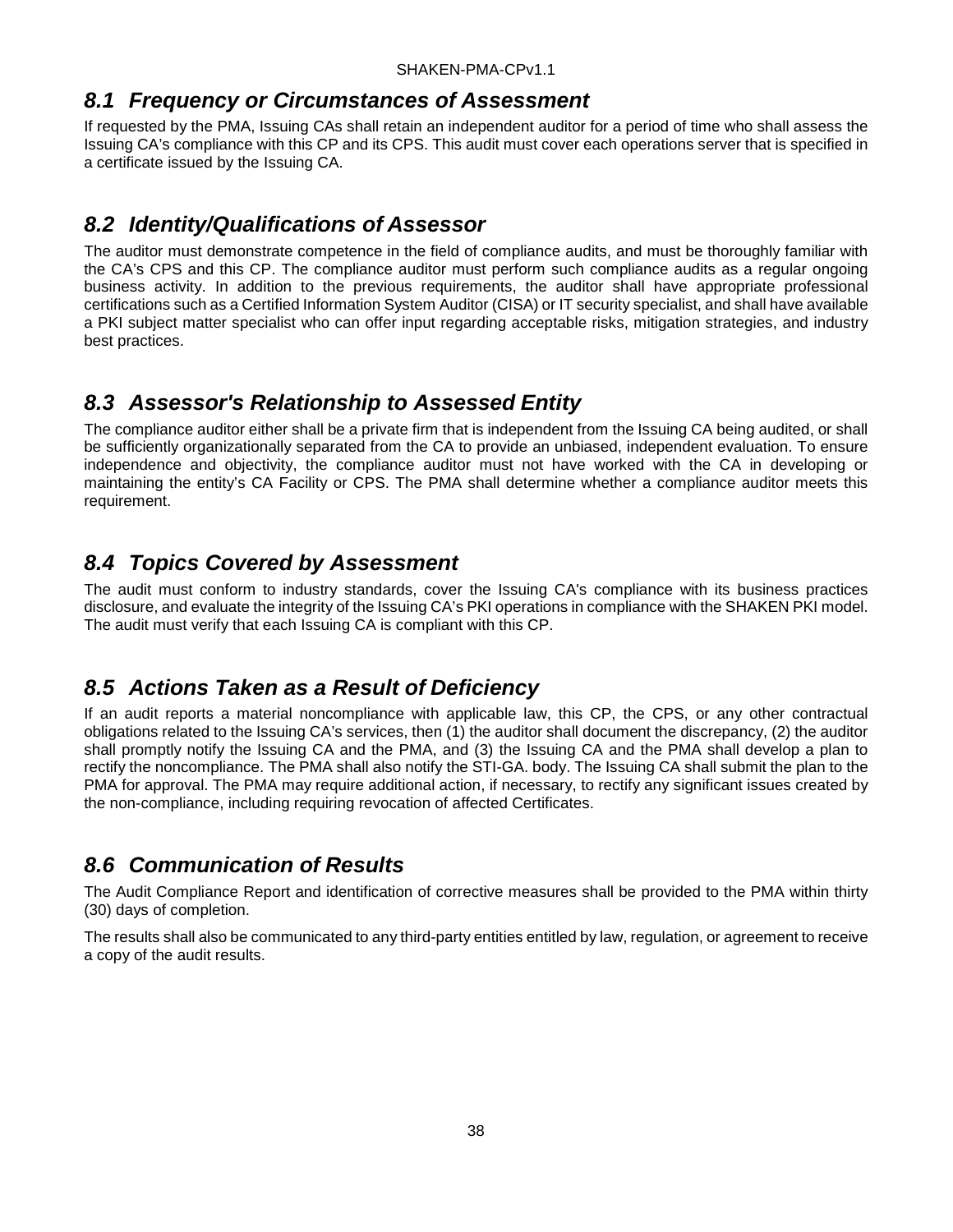## 8.1 Frequency or Circumstances of Assessment

If requested by the PMA, Issuing CAs shall retain an independent auditor for a period of time who shall assess the Issuing CA's compliance with this CP and its CPS. This audit must cover each operations server that is specified in a certificate issued by the Issuing CA.

## 8.2 Identity/Qualifications of Assessor

The auditor must demonstrate competence in the field of compliance audits, and must be thoroughly familiar with the CA's CPS and this CP. The compliance auditor must perform such compliance audits as a regular ongoing business activity. In addition to the previous requirements, the auditor shall have appropriate professional certifications such as a Certified Information System Auditor (CISA) or IT security specialist, and shall have available a PKI subject matter specialist who can offer input regarding acceptable risks, mitigation strategies, and industry best practices.

## 8.3 Assessor's Relationship to Assessed Entity

The compliance auditor either shall be a private firm that is independent from the Issuing CA being audited, or shall be sufficiently organizationally separated from the CA to provide an unbiased, independent evaluation. To ensure independence and objectivity, the compliance auditor must not have worked with the CA in developing or maintaining the entity's CA Facility or CPS. The PMA shall determine whether a compliance auditor meets this requirement.

## 8.4 Topics Covered by Assessment

The audit must conform to industry standards, cover the Issuing CA's compliance with its business practices disclosure, and evaluate the integrity of the Issuing CA's PKI operations in compliance with the SHAKEN PKI model. The audit must verify that each Issuing CA is compliant with this CP.

## 8.5 Actions Taken as a Result of Deficiency

If an audit reports a material noncompliance with applicable law, this CP, the CPS, or any other contractual obligations related to the Issuing CA's services, then (1) the auditor shall document the discrepancy, (2) the auditor shall promptly notify the Issuing CA and the PMA, and (3) the Issuing CA and the PMA shall develop a plan to rectify the noncompliance. The PMA shall also notify the STI-GA. body. The Issuing CA shall submit the plan to the PMA for approval. The PMA may require additional action, if necessary, to rectify any significant issues created by the non-compliance, including requiring revocation of affected Certificates.

## 8.6 Communication of Results

The Audit Compliance Report and identification of corrective measures shall be provided to the PMA within thirty (30) days of completion.

The results shall also be communicated to any third-party entities entitled by law, regulation, or agreement to receive a copy of the audit results.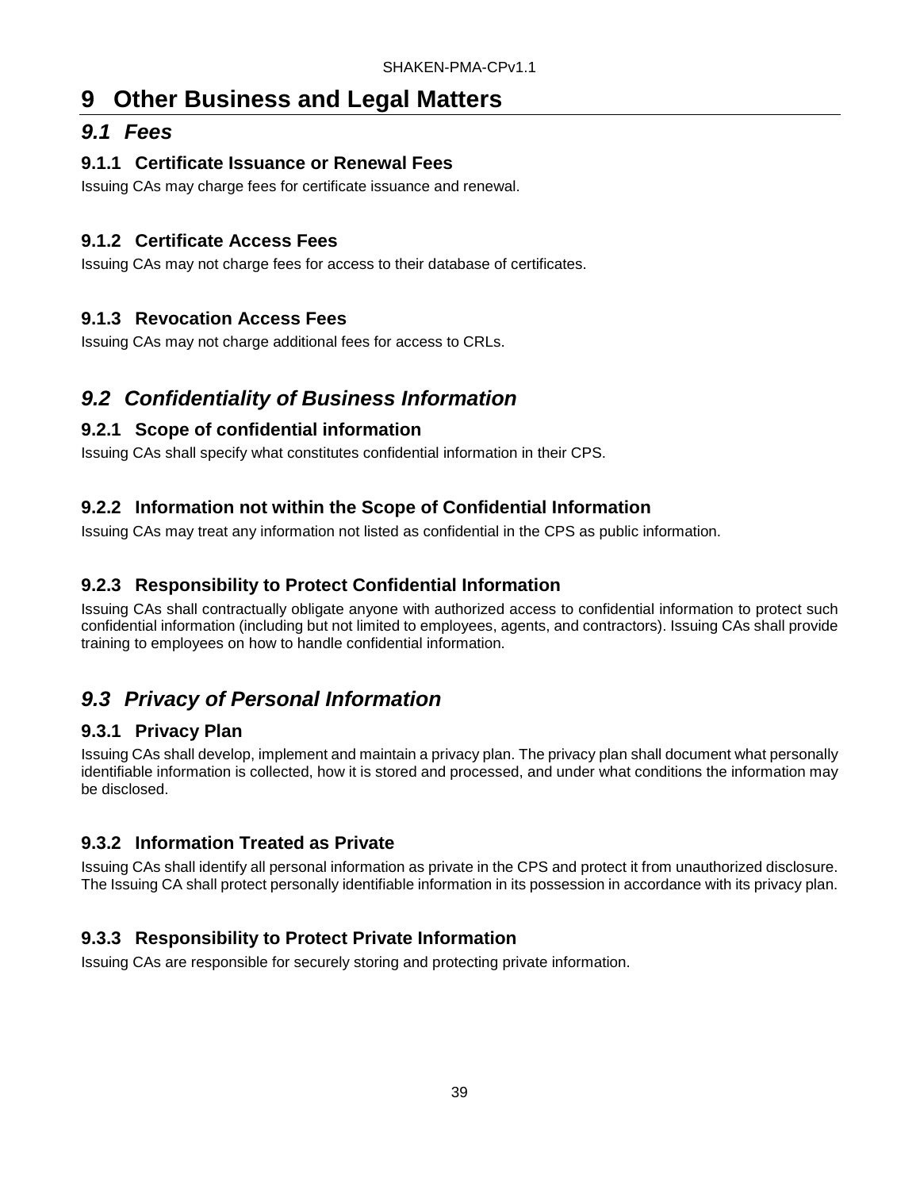# 9 Other Business and Legal Matters

## *9.1 Fees*

### 9.1.1 Certificate Issuance or Renewal Fees

Issuing CAs may charge fees for certificate issuance and renewal.

### 9.1.2 Certificate Access Fees

Issuing CAs may not charge fees for access to their database of certificates.

### 9.1.3 Revocation Access Fees

Issuing CAs may not charge additional fees for access to CRLs.

## *9.2 Confidentiality of Business Information*

### 9.2.1 Scope of confidential information

Issuing CAs shall specify what constitutes confidential information in their CPS.

### 9.2.2 Information not within the Scope of Confidential Information

Issuing CAs may treat any information not listed as confidential in the CPS as public information.

### 9.2.3 Responsibility to Protect Confidential Information

Issuing CAs shall contractually obligate anyone with authorized access to confidential information to protect such confidential information (including but not limited to employees, agents, and contractors). Issuing CAs shall provide training to employees on how to handle confidential information.

## *9.3 Privacy of Personal Information*

### 9.3.1 Privacy Plan

Issuing CAs shall develop, implement and maintain a privacy plan. The privacy plan shall document what personally identifiable information is collected, how it is stored and processed, and under what conditions the information may be disclosed.

### 9.3.2 Information Treated as Private

Issuing CAs shall identify all personal information as private in the CPS and protect it from unauthorized disclosure. The Issuing CA shall protect personally identifiable information in its possession in accordance with its privacy plan.

### 9.3.3 Responsibility to Protect Private Information

Issuing CAs are responsible for securely storing and protecting private information.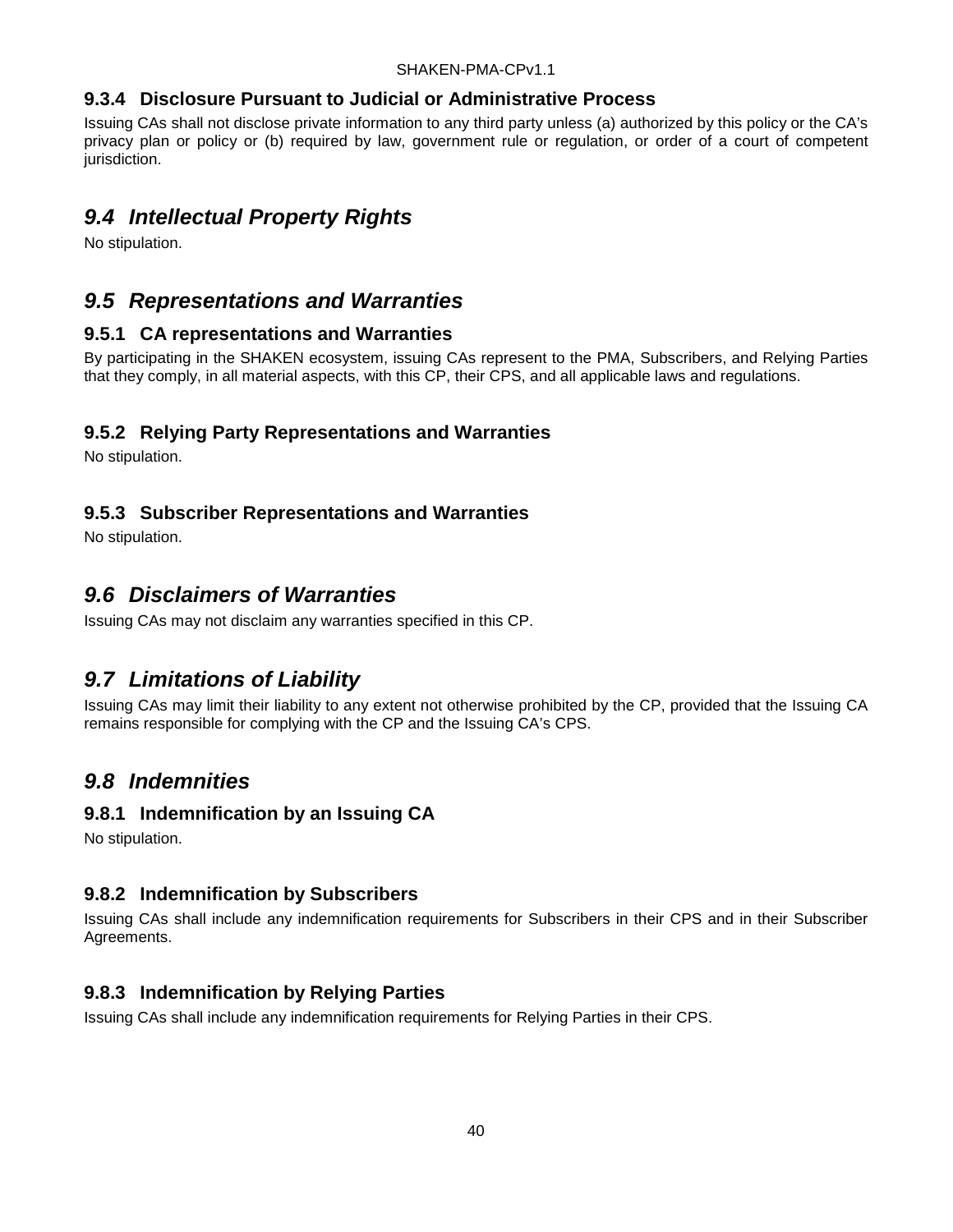### 9.3.4 Disclosure Pursuant to Judicial or Administrative Process

Issuing CAs shall not disclose private information to any third party unless (a) authorized by this policy or the CA's privacy plan or policy or (b) required by law, government rule or regulation, or order of a court of competent jurisdiction.

## *9.4 Intellectual Property Rights*

No stipulation.

## *9.5 Representations and Warranties*

### 9.5.1 CA representations and Warranties

By participating in the SHAKEN ecosystem, issuing CAs represent to the PMA, Subscribers, and Relying Parties that they comply, in all material aspects, with this CP, their CPS, and all applicable laws and regulations.

### 9.5.2 Relying Party Representations and Warranties

No stipulation.

### 9.5.3 Subscriber Representations and Warranties

No stipulation.

## *9.6 Disclaimers of Warranties*

Issuing CAs may not disclaim any warranties specified in this CP.

## *9.7 Limitations of Liability*

Issuing CAs may limit their liability to any extent not otherwise prohibited by the CP, provided that the Issuing CA remains responsible for complying with the CP and the Issuing CA's CPS.

## *9.8 Indemnities*

### 9.8.1 Indemnification by an Issuing CA

No stipulation.

### 9.8.2 Indemnification by Subscribers

Issuing CAs shall include any indemnification requirements for Subscribers in their CPS and in their Subscriber Agreements.

### 9.8.3 Indemnification by Relying Parties

Issuing CAs shall include any indemnification requirements for Relying Parties in their CPS.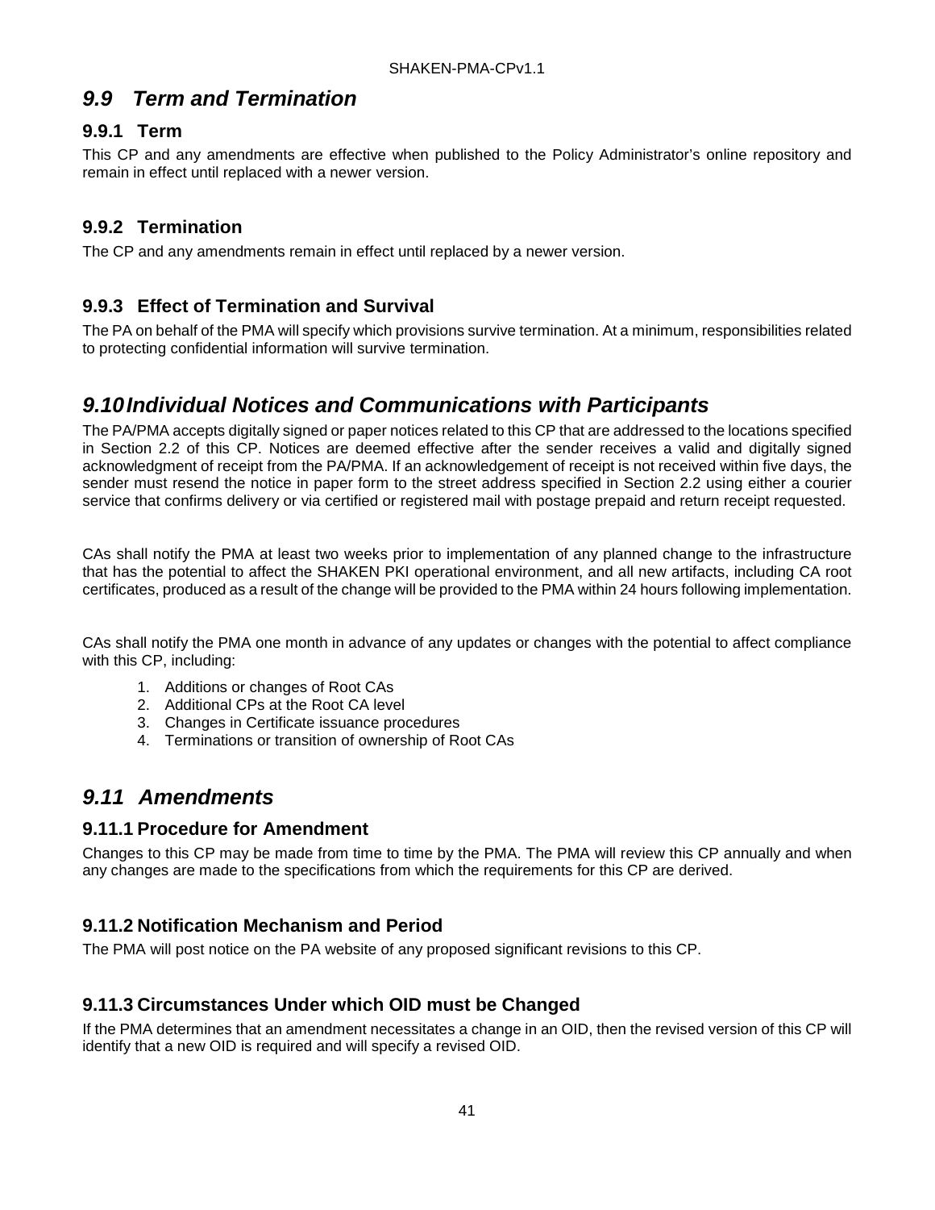## *9.9 Term and Termination*

### 9.9.1 Term

This CP and any amendments are effective when published to the Policy Administrator's online repository and remain in effect until replaced with a newer version.

### 9.9.2 Termination

The CP and any amendments remain in effect until replaced by a newer version.

### 9.9.3 Effect of Termination and Survival

The PA on behalf of the PMA will specify which provisions survive termination. At a minimum, responsibilities related to protecting confidential information will survive termination.

## *9.10 Individual Notices and Communications with Participants*

The PA/PMA accepts digitally signed or paper notices related to this CP that are addressed to the locations specified in Section 2.2 of this CP. Notices are deemed effective after the sender receives a valid and digitally signed acknowledgment of receipt from the PA/PMA. If an acknowledgement of receipt is not received within five days, the sender must resend the notice in paper form to the street address specified in Section 2.2 using either a courier service that confirms delivery or via certified or registered mail with postage prepaid and return receipt requested.

CAs shall notify the PMA at least two weeks prior to implementation of any planned change to the infrastructure that has the potential to affect the SHAKEN PKI operational environment, and all new artifacts, including CA root certificates, produced as a result of the change will be provided to the PMA within 24 hours following implementation.

CAs shall notify the PMA one month in advance of any updates or changes with the potential to affect compliance with this CP, including:

1. Additions or changes of Root CAs
2. Additional CPs at the Root CA level
3. Changes in Certificate issuance procedures
4. Terminations or transition of ownership of Root CAs

## *9.11 Amendments*

### 9.11.1 Procedure for Amendment

Changes to this CP may be made from time to time by the PMA. The PMA will review this CP annually and when any changes are made to the specifications from which the requirements for this CP are derived.

### 9.11.2 Notification Mechanism and Period

The PMA will post notice on the PA website of any proposed significant revisions to this CP.

### 9.11.3 Circumstances Under which OID must be Changed

If the PMA determines that an amendment necessitates a change in an OID, then the revised version of this CP will identify that a new OID is required and will specify a revised OID.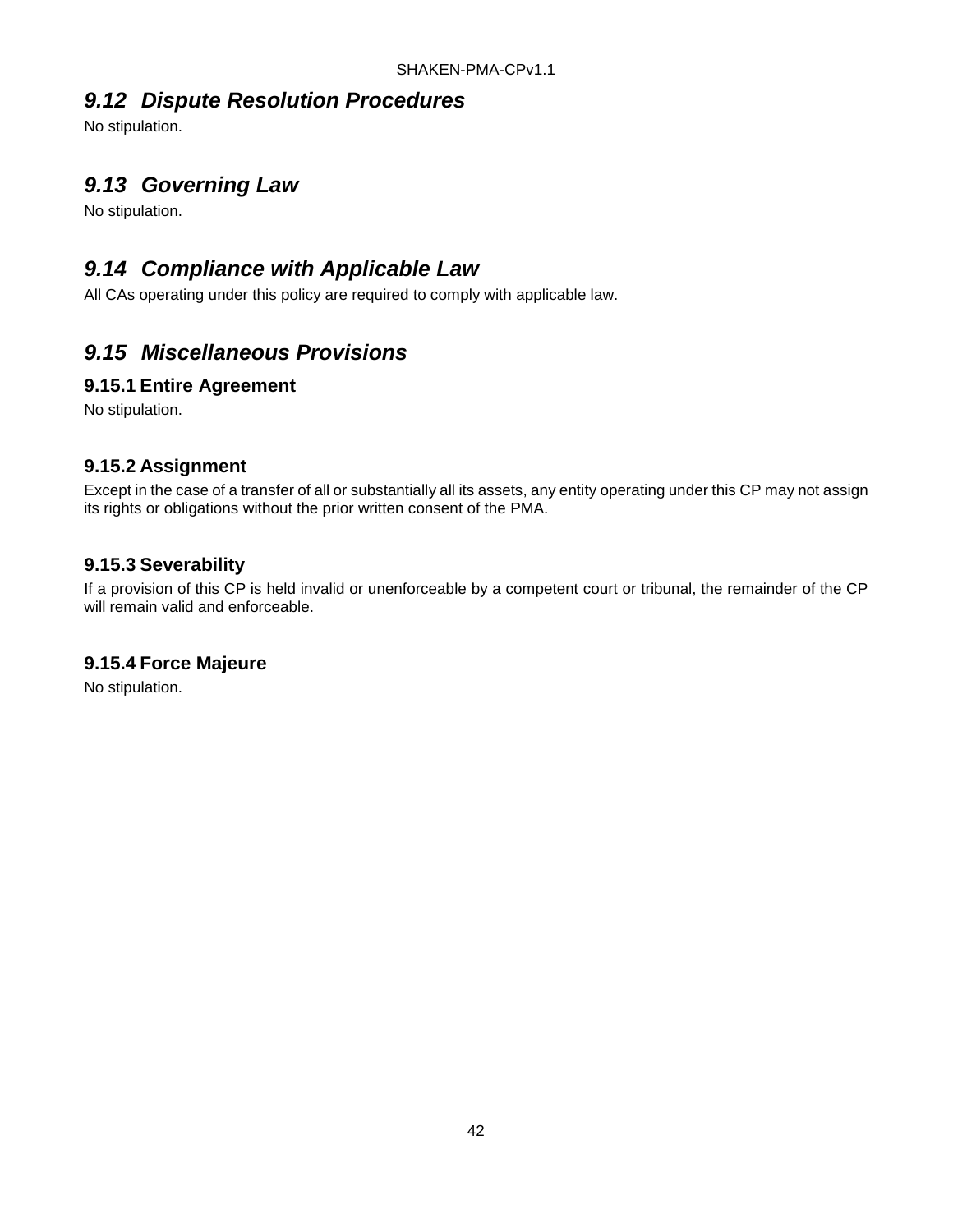## 9.12 Dispute Resolution Procedures

No stipulation.

## 9.13 Governing Law

No stipulation.

## 9.14 Compliance with Applicable Law

All CAs operating under this policy are required to comply with applicable law.

## 9.15 Miscellaneous Provisions

### 9.15.1 Entire Agreement

No stipulation.

### 9.15.2 Assignment

Except in the case of a transfer of all or substantially all its assets, any entity operating under this CP may not assign its rights or obligations without the prior written consent of the PMA.

### 9.15.3 Severability

If a provision of this CP is held invalid or unenforceable by a competent court or tribunal, the remainder of the CP will remain valid and enforceable.

### 9.15.4 Force Majeure

No stipulation.